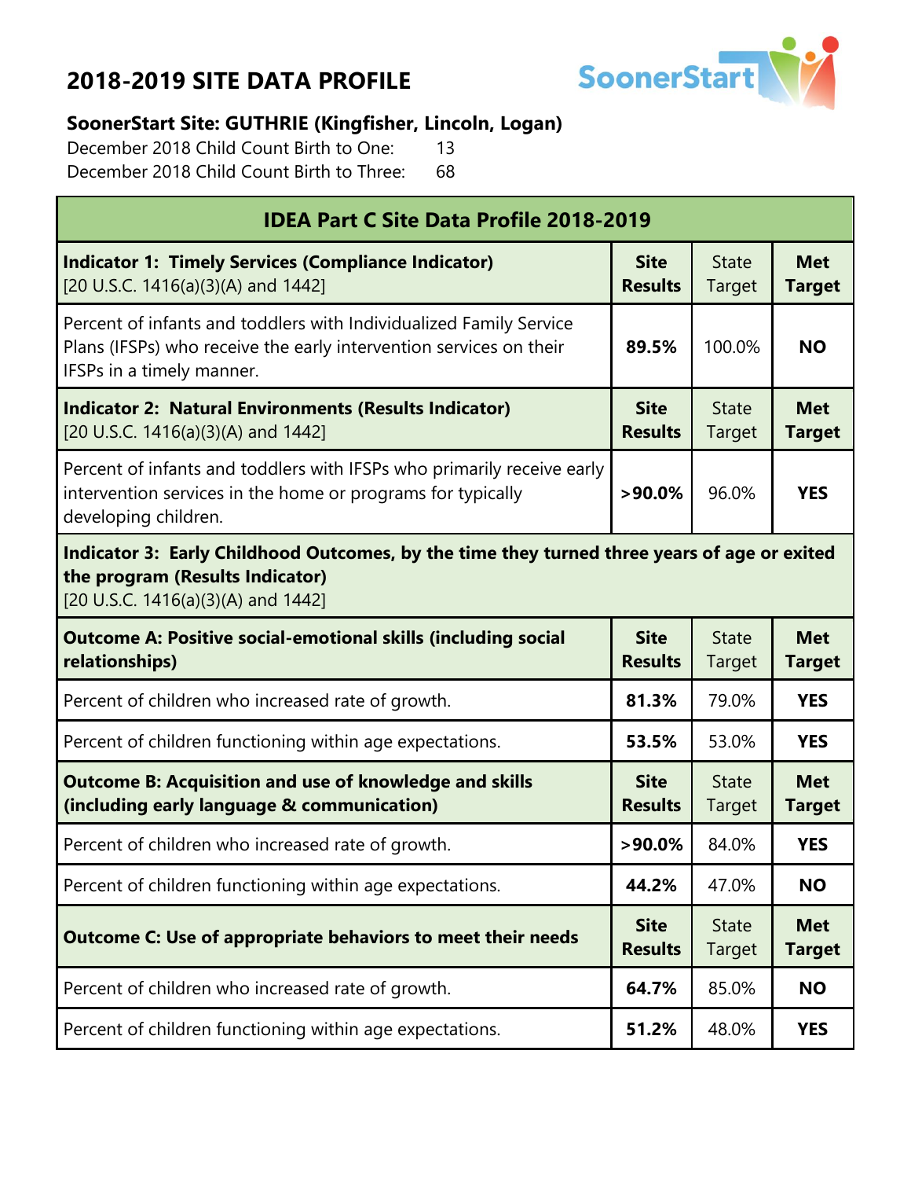# 2018-2019 SITE DATA PROFILE

**SoonerStart Site: GUTHRIE (Kingfisher, Lincoln, Logan)**

December 2018 Child Count Birth to One: 13

December 2018 Child Count Birth to Three: 68

| IDEA Part C Site Data Profile 2018-2019 | | | |
|---|---|---|---|
| **Indicator 1: Timely Services (Compliance Indicator)** [20 U.S.C. 1416(a)(3)(A) and 1442] | **Site Results** | State Target | **Met Target** |
| Percent of infants and toddlers with Individualized Family Service Plans (IFSPs) who receive the early intervention services on their IFSPs in a timely manner. | **89.5%** | 100.0% | **NO** |
| **Indicator 2: Natural Environments (Results Indicator)** [20 U.S.C. 1416(a)(3)(A) and 1442] | **Site Results** | State Target | **Met Target** |
| Percent of infants and toddlers with IFSPs who primarily receive early intervention services in the home or programs for typically developing children. | **>90.0%** | 96.0% | **YES** |
| **Indicator 3: Early Childhood Outcomes, by the time they turned three years of age or exited the program (Results Indicator)** [20 U.S.C. 1416(a)(3)(A) and 1442] | | | |
| **Outcome A: Positive social-emotional skills (including social relationships)** | **Site Results** | State Target | **Met Target** |
| Percent of children who increased rate of growth. | **81.3%** | 79.0% | **YES** |
| Percent of children functioning within age expectations. | **53.5%** | 53.0% | **YES** |
| **Outcome B: Acquisition and use of knowledge and skills (including early language & communication)** | **Site Results** | State Target | **Met Target** |
| Percent of children who increased rate of growth. | **>90.0%** | 84.0% | **YES** |
| Percent of children functioning within age expectations. | **44.2%** | 47.0% | **NO** |
| **Outcome C: Use of appropriate behaviors to meet their needs** | **Site Results** | State Target | **Met Target** |
| Percent of children who increased rate of growth. | **64.7%** | 85.0% | **NO** |
| Percent of children functioning within age expectations. | **51.2%** | 48.0% | **YES** |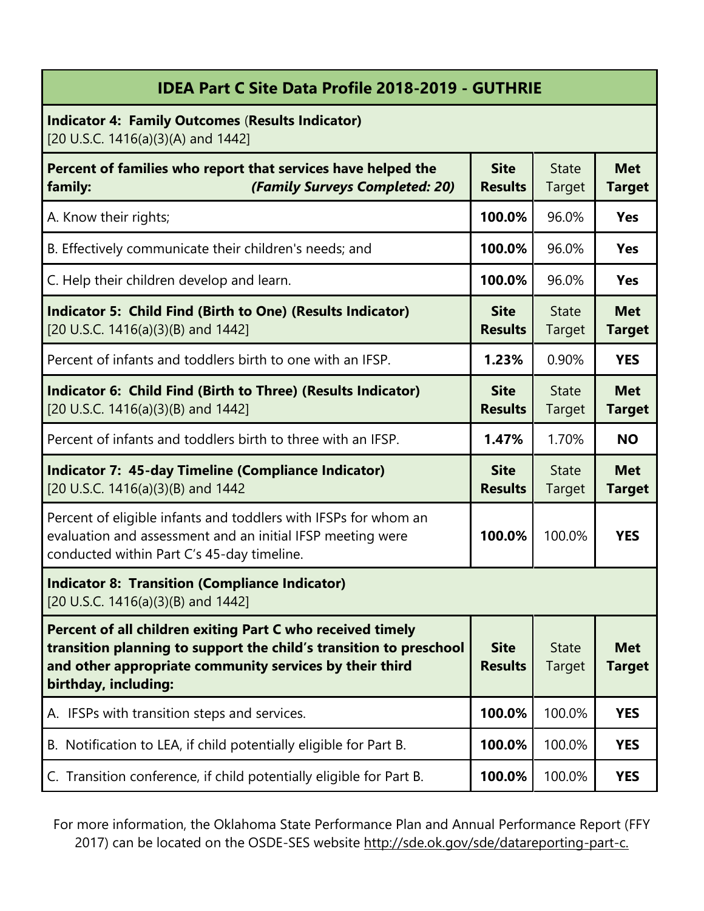## IDEA Part C Site Data Profile 2018-2019 - GUTHRIE

| **Indicator 4: Family Outcomes** (**Results Indicator)**<br>[20 U.S.C. 1416(a)(3)(A) and 1442] | | | |
|---|---|---|---|
| **Percent of families who report that services have helped the family:** ***(Family Surveys Completed: 20)*** | **Site Results** | State Target | **Met Target** |
| A. Know their rights; | **100.0%** | 96.0% | **Yes** |
| B. Effectively communicate their children's needs; and | **100.0%** | 96.0% | **Yes** |
| C. Help their children develop and learn. | **100.0%** | 96.0% | **Yes** |
| **Indicator 5: Child Find (Birth to One) (Results Indicator)**<br>[20 U.S.C. 1416(a)(3)(B) and 1442] | **Site Results** | State Target | **Met Target** |
| Percent of infants and toddlers birth to one with an IFSP. | **1.23%** | 0.90% | **YES** |
| **Indicator 6: Child Find (Birth to Three) (Results Indicator)**<br>[20 U.S.C. 1416(a)(3)(B) and 1442] | **Site Results** | State Target | **Met Target** |
| Percent of infants and toddlers birth to three with an IFSP. | **1.47%** | 1.70% | **NO** |
| **Indicator 7: 45-day Timeline (Compliance Indicator)**<br>[20 U.S.C. 1416(a)(3)(B) and 1442 | **Site Results** | State Target | **Met Target** |
| Percent of eligible infants and toddlers with IFSPs for whom an evaluation and assessment and an initial IFSP meeting were conducted within Part C's 45-day timeline. | **100.0%** | 100.0% | **YES** |
| **Indicator 8: Transition (Compliance Indicator)**<br>[20 U.S.C. 1416(a)(3)(B) and 1442] | | | |
| **Percent of all children exiting Part C who received timely transition planning to support the child's transition to preschool and other appropriate community services by their third birthday, including:** | **Site Results** | State Target | **Met Target** |
| A. IFSPs with transition steps and services. | **100.0%** | 100.0% | **YES** |
| B. Notification to LEA, if child potentially eligible for Part B. | **100.0%** | 100.0% | **YES** |
| C. Transition conference, if child potentially eligible for Part B. | **100.0%** | 100.0% | **YES** |

For more information, the Oklahoma State Performance Plan and Annual Performance Report (FFY 2017) can be located on the OSDE-SES website http://sde.ok.gov/sde/datareporting-part-c.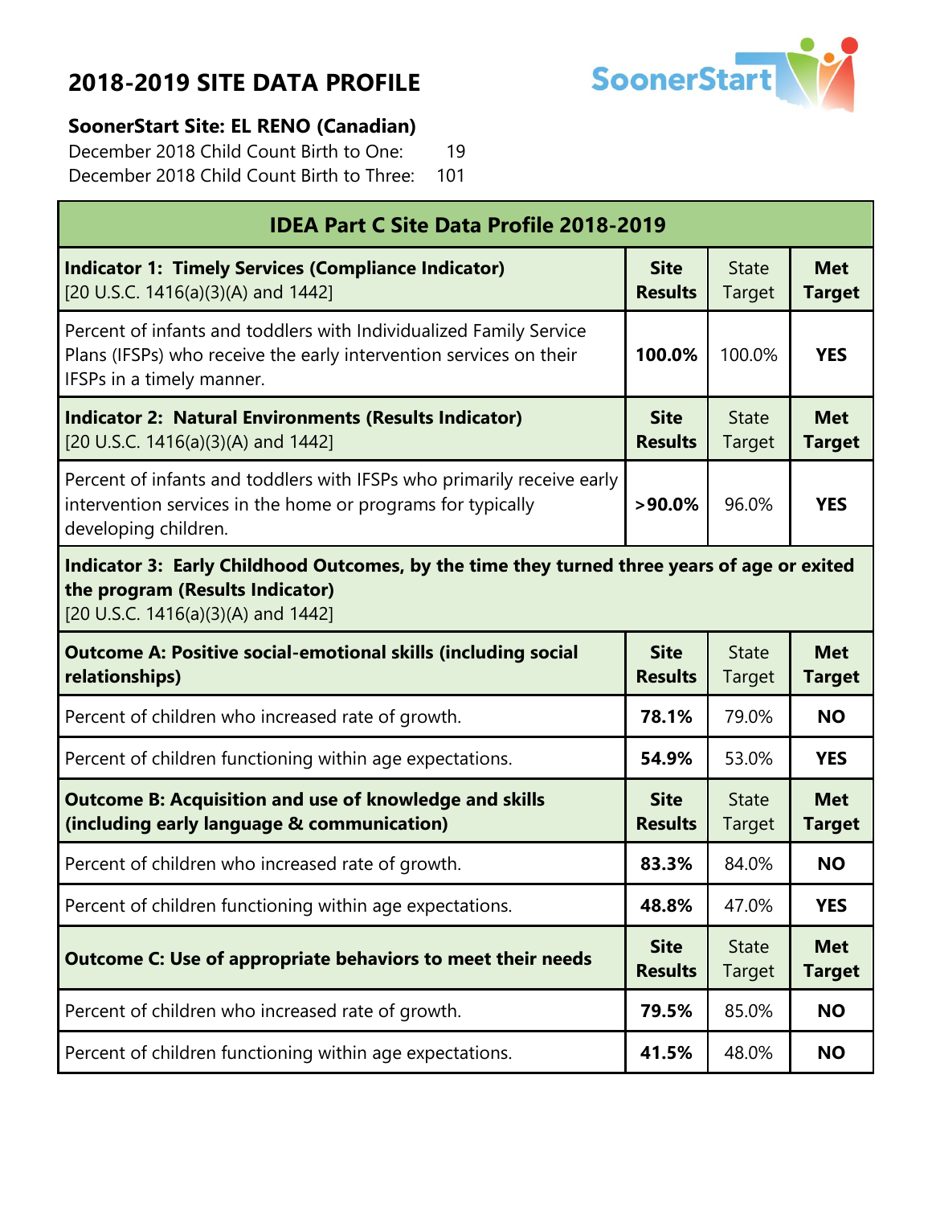## 2018-2019 SITE DATA PROFILE

**SoonerStart Site: EL RENO (Canadian)**

December 2018 Child Count Birth to One: 19

December 2018 Child Count Birth to Three: 101

| **IDEA Part C Site Data Profile 2018-2019** | | | |
|---|---|---|---|
| **Indicator 1: Timely Services (Compliance Indicator)** [20 U.S.C. 1416(a)(3)(A) and 1442] | **Site Results** | State Target | **Met Target** |
| Percent of infants and toddlers with Individualized Family Service Plans (IFSPs) who receive the early intervention services on their IFSPs in a timely manner. | **100.0%** | 100.0% | **YES** |
| **Indicator 2: Natural Environments (Results Indicator)** [20 U.S.C. 1416(a)(3)(A) and 1442] | **Site Results** | State Target | **Met Target** |
| Percent of infants and toddlers with IFSPs who primarily receive early intervention services in the home or programs for typically developing children. | **>90.0%** | 96.0% | **YES** |
| **Indicator 3: Early Childhood Outcomes, by the time they turned three years of age or exited the program (Results Indicator)** [20 U.S.C. 1416(a)(3)(A) and 1442] | | | |
| **Outcome A: Positive social-emotional skills (including social relationships)** | **Site Results** | State Target | **Met Target** |
| Percent of children who increased rate of growth. | **78.1%** | 79.0% | **NO** |
| Percent of children functioning within age expectations. | **54.9%** | 53.0% | **YES** |
| **Outcome B: Acquisition and use of knowledge and skills (including early language & communication)** | **Site Results** | State Target | **Met Target** |
| Percent of children who increased rate of growth. | **83.3%** | 84.0% | **NO** |
| Percent of children functioning within age expectations. | **48.8%** | 47.0% | **YES** |
| **Outcome C: Use of appropriate behaviors to meet their needs** | **Site Results** | State Target | **Met Target** |
| Percent of children who increased rate of growth. | **79.5%** | 85.0% | **NO** |
| Percent of children functioning within age expectations. | **41.5%** | 48.0% | **NO** |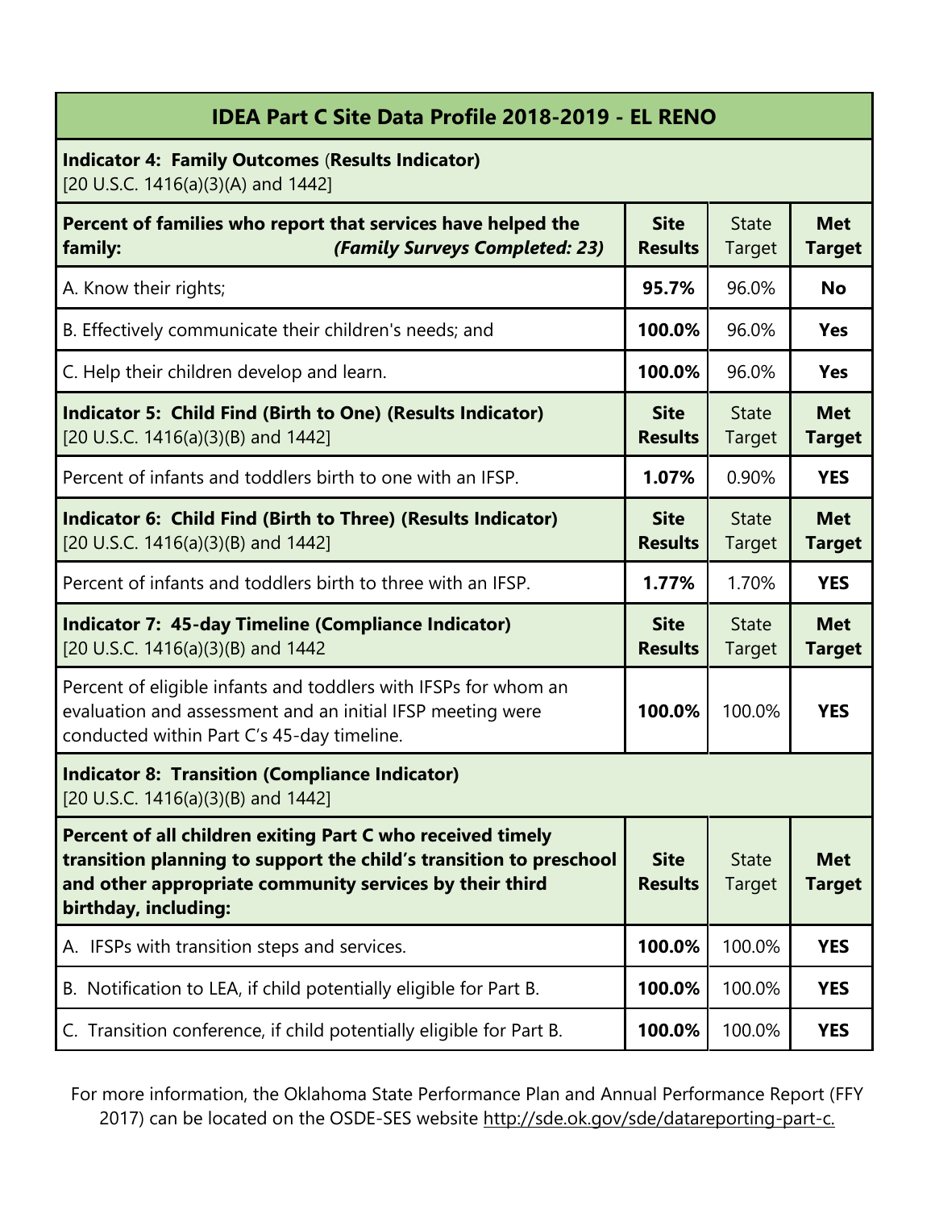# IDEA Part C Site Data Profile 2018-2019 - EL RENO

| **Indicator 4: Family Outcomes (Results Indicator)** [20 U.S.C. 1416(a)(3)(A) and 1442] | | | |
|---|---|---|---|
| **Percent of families who report that services have helped the family:** ***(Family Surveys Completed: 23)*** | **Site Results** | State Target | **Met Target** |
| A. Know their rights; | **95.7%** | 96.0% | **No** |
| B. Effectively communicate their children's needs; and | **100.0%** | 96.0% | **Yes** |
| C. Help their children develop and learn. | **100.0%** | 96.0% | **Yes** |
| **Indicator 5: Child Find (Birth to One) (Results Indicator)** [20 U.S.C. 1416(a)(3)(B) and 1442] | **Site Results** | State Target | **Met Target** |
| Percent of infants and toddlers birth to one with an IFSP. | **1.07%** | 0.90% | **YES** |
| **Indicator 6: Child Find (Birth to Three) (Results Indicator)** [20 U.S.C. 1416(a)(3)(B) and 1442] | **Site Results** | State Target | **Met Target** |
| Percent of infants and toddlers birth to three with an IFSP. | **1.77%** | 1.70% | **YES** |
| **Indicator 7: 45-day Timeline (Compliance Indicator)** [20 U.S.C. 1416(a)(3)(B) and 1442 | **Site Results** | State Target | **Met Target** |
| Percent of eligible infants and toddlers with IFSPs for whom an evaluation and assessment and an initial IFSP meeting were conducted within Part C's 45-day timeline. | **100.0%** | 100.0% | **YES** |
| **Indicator 8: Transition (Compliance Indicator)** [20 U.S.C. 1416(a)(3)(B) and 1442] | | | |
| **Percent of all children exiting Part C who received timely transition planning to support the child's transition to preschool and other appropriate community services by their third birthday, including:** | **Site Results** | State Target | **Met Target** |
| A. IFSPs with transition steps and services. | **100.0%** | 100.0% | **YES** |
| B. Notification to LEA, if child potentially eligible for Part B. | **100.0%** | 100.0% | **YES** |
| C. Transition conference, if child potentially eligible for Part B. | **100.0%** | 100.0% | **YES** |

For more information, the Oklahoma State Performance Plan and Annual Performance Report (FFY 2017) can be located on the OSDE-SES website http://sde.ok.gov/sde/datareporting-part-c.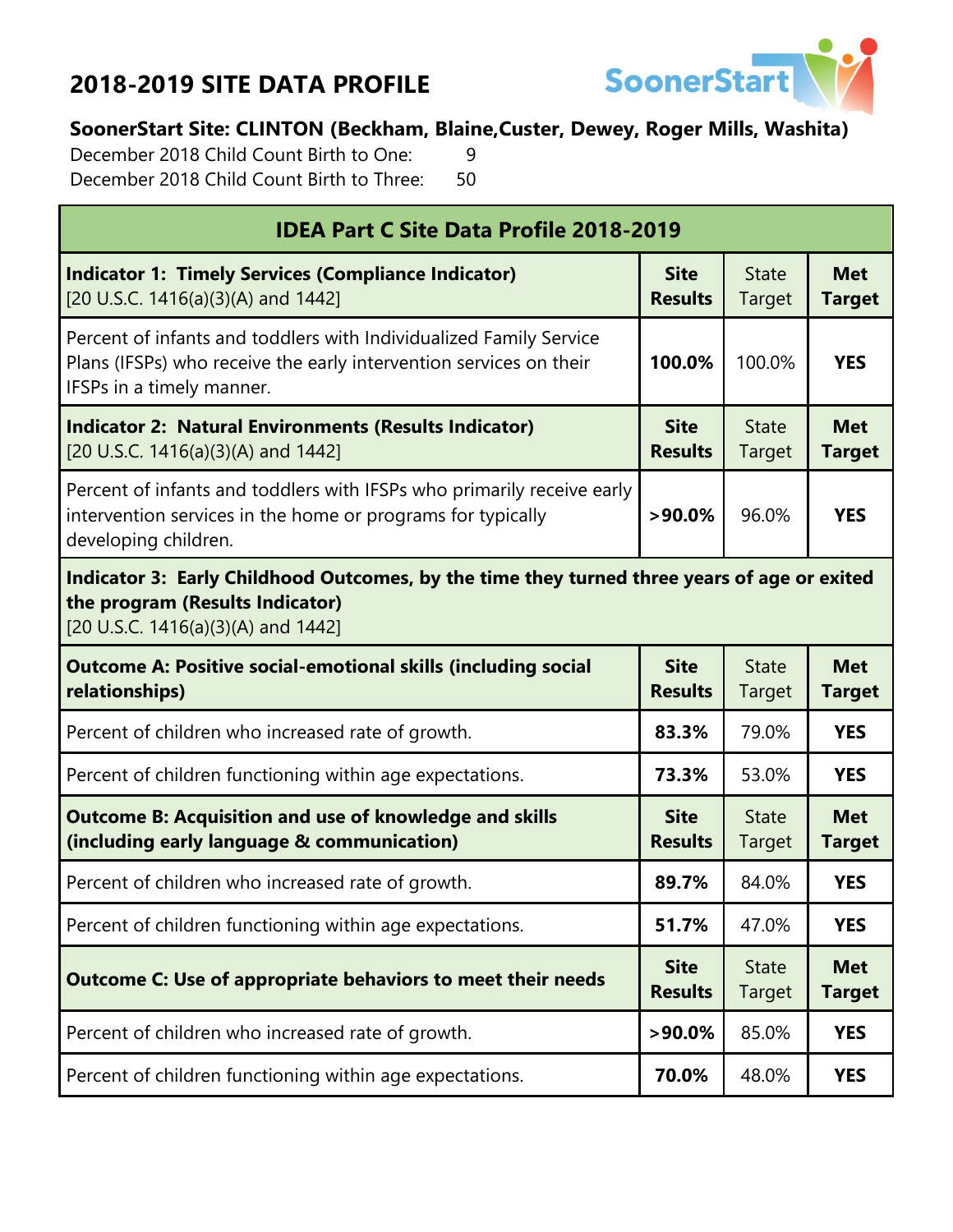# 2018-2019 SITE DATA PROFILE

**SoonerStart Site: CLINTON (Beckham, Blaine,Custer, Dewey, Roger Mills, Washita)**

December 2018 Child Count Birth to One: 9

December 2018 Child Count Birth to Three: 50

| IDEA Part C Site Data Profile 2018-2019 | | | |
|---|---|---|---|
| **Indicator 1: Timely Services (Compliance Indicator)** [20 U.S.C. 1416(a)(3)(A) and 1442] | **Site Results** | State Target | **Met Target** |
| Percent of infants and toddlers with Individualized Family Service Plans (IFSPs) who receive the early intervention services on their IFSPs in a timely manner. | **100.0%** | 100.0% | **YES** |
| **Indicator 2: Natural Environments (Results Indicator)** [20 U.S.C. 1416(a)(3)(A) and 1442] | **Site Results** | State Target | **Met Target** |
| Percent of infants and toddlers with IFSPs who primarily receive early intervention services in the home or programs for typically developing children. | **>90.0%** | 96.0% | **YES** |
| **Indicator 3: Early Childhood Outcomes, by the time they turned three years of age or exited the program (Results Indicator)** [20 U.S.C. 1416(a)(3)(A) and 1442] | | | |
| **Outcome A: Positive social-emotional skills (including social relationships)** | **Site Results** | State Target | **Met Target** |
| Percent of children who increased rate of growth. | **83.3%** | 79.0% | **YES** |
| Percent of children functioning within age expectations. | **73.3%** | 53.0% | **YES** |
| **Outcome B: Acquisition and use of knowledge and skills (including early language & communication)** | **Site Results** | State Target | **Met Target** |
| Percent of children who increased rate of growth. | **89.7%** | 84.0% | **YES** |
| Percent of children functioning within age expectations. | **51.7%** | 47.0% | **YES** |
| **Outcome C: Use of appropriate behaviors to meet their needs** | **Site Results** | State Target | **Met Target** |
| Percent of children who increased rate of growth. | **>90.0%** | 85.0% | **YES** |
| Percent of children functioning within age expectations. | **70.0%** | 48.0% | **YES** |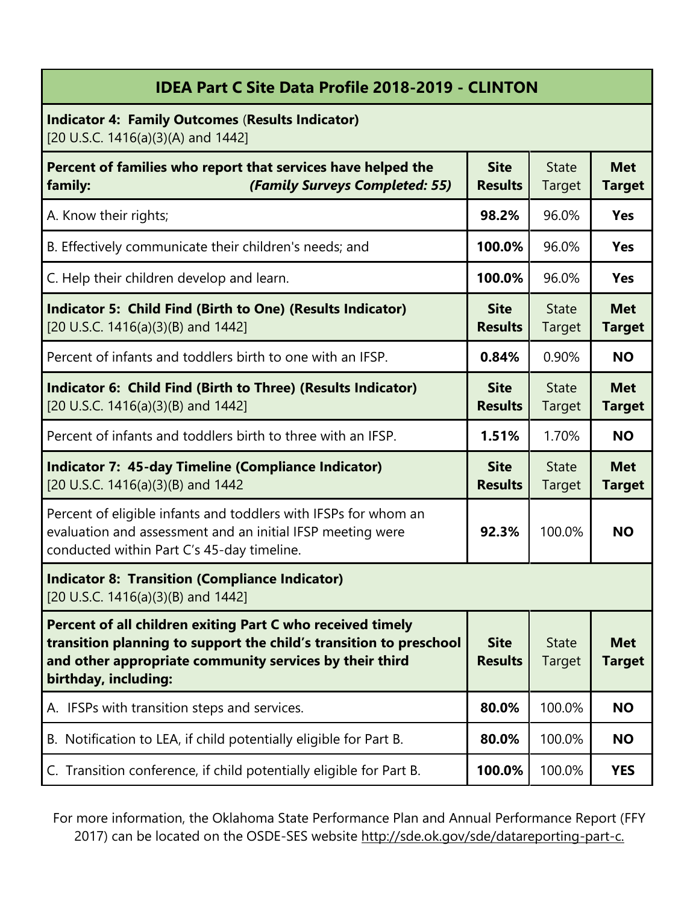## IDEA Part C Site Data Profile 2018-2019 - CLINTON

| **Indicator 4: Family Outcomes (Results Indicator)** [20 U.S.C. 1416(a)(3)(A) and 1442] | | | |
|---|---|---|---|
| **Percent of families who report that services have helped the family:** ***(Family Surveys Completed: 55)*** | **Site Results** | State Target | **Met Target** |
| A. Know their rights; | **98.2%** | 96.0% | **Yes** |
| B. Effectively communicate their children's needs; and | **100.0%** | 96.0% | **Yes** |
| C. Help their children develop and learn. | **100.0%** | 96.0% | **Yes** |
| **Indicator 5: Child Find (Birth to One) (Results Indicator)** [20 U.S.C. 1416(a)(3)(B) and 1442] | **Site Results** | State Target | **Met Target** |
| Percent of infants and toddlers birth to one with an IFSP. | **0.84%** | 0.90% | **NO** |
| **Indicator 6: Child Find (Birth to Three) (Results Indicator)** [20 U.S.C. 1416(a)(3)(B) and 1442] | **Site Results** | State Target | **Met Target** |
| Percent of infants and toddlers birth to three with an IFSP. | **1.51%** | 1.70% | **NO** |
| **Indicator 7: 45-day Timeline (Compliance Indicator)** [20 U.S.C. 1416(a)(3)(B) and 1442 | **Site Results** | State Target | **Met Target** |
| Percent of eligible infants and toddlers with IFSPs for whom an evaluation and assessment and an initial IFSP meeting were conducted within Part C's 45-day timeline. | **92.3%** | 100.0% | **NO** |
| **Indicator 8: Transition (Compliance Indicator)** [20 U.S.C. 1416(a)(3)(B) and 1442] | | | |
| **Percent of all children exiting Part C who received timely transition planning to support the child's transition to preschool and other appropriate community services by their third birthday, including:** | **Site Results** | State Target | **Met Target** |
| A. IFSPs with transition steps and services. | **80.0%** | 100.0% | **NO** |
| B. Notification to LEA, if child potentially eligible for Part B. | **80.0%** | 100.0% | **NO** |
| C. Transition conference, if child potentially eligible for Part B. | **100.0%** | 100.0% | **YES** |

For more information, the Oklahoma State Performance Plan and Annual Performance Report (FFY 2017) can be located on the OSDE-SES website http://sde.ok.gov/sde/datareporting-part-c.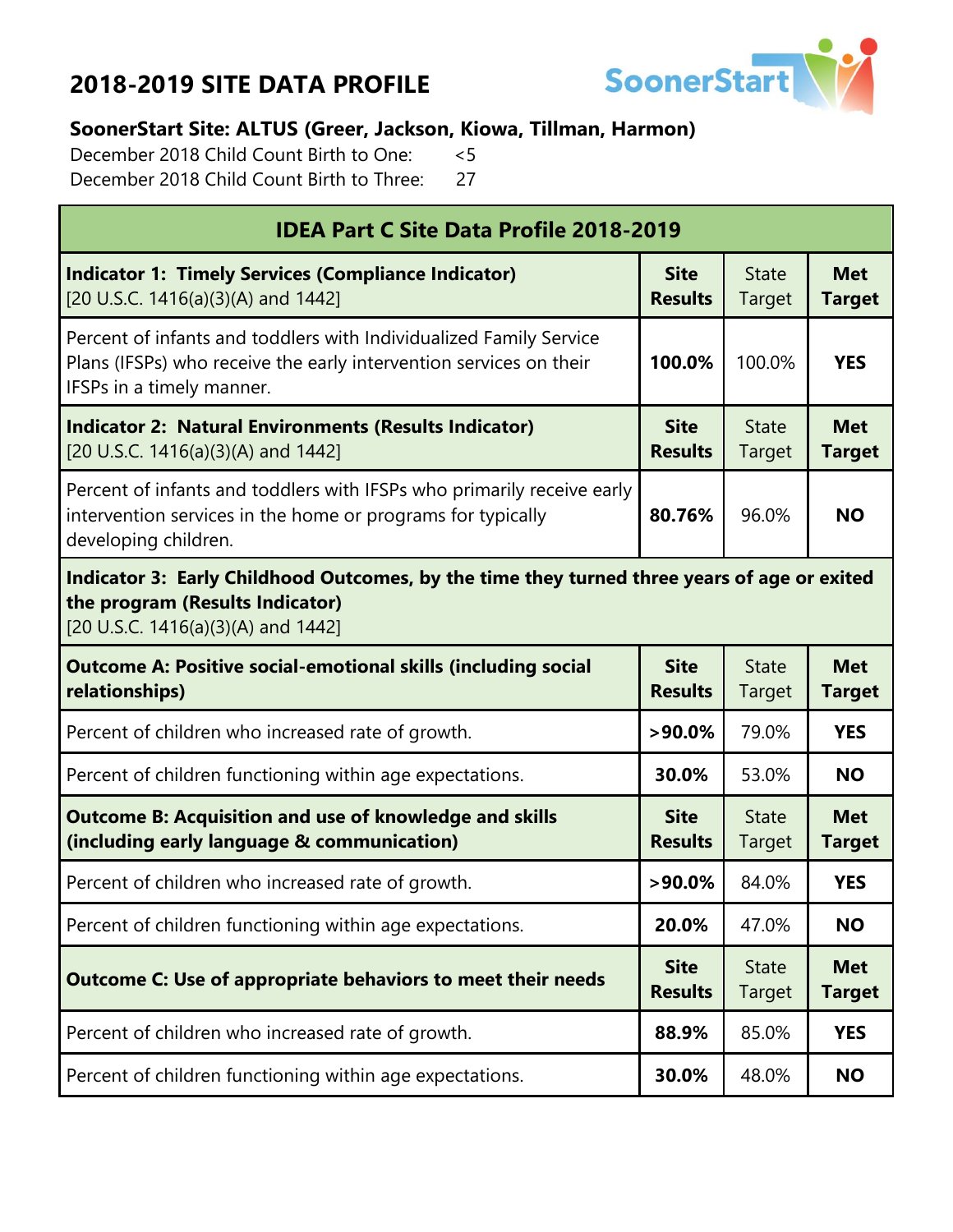# 2018-2019 SITE DATA PROFILE

**SoonerStart Site: ALTUS (Greer, Jackson, Kiowa, Tillman, Harmon)**

December 2018 Child Count Birth to One: <5

December 2018 Child Count Birth to Three: 27

| IDEA Part C Site Data Profile 2018-2019 | | | |
|---|---|---|---|
| **Indicator 1: Timely Services (Compliance Indicator)** [20 U.S.C. 1416(a)(3)(A) and 1442] | **Site Results** | State Target | **Met Target** |
| Percent of infants and toddlers with Individualized Family Service Plans (IFSPs) who receive the early intervention services on their IFSPs in a timely manner. | **100.0%** | 100.0% | **YES** |
| **Indicator 2: Natural Environments (Results Indicator)** [20 U.S.C. 1416(a)(3)(A) and 1442] | **Site Results** | State Target | **Met Target** |
| Percent of infants and toddlers with IFSPs who primarily receive early intervention services in the home or programs for typically developing children. | **80.76%** | 96.0% | **NO** |
| **Indicator 3: Early Childhood Outcomes, by the time they turned three years of age or exited the program (Results Indicator)** [20 U.S.C. 1416(a)(3)(A) and 1442] | | | |
| **Outcome A: Positive social-emotional skills (including social relationships)** | **Site Results** | State Target | **Met Target** |
| Percent of children who increased rate of growth. | **>90.0%** | 79.0% | **YES** |
| Percent of children functioning within age expectations. | **30.0%** | 53.0% | **NO** |
| **Outcome B: Acquisition and use of knowledge and skills (including early language & communication)** | **Site Results** | State Target | **Met Target** |
| Percent of children who increased rate of growth. | **>90.0%** | 84.0% | **YES** |
| Percent of children functioning within age expectations. | **20.0%** | 47.0% | **NO** |
| **Outcome C: Use of appropriate behaviors to meet their needs** | **Site Results** | State Target | **Met Target** |
| Percent of children who increased rate of growth. | **88.9%** | 85.0% | **YES** |
| Percent of children functioning within age expectations. | **30.0%** | 48.0% | **NO** |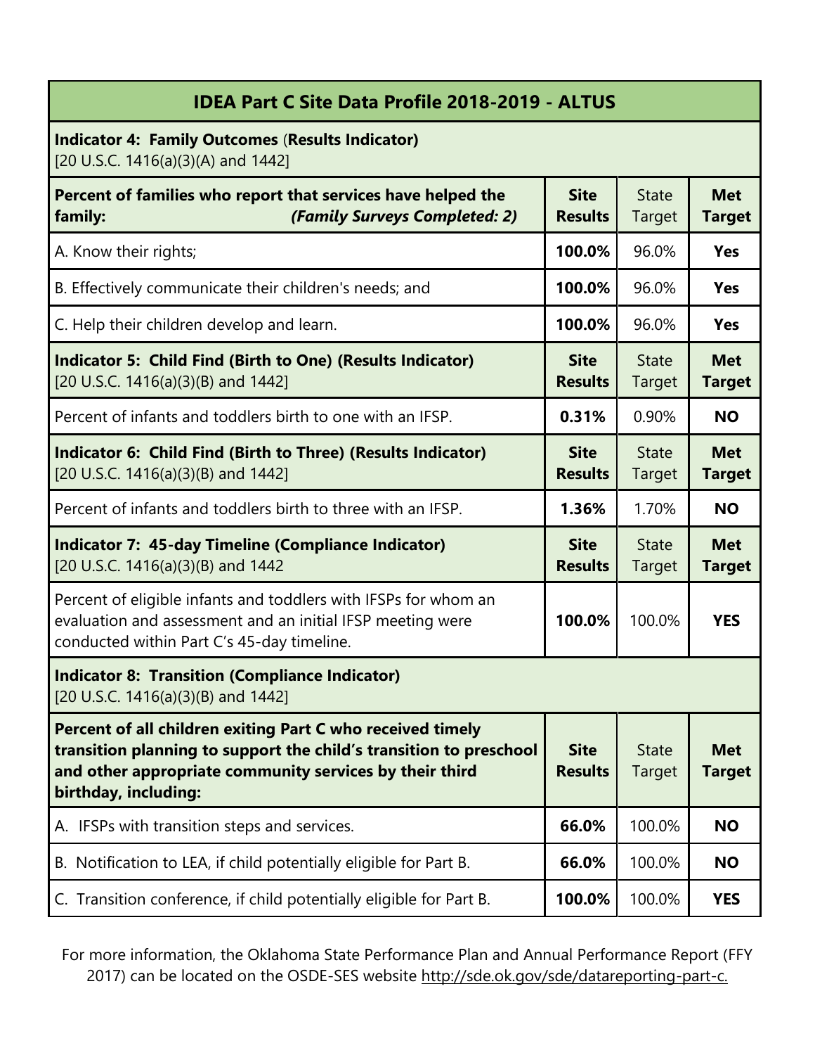| IDEA Part C Site Data Profile 2018-2019 - ALTUS | | | |
|---|---|---|---|
| **Indicator 4: Family Outcomes (Results Indicator)** [20 U.S.C. 1416(a)(3)(A) and 1442] | | | |
| **Percent of families who report that services have helped the family:** ***(Family Surveys Completed: 2)*** | **Site Results** | State Target | **Met Target** |
| A. Know their rights; | **100.0%** | 96.0% | **Yes** |
| B. Effectively communicate their children's needs; and | **100.0%** | 96.0% | **Yes** |
| C. Help their children develop and learn. | **100.0%** | 96.0% | **Yes** |
| **Indicator 5: Child Find (Birth to One) (Results Indicator)** [20 U.S.C. 1416(a)(3)(B) and 1442] | **Site Results** | State Target | **Met Target** |
| Percent of infants and toddlers birth to one with an IFSP. | **0.31%** | 0.90% | **NO** |
| **Indicator 6: Child Find (Birth to Three) (Results Indicator)** [20 U.S.C. 1416(a)(3)(B) and 1442] | **Site Results** | State Target | **Met Target** |
| Percent of infants and toddlers birth to three with an IFSP. | **1.36%** | 1.70% | **NO** |
| **Indicator 7: 45-day Timeline (Compliance Indicator)** [20 U.S.C. 1416(a)(3)(B) and 1442 | **Site Results** | State Target | **Met Target** |
| Percent of eligible infants and toddlers with IFSPs for whom an evaluation and assessment and an initial IFSP meeting were conducted within Part C's 45-day timeline. | **100.0%** | 100.0% | **YES** |
| **Indicator 8: Transition (Compliance Indicator)** [20 U.S.C. 1416(a)(3)(B) and 1442] | | | |
| **Percent of all children exiting Part C who received timely transition planning to support the child's transition to preschool and other appropriate community services by their third birthday, including:** | **Site Results** | State Target | **Met Target** |
| A. IFSPs with transition steps and services. | **66.0%** | 100.0% | **NO** |
| B. Notification to LEA, if child potentially eligible for Part B. | **66.0%** | 100.0% | **NO** |
| C. Transition conference, if child potentially eligible for Part B. | **100.0%** | 100.0% | **YES** |

For more information, the Oklahoma State Performance Plan and Annual Performance Report (FFY 2017) can be located on the OSDE-SES website http://sde.ok.gov/sde/datareporting-part-c.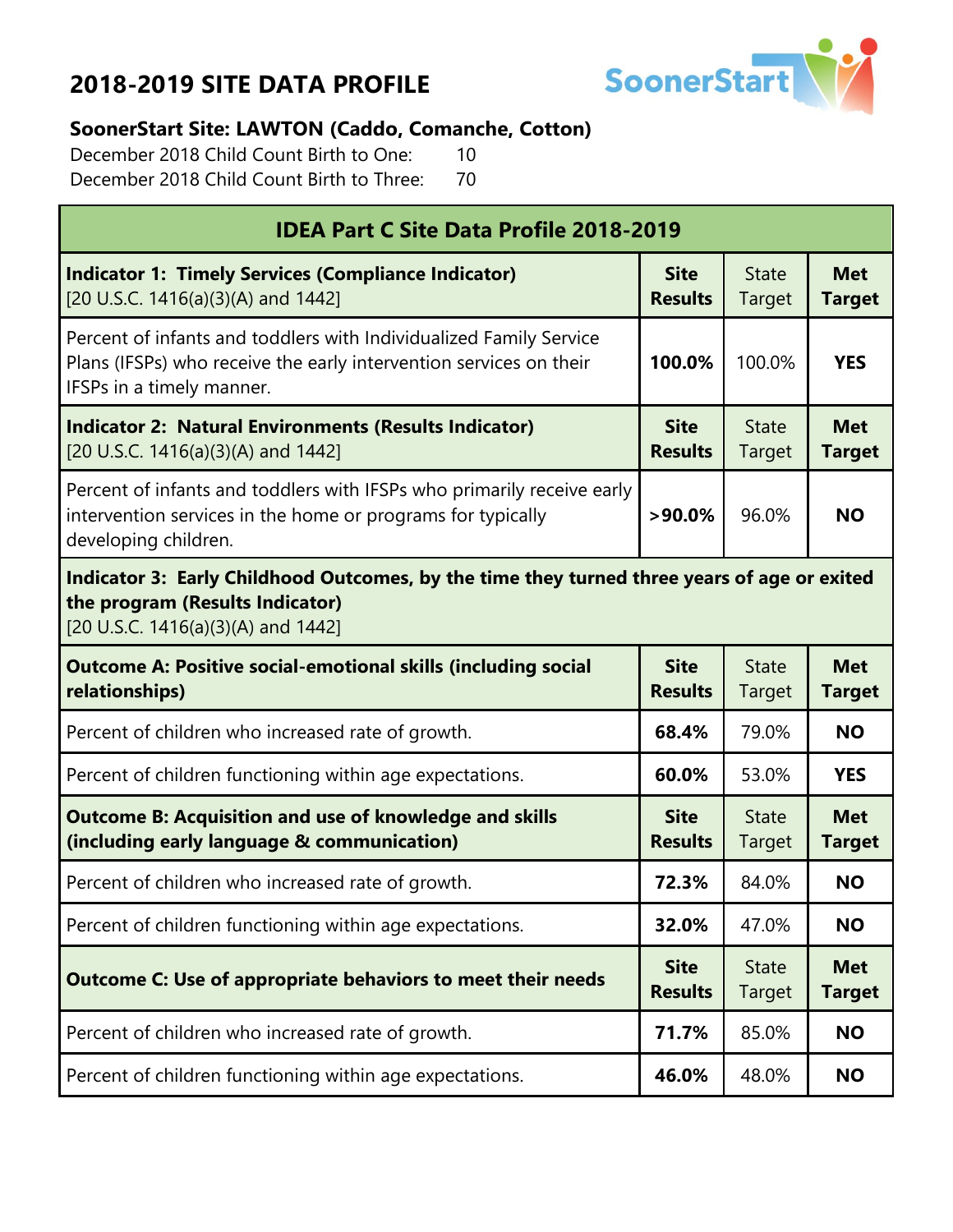# 2018-2019 SITE DATA PROFILE

**SoonerStart Site: LAWTON (Caddo, Comanche, Cotton)**

December 2018 Child Count Birth to One: 10

December 2018 Child Count Birth to Three: 70

| IDEA Part C Site Data Profile 2018-2019 | | | |
|---|---|---|---|
| **Indicator 1: Timely Services (Compliance Indicator)** [20 U.S.C. 1416(a)(3)(A) and 1442] | **Site Results** | State Target | **Met Target** |
| Percent of infants and toddlers with Individualized Family Service Plans (IFSPs) who receive the early intervention services on their IFSPs in a timely manner. | **100.0%** | 100.0% | **YES** |
| **Indicator 2: Natural Environments (Results Indicator)** [20 U.S.C. 1416(a)(3)(A) and 1442] | **Site Results** | State Target | **Met Target** |
| Percent of infants and toddlers with IFSPs who primarily receive early intervention services in the home or programs for typically developing children. | **>90.0%** | 96.0% | **NO** |
| **Indicator 3: Early Childhood Outcomes, by the time they turned three years of age or exited the program (Results Indicator)** [20 U.S.C. 1416(a)(3)(A) and 1442] | | | |
| **Outcome A: Positive social-emotional skills (including social relationships)** | **Site Results** | State Target | **Met Target** |
| Percent of children who increased rate of growth. | **68.4%** | 79.0% | **NO** |
| Percent of children functioning within age expectations. | **60.0%** | 53.0% | **YES** |
| **Outcome B: Acquisition and use of knowledge and skills (including early language & communication)** | **Site Results** | State Target | **Met Target** |
| Percent of children who increased rate of growth. | **72.3%** | 84.0% | **NO** |
| Percent of children functioning within age expectations. | **32.0%** | 47.0% | **NO** |
| **Outcome C: Use of appropriate behaviors to meet their needs** | **Site Results** | State Target | **Met Target** |
| Percent of children who increased rate of growth. | **71.7%** | 85.0% | **NO** |
| Percent of children functioning within age expectations. | **46.0%** | 48.0% | **NO** |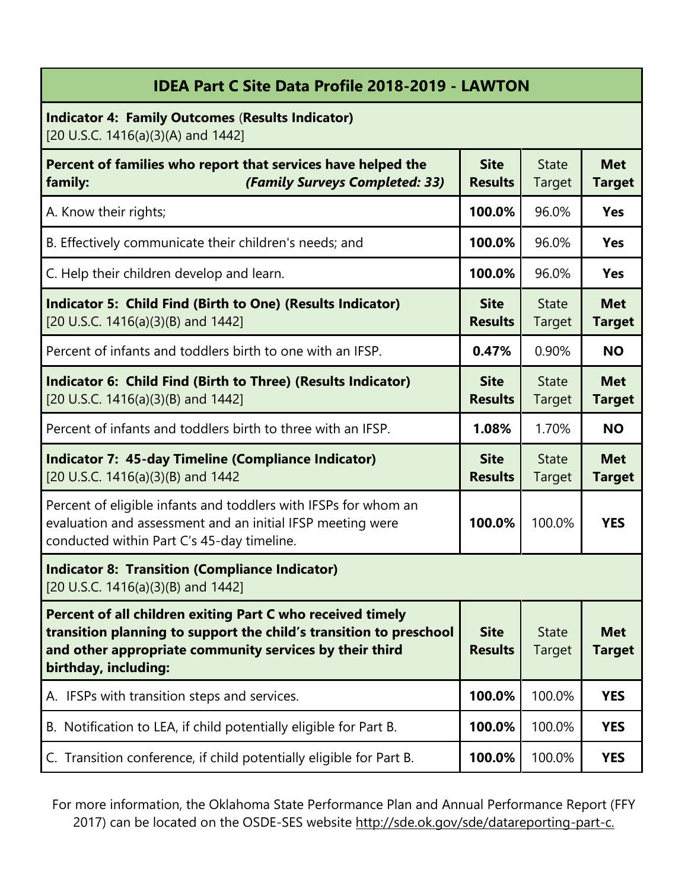| IDEA Part C Site Data Profile 2018-2019 - LAWTON | | | |
|---|---|---|---|
| **Indicator 4: Family Outcomes (Results Indicator)** [20 U.S.C. 1416(a)(3)(A) and 1442] | | | |
| **Percent of families who report that services have helped the family:** ***(Family Surveys Completed: 33)*** | **Site Results** | State Target | **Met Target** |
| A. Know their rights; | **100.0%** | 96.0% | **Yes** |
| B. Effectively communicate their children's needs; and | **100.0%** | 96.0% | **Yes** |
| C. Help their children develop and learn. | **100.0%** | 96.0% | **Yes** |
| **Indicator 5: Child Find (Birth to One) (Results Indicator)** [20 U.S.C. 1416(a)(3)(B) and 1442] | **Site Results** | State Target | **Met Target** |
| Percent of infants and toddlers birth to one with an IFSP. | **0.47%** | 0.90% | **NO** |
| **Indicator 6: Child Find (Birth to Three) (Results Indicator)** [20 U.S.C. 1416(a)(3)(B) and 1442] | **Site Results** | State Target | **Met Target** |
| Percent of infants and toddlers birth to three with an IFSP. | **1.08%** | 1.70% | **NO** |
| **Indicator 7: 45-day Timeline (Compliance Indicator)** [20 U.S.C. 1416(a)(3)(B) and 1442 | **Site Results** | State Target | **Met Target** |
| Percent of eligible infants and toddlers with IFSPs for whom an evaluation and assessment and an initial IFSP meeting were conducted within Part C's 45-day timeline. | **100.0%** | 100.0% | **YES** |
| **Indicator 8: Transition (Compliance Indicator)** [20 U.S.C. 1416(a)(3)(B) and 1442] | | | |
| **Percent of all children exiting Part C who received timely transition planning to support the child's transition to preschool and other appropriate community services by their third birthday, including:** | **Site Results** | State Target | **Met Target** |
| A. IFSPs with transition steps and services. | **100.0%** | 100.0% | **YES** |
| B. Notification to LEA, if child potentially eligible for Part B. | **100.0%** | 100.0% | **YES** |
| C. Transition conference, if child potentially eligible for Part B. | **100.0%** | 100.0% | **YES** |

For more information, the Oklahoma State Performance Plan and Annual Performance Report (FFY 2017) can be located on the OSDE-SES website http://sde.ok.gov/sde/datareporting-part-c.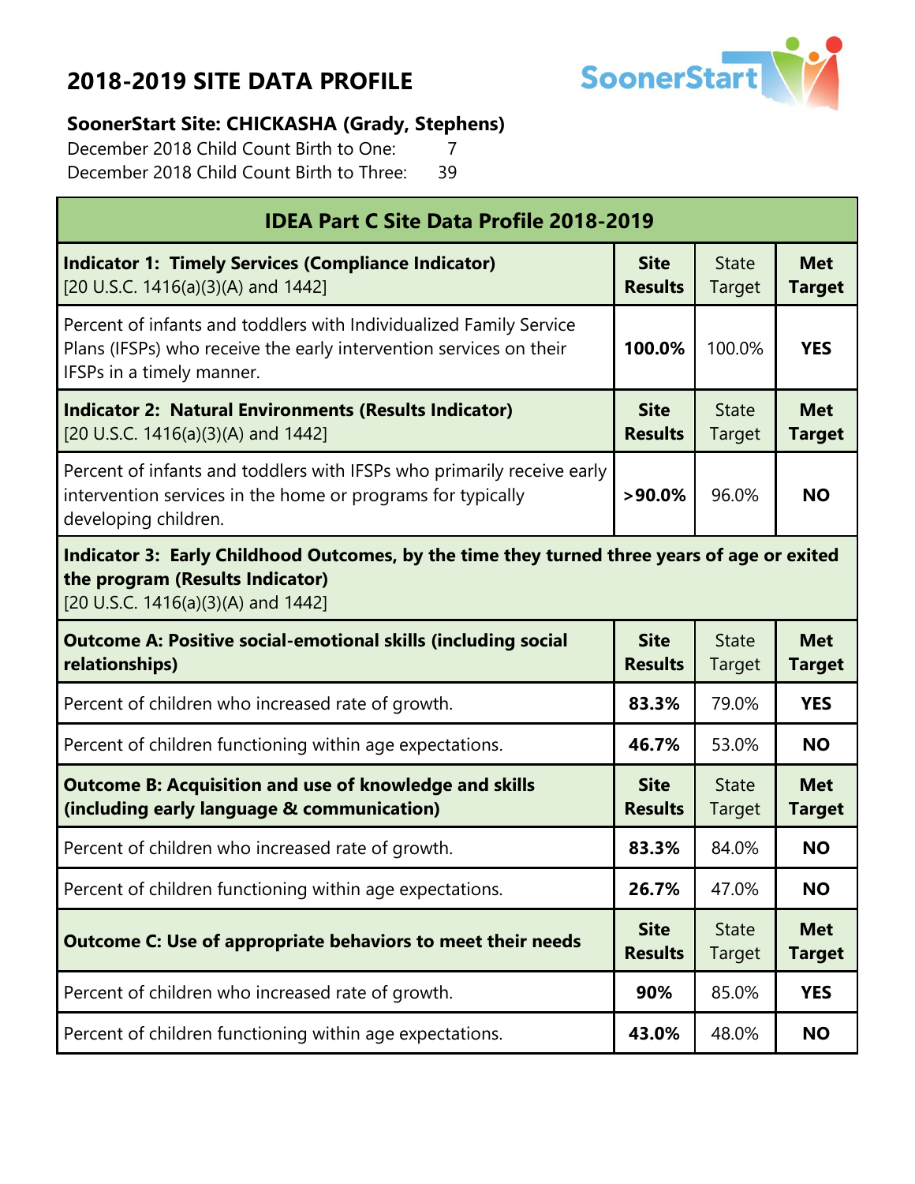# 2018-2019 SITE DATA PROFILE

**SoonerStart Site: CHICKASHA (Grady, Stephens)**

December 2018 Child Count Birth to One: 7

December 2018 Child Count Birth to Three: 39

| IDEA Part C Site Data Profile 2018-2019 | | | |
|---|---|---|---|
| **Indicator 1: Timely Services (Compliance Indicator)** [20 U.S.C. 1416(a)(3)(A) and 1442] | **Site Results** | State Target | **Met Target** |
| Percent of infants and toddlers with Individualized Family Service Plans (IFSPs) who receive the early intervention services on their IFSPs in a timely manner. | **100.0%** | 100.0% | **YES** |
| **Indicator 2: Natural Environments (Results Indicator)** [20 U.S.C. 1416(a)(3)(A) and 1442] | **Site Results** | State Target | **Met Target** |
| Percent of infants and toddlers with IFSPs who primarily receive early intervention services in the home or programs for typically developing children. | **>90.0%** | 96.0% | **NO** |
| **Indicator 3: Early Childhood Outcomes, by the time they turned three years of age or exited the program (Results Indicator)** [20 U.S.C. 1416(a)(3)(A) and 1442] | | | |
| **Outcome A: Positive social-emotional skills (including social relationships)** | **Site Results** | State Target | **Met Target** |
| Percent of children who increased rate of growth. | **83.3%** | 79.0% | **YES** |
| Percent of children functioning within age expectations. | **46.7%** | 53.0% | **NO** |
| **Outcome B: Acquisition and use of knowledge and skills (including early language & communication)** | **Site Results** | State Target | **Met Target** |
| Percent of children who increased rate of growth. | **83.3%** | 84.0% | **NO** |
| Percent of children functioning within age expectations. | **26.7%** | 47.0% | **NO** |
| **Outcome C: Use of appropriate behaviors to meet their needs** | **Site Results** | State Target | **Met Target** |
| Percent of children who increased rate of growth. | **90%** | 85.0% | **YES** |
| Percent of children functioning within age expectations. | **43.0%** | 48.0% | **NO** |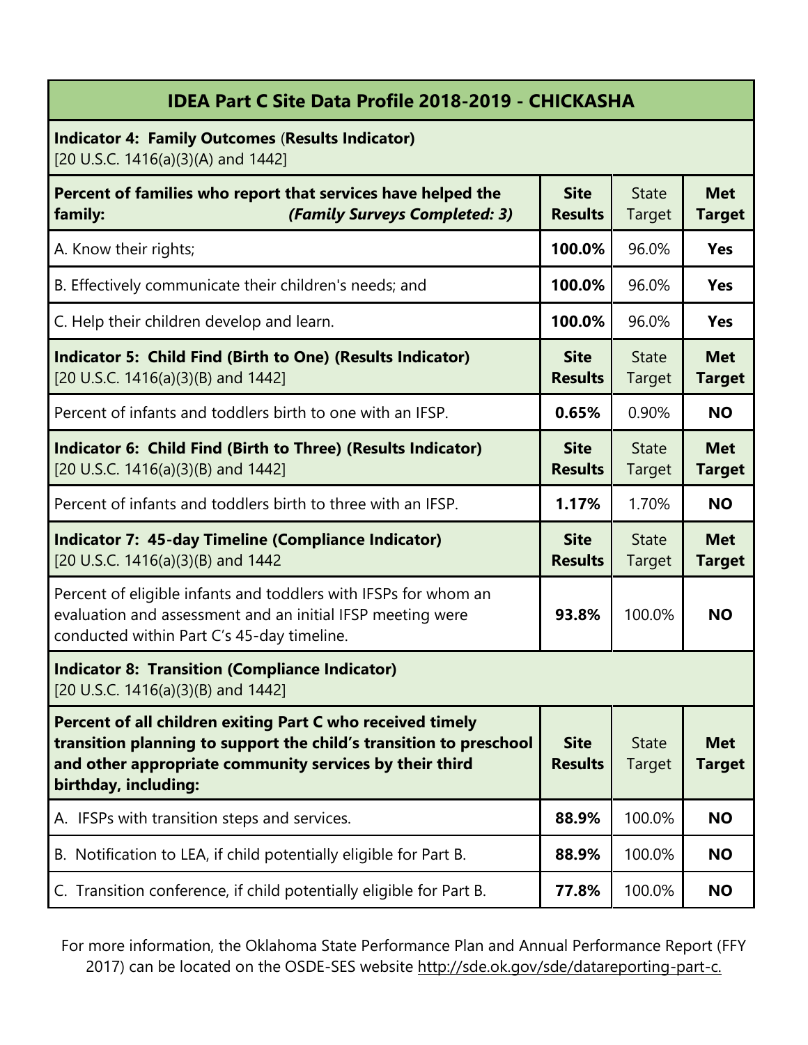| IDEA Part C Site Data Profile 2018-2019 - CHICKASHA | | | |
|---|---|---|---|
| **Indicator 4: Family Outcomes** (**Results Indicator)** [20 U.S.C. 1416(a)(3)(A) and 1442] | | | |
| **Percent of families who report that services have helped the family:** ***(Family Surveys Completed: 3)*** | **Site Results** | State Target | **Met Target** |
| A. Know their rights; | **100.0%** | 96.0% | **Yes** |
| B. Effectively communicate their children's needs; and | **100.0%** | 96.0% | **Yes** |
| C. Help their children develop and learn. | **100.0%** | 96.0% | **Yes** |
| **Indicator 5: Child Find (Birth to One) (Results Indicator)** [20 U.S.C. 1416(a)(3)(B) and 1442] | **Site Results** | State Target | **Met Target** |
| Percent of infants and toddlers birth to one with an IFSP. | **0.65%** | 0.90% | **NO** |
| **Indicator 6: Child Find (Birth to Three) (Results Indicator)** [20 U.S.C. 1416(a)(3)(B) and 1442] | **Site Results** | State Target | **Met Target** |
| Percent of infants and toddlers birth to three with an IFSP. | **1.17%** | 1.70% | **NO** |
| **Indicator 7: 45-day Timeline (Compliance Indicator)** [20 U.S.C. 1416(a)(3)(B) and 1442 | **Site Results** | State Target | **Met Target** |
| Percent of eligible infants and toddlers with IFSPs for whom an evaluation and assessment and an initial IFSP meeting were conducted within Part C's 45-day timeline. | **93.8%** | 100.0% | **NO** |
| **Indicator 8: Transition (Compliance Indicator)** [20 U.S.C. 1416(a)(3)(B) and 1442] | | | |
| **Percent of all children exiting Part C who received timely transition planning to support the child's transition to preschool and other appropriate community services by their third birthday, including:** | **Site Results** | State Target | **Met Target** |
| A. IFSPs with transition steps and services. | **88.9%** | 100.0% | **NO** |
| B. Notification to LEA, if child potentially eligible for Part B. | **88.9%** | 100.0% | **NO** |
| C. Transition conference, if child potentially eligible for Part B. | **77.8%** | 100.0% | **NO** |

For more information, the Oklahoma State Performance Plan and Annual Performance Report (FFY 2017) can be located on the OSDE-SES website http://sde.ok.gov/sde/datareporting-part-c.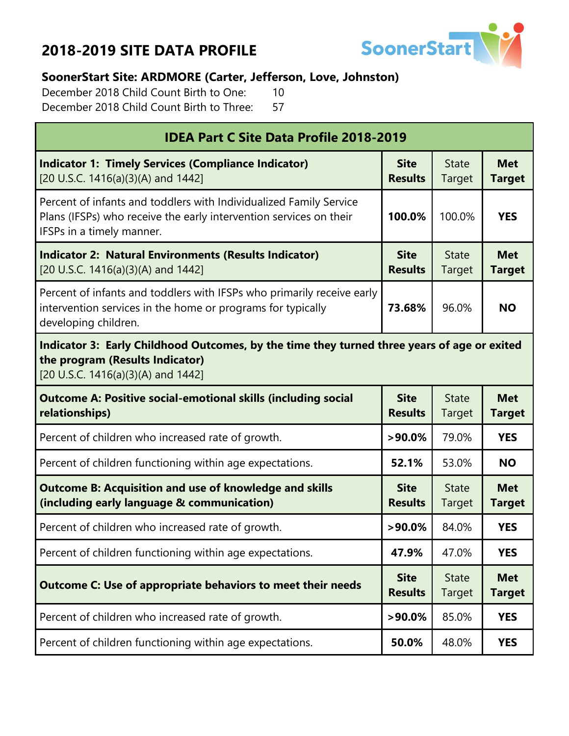# 2018-2019 SITE DATA PROFILE

**SoonerStart Site: ARDMORE (Carter, Jefferson, Love, Johnston)**

December 2018 Child Count Birth to One: 10

December 2018 Child Count Birth to Three: 57

| IDEA Part C Site Data Profile 2018-2019 | | | |
|---|---|---|---|
| **Indicator 1: Timely Services (Compliance Indicator)** [20 U.S.C. 1416(a)(3)(A) and 1442] | **Site Results** | State Target | **Met Target** |
| Percent of infants and toddlers with Individualized Family Service Plans (IFSPs) who receive the early intervention services on their IFSPs in a timely manner. | **100.0%** | 100.0% | **YES** |
| **Indicator 2: Natural Environments (Results Indicator)** [20 U.S.C. 1416(a)(3)(A) and 1442] | **Site Results** | State Target | **Met Target** |
| Percent of infants and toddlers with IFSPs who primarily receive early intervention services in the home or programs for typically developing children. | **73.68%** | 96.0% | **NO** |
| **Indicator 3: Early Childhood Outcomes, by the time they turned three years of age or exited the program (Results Indicator)** [20 U.S.C. 1416(a)(3)(A) and 1442] | | | |
| **Outcome A: Positive social-emotional skills (including social relationships)** | **Site Results** | State Target | **Met Target** |
| Percent of children who increased rate of growth. | **>90.0%** | 79.0% | **YES** |
| Percent of children functioning within age expectations. | **52.1%** | 53.0% | **NO** |
| **Outcome B: Acquisition and use of knowledge and skills (including early language & communication)** | **Site Results** | State Target | **Met Target** |
| Percent of children who increased rate of growth. | **>90.0%** | 84.0% | **YES** |
| Percent of children functioning within age expectations. | **47.9%** | 47.0% | **YES** |
| **Outcome C: Use of appropriate behaviors to meet their needs** | **Site Results** | State Target | **Met Target** |
| Percent of children who increased rate of growth. | **>90.0%** | 85.0% | **YES** |
| Percent of children functioning within age expectations. | **50.0%** | 48.0% | **YES** |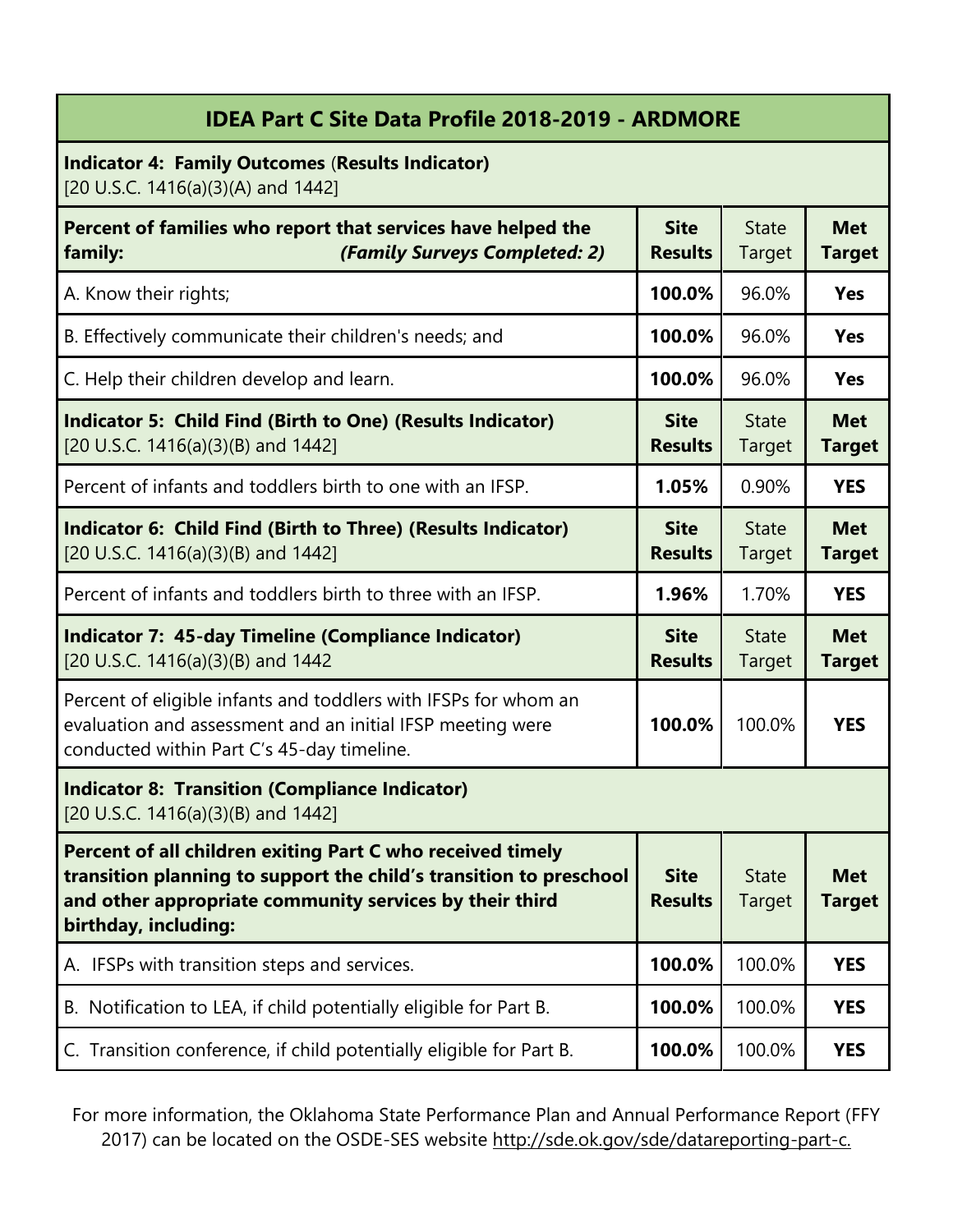## IDEA Part C Site Data Profile 2018-2019 - ARDMORE

**Indicator 4: Family Outcomes** (**Results Indicator)**
[20 U.S.C. 1416(a)(3)(A) and 1442]

| **Percent of families who report that services have helped the family:** ***(Family Surveys Completed: 2)*** | **Site Results** | State Target | **Met Target** |
|---|---|---|---|
| A. Know their rights; | **100.0%** | 96.0% | **Yes** |
| B. Effectively communicate their children's needs; and | **100.0%** | 96.0% | **Yes** |
| C. Help their children develop and learn. | **100.0%** | 96.0% | **Yes** |

| **Indicator 5: Child Find (Birth to One) (Results Indicator)** [20 U.S.C. 1416(a)(3)(B) and 1442] | **Site Results** | State Target | **Met Target** |
|---|---|---|---|
| Percent of infants and toddlers birth to one with an IFSP. | **1.05%** | 0.90% | **YES** |

| **Indicator 6: Child Find (Birth to Three) (Results Indicator)** [20 U.S.C. 1416(a)(3)(B) and 1442] | **Site Results** | State Target | **Met Target** |
|---|---|---|---|
| Percent of infants and toddlers birth to three with an IFSP. | **1.96%** | 1.70% | **YES** |

| **Indicator 7: 45-day Timeline (Compliance Indicator)** [20 U.S.C. 1416(a)(3)(B) and 1442 | **Site Results** | State Target | **Met Target** |
|---|---|---|---|
| Percent of eligible infants and toddlers with IFSPs for whom an evaluation and assessment and an initial IFSP meeting were conducted within Part C's 45-day timeline. | **100.0%** | 100.0% | **YES** |

**Indicator 8: Transition (Compliance Indicator)**
[20 U.S.C. 1416(a)(3)(B) and 1442]

| **Percent of all children exiting Part C who received timely transition planning to support the child's transition to preschool and other appropriate community services by their third birthday, including:** | **Site Results** | State Target | **Met Target** |
|---|---|---|---|
| A. IFSPs with transition steps and services. | **100.0%** | 100.0% | **YES** |
| B. Notification to LEA, if child potentially eligible for Part B. | **100.0%** | 100.0% | **YES** |
| C. Transition conference, if child potentially eligible for Part B. | **100.0%** | 100.0% | **YES** |

For more information, the Oklahoma State Performance Plan and Annual Performance Report (FFY 2017) can be located on the OSDE-SES website http://sde.ok.gov/sde/datareporting-part-c.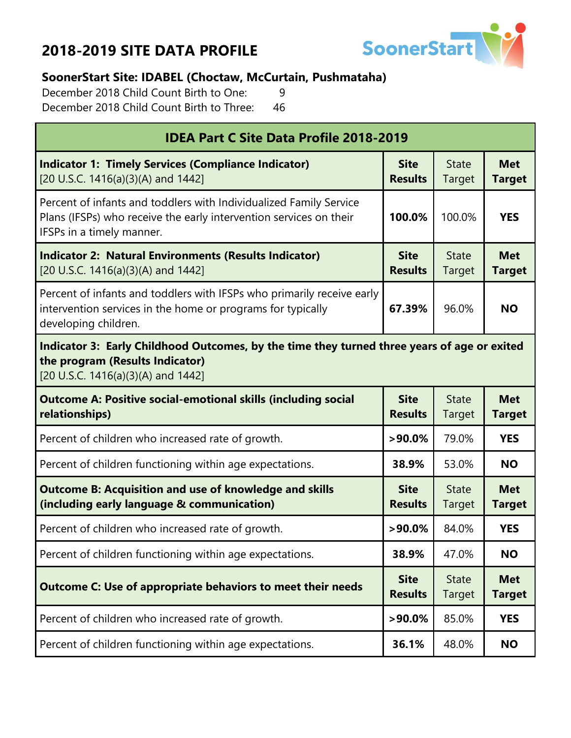# 2018-2019 SITE DATA PROFILE

**SoonerStart Site: IDABEL (Choctaw, McCurtain, Pushmataha)**

December 2018 Child Count Birth to One: 9

December 2018 Child Count Birth to Three: 46

| IDEA Part C Site Data Profile 2018-2019 | | | |
|---|---|---|---|
| **Indicator 1: Timely Services (Compliance Indicator)** [20 U.S.C. 1416(a)(3)(A) and 1442] | **Site Results** | State Target | **Met Target** |
| Percent of infants and toddlers with Individualized Family Service Plans (IFSPs) who receive the early intervention services on their IFSPs in a timely manner. | **100.0%** | 100.0% | **YES** |
| **Indicator 2: Natural Environments (Results Indicator)** [20 U.S.C. 1416(a)(3)(A) and 1442] | **Site Results** | State Target | **Met Target** |
| Percent of infants and toddlers with IFSPs who primarily receive early intervention services in the home or programs for typically developing children. | **67.39%** | 96.0% | **NO** |
| **Indicator 3: Early Childhood Outcomes, by the time they turned three years of age or exited the program (Results Indicator)** [20 U.S.C. 1416(a)(3)(A) and 1442] | | | |
| **Outcome A: Positive social-emotional skills (including social relationships)** | **Site Results** | State Target | **Met Target** |
| Percent of children who increased rate of growth. | **>90.0%** | 79.0% | **YES** |
| Percent of children functioning within age expectations. | **38.9%** | 53.0% | **NO** |
| **Outcome B: Acquisition and use of knowledge and skills (including early language & communication)** | **Site Results** | State Target | **Met Target** |
| Percent of children who increased rate of growth. | **>90.0%** | 84.0% | **YES** |
| Percent of children functioning within age expectations. | **38.9%** | 47.0% | **NO** |
| **Outcome C: Use of appropriate behaviors to meet their needs** | **Site Results** | State Target | **Met Target** |
| Percent of children who increased rate of growth. | **>90.0%** | 85.0% | **YES** |
| Percent of children functioning within age expectations. | **36.1%** | 48.0% | **NO** |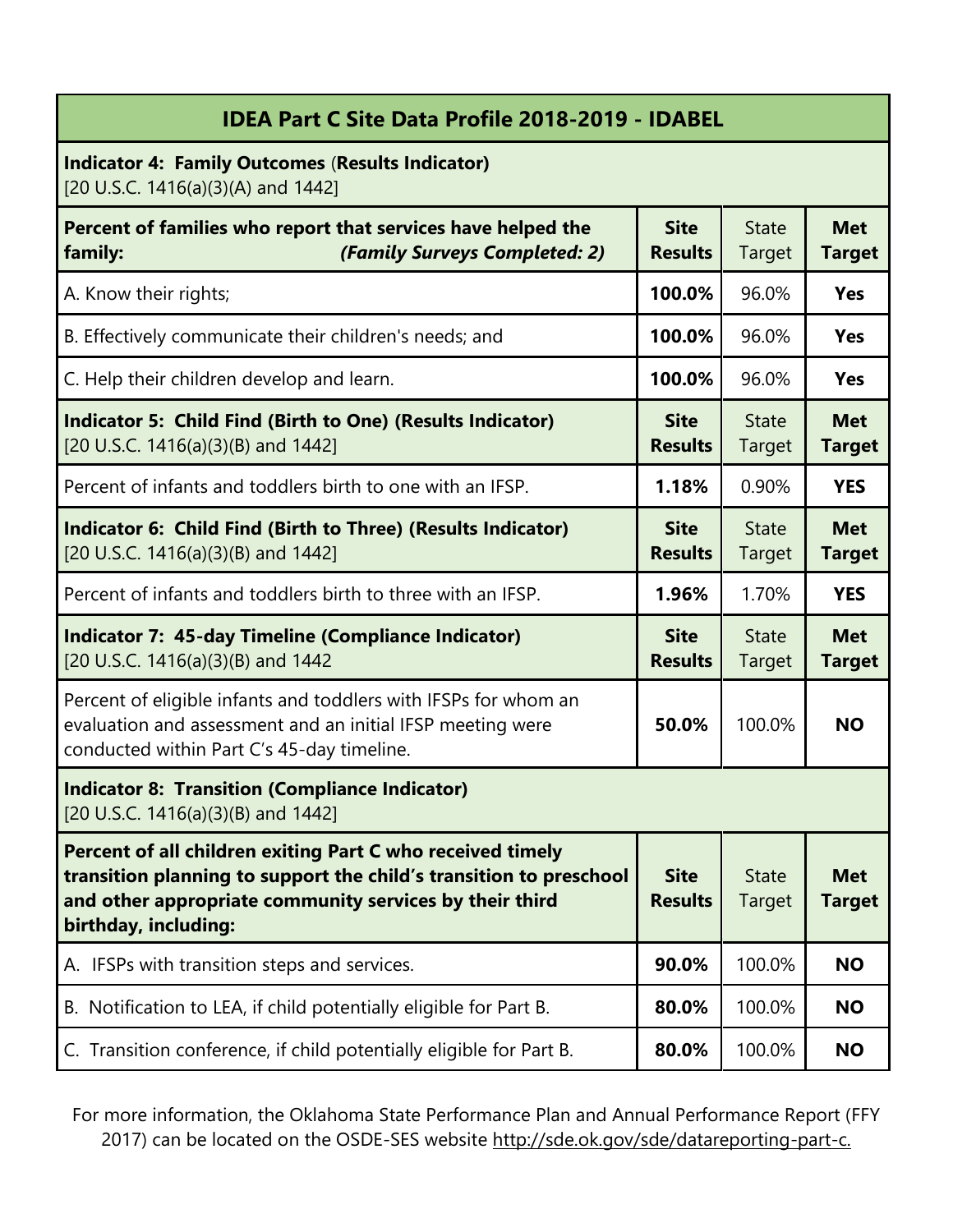| IDEA Part C Site Data Profile 2018-2019 - IDABEL | | | |
|---|---|---|---|
| **Indicator 4: Family Outcomes** (**Results Indicator)** [20 U.S.C. 1416(a)(3)(A) and 1442] | | | |
| **Percent of families who report that services have helped the family:** ***(Family Surveys Completed: 2)*** | **Site Results** | State Target | **Met Target** |
| A. Know their rights; | **100.0%** | 96.0% | **Yes** |
| B. Effectively communicate their children's needs; and | **100.0%** | 96.0% | **Yes** |
| C. Help their children develop and learn. | **100.0%** | 96.0% | **Yes** |
| **Indicator 5: Child Find (Birth to One) (Results Indicator)** [20 U.S.C. 1416(a)(3)(B) and 1442] | **Site Results** | State Target | **Met Target** |
| Percent of infants and toddlers birth to one with an IFSP. | **1.18%** | 0.90% | **YES** |
| **Indicator 6: Child Find (Birth to Three) (Results Indicator)** [20 U.S.C. 1416(a)(3)(B) and 1442] | **Site Results** | State Target | **Met Target** |
| Percent of infants and toddlers birth to three with an IFSP. | **1.96%** | 1.70% | **YES** |
| **Indicator 7: 45-day Timeline (Compliance Indicator)** [20 U.S.C. 1416(a)(3)(B) and 1442 | **Site Results** | State Target | **Met Target** |
| Percent of eligible infants and toddlers with IFSPs for whom an evaluation and assessment and an initial IFSP meeting were conducted within Part C's 45-day timeline. | **50.0%** | 100.0% | **NO** |
| **Indicator 8: Transition (Compliance Indicator)** [20 U.S.C. 1416(a)(3)(B) and 1442] | | | |
| **Percent of all children exiting Part C who received timely transition planning to support the child's transition to preschool and other appropriate community services by their third birthday, including:** | **Site Results** | State Target | **Met Target** |
| A. IFSPs with transition steps and services. | **90.0%** | 100.0% | **NO** |
| B. Notification to LEA, if child potentially eligible for Part B. | **80.0%** | 100.0% | **NO** |
| C. Transition conference, if child potentially eligible for Part B. | **80.0%** | 100.0% | **NO** |

For more information, the Oklahoma State Performance Plan and Annual Performance Report (FFY 2017) can be located on the OSDE-SES website http://sde.ok.gov/sde/datareporting-part-c.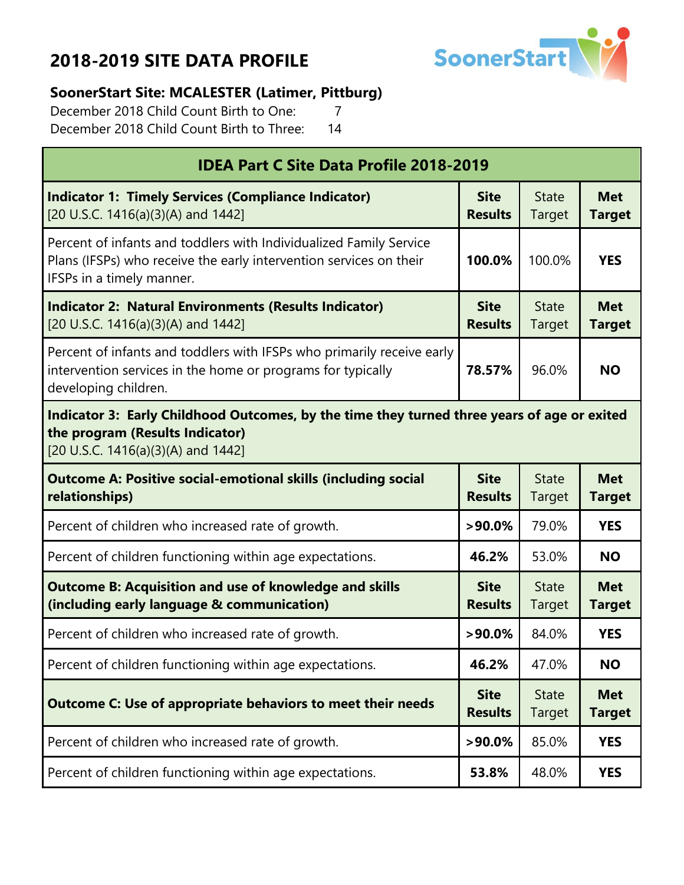# 2018-2019 SITE DATA PROFILE

**SoonerStart Site: MCALESTER (Latimer, Pittburg)**

December 2018 Child Count Birth to One: 7

December 2018 Child Count Birth to Three: 14

| IDEA Part C Site Data Profile 2018-2019 | | | |
|---|---|---|---|
| **Indicator 1: Timely Services (Compliance Indicator)** [20 U.S.C. 1416(a)(3)(A) and 1442] | **Site Results** | State Target | **Met Target** |
| Percent of infants and toddlers with Individualized Family Service Plans (IFSPs) who receive the early intervention services on their IFSPs in a timely manner. | **100.0%** | 100.0% | **YES** |
| **Indicator 2: Natural Environments (Results Indicator)** [20 U.S.C. 1416(a)(3)(A) and 1442] | **Site Results** | State Target | **Met Target** |
| Percent of infants and toddlers with IFSPs who primarily receive early intervention services in the home or programs for typically developing children. | **78.57%** | 96.0% | **NO** |
| **Indicator 3: Early Childhood Outcomes, by the time they turned three years of age or exited the program (Results Indicator)** [20 U.S.C. 1416(a)(3)(A) and 1442] | | | |
| **Outcome A: Positive social-emotional skills (including social relationships)** | **Site Results** | State Target | **Met Target** |
| Percent of children who increased rate of growth. | **>90.0%** | 79.0% | **YES** |
| Percent of children functioning within age expectations. | **46.2%** | 53.0% | **NO** |
| **Outcome B: Acquisition and use of knowledge and skills (including early language & communication)** | **Site Results** | State Target | **Met Target** |
| Percent of children who increased rate of growth. | **>90.0%** | 84.0% | **YES** |
| Percent of children functioning within age expectations. | **46.2%** | 47.0% | **NO** |
| **Outcome C: Use of appropriate behaviors to meet their needs** | **Site Results** | State Target | **Met Target** |
| Percent of children who increased rate of growth. | **>90.0%** | 85.0% | **YES** |
| Percent of children functioning within age expectations. | **53.8%** | 48.0% | **YES** |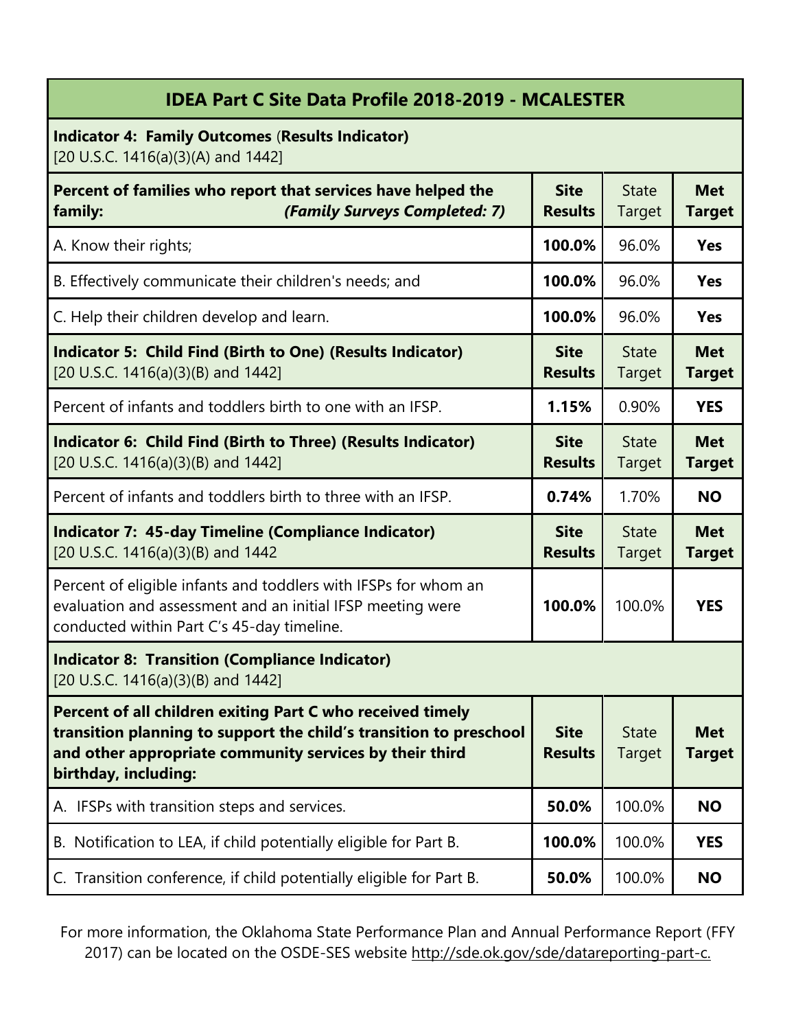| IDEA Part C Site Data Profile 2018-2019 - MCALESTER | | | |
|---|---|---|---|
| **Indicator 4: Family Outcomes (Results Indicator)** [20 U.S.C. 1416(a)(3)(A) and 1442] | | | |
| **Percent of families who report that services have helped the family:** ***(Family Surveys Completed: 7)*** | **Site Results** | State Target | **Met Target** |
| A. Know their rights; | **100.0%** | 96.0% | **Yes** |
| B. Effectively communicate their children's needs; and | **100.0%** | 96.0% | **Yes** |
| C. Help their children develop and learn. | **100.0%** | 96.0% | **Yes** |
| **Indicator 5: Child Find (Birth to One) (Results Indicator)** [20 U.S.C. 1416(a)(3)(B) and 1442] | **Site Results** | State Target | **Met Target** |
| Percent of infants and toddlers birth to one with an IFSP. | **1.15%** | 0.90% | **YES** |
| **Indicator 6: Child Find (Birth to Three) (Results Indicator)** [20 U.S.C. 1416(a)(3)(B) and 1442] | **Site Results** | State Target | **Met Target** |
| Percent of infants and toddlers birth to three with an IFSP. | **0.74%** | 1.70% | **NO** |
| **Indicator 7: 45-day Timeline (Compliance Indicator)** [20 U.S.C. 1416(a)(3)(B) and 1442 | **Site Results** | State Target | **Met Target** |
| Percent of eligible infants and toddlers with IFSPs for whom an evaluation and assessment and an initial IFSP meeting were conducted within Part C's 45-day timeline. | **100.0%** | 100.0% | **YES** |
| **Indicator 8: Transition (Compliance Indicator)** [20 U.S.C. 1416(a)(3)(B) and 1442] | | | |
| **Percent of all children exiting Part C who received timely transition planning to support the child's transition to preschool and other appropriate community services by their third birthday, including:** | **Site Results** | State Target | **Met Target** |
| A. IFSPs with transition steps and services. | **50.0%** | 100.0% | **NO** |
| B. Notification to LEA, if child potentially eligible for Part B. | **100.0%** | 100.0% | **YES** |
| C. Transition conference, if child potentially eligible for Part B. | **50.0%** | 100.0% | **NO** |

For more information, the Oklahoma State Performance Plan and Annual Performance Report (FFY 2017) can be located on the OSDE-SES website http://sde.ok.gov/sde/datareporting-part-c.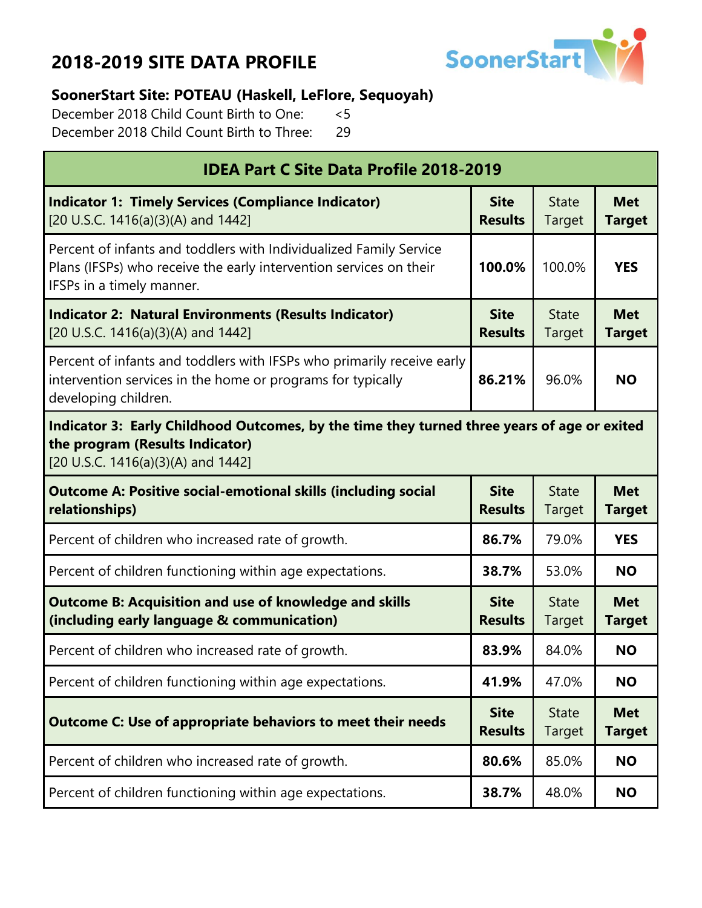# 2018-2019 SITE DATA PROFILE

**SoonerStart Site: POTEAU (Haskell, LeFlore, Sequoyah)**

December 2018 Child Count Birth to One: <5

December 2018 Child Count Birth to Three: 29

| IDEA Part C Site Data Profile 2018-2019 | | | |
|---|---|---|---|
| **Indicator 1: Timely Services (Compliance Indicator)** [20 U.S.C. 1416(a)(3)(A) and 1442] | **Site Results** | State Target | **Met Target** |
| Percent of infants and toddlers with Individualized Family Service Plans (IFSPs) who receive the early intervention services on their IFSPs in a timely manner. | **100.0%** | 100.0% | **YES** |
| **Indicator 2: Natural Environments (Results Indicator)** [20 U.S.C. 1416(a)(3)(A) and 1442] | **Site Results** | State Target | **Met Target** |
| Percent of infants and toddlers with IFSPs who primarily receive early intervention services in the home or programs for typically developing children. | **86.21%** | 96.0% | **NO** |
| **Indicator 3: Early Childhood Outcomes, by the time they turned three years of age or exited the program (Results Indicator)** [20 U.S.C. 1416(a)(3)(A) and 1442] | | | |
| **Outcome A: Positive social-emotional skills (including social relationships)** | **Site Results** | State Target | **Met Target** |
| Percent of children who increased rate of growth. | **86.7%** | 79.0% | **YES** |
| Percent of children functioning within age expectations. | **38.7%** | 53.0% | **NO** |
| **Outcome B: Acquisition and use of knowledge and skills (including early language & communication)** | **Site Results** | State Target | **Met Target** |
| Percent of children who increased rate of growth. | **83.9%** | 84.0% | **NO** |
| Percent of children functioning within age expectations. | **41.9%** | 47.0% | **NO** |
| **Outcome C: Use of appropriate behaviors to meet their needs** | **Site Results** | State Target | **Met Target** |
| Percent of children who increased rate of growth. | **80.6%** | 85.0% | **NO** |
| Percent of children functioning within age expectations. | **38.7%** | 48.0% | **NO** |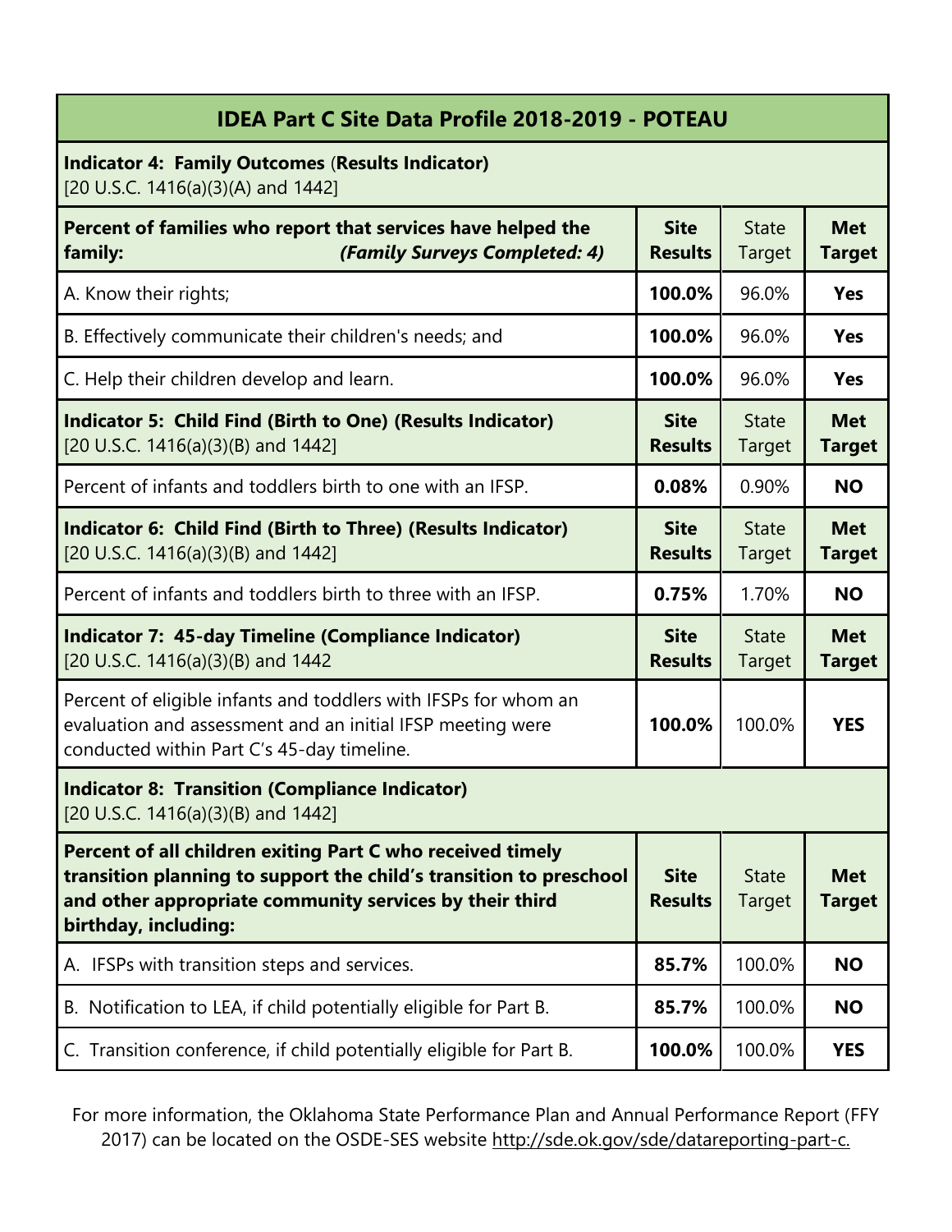| IDEA Part C Site Data Profile 2018-2019 - POTEAU | | | |
|---|---|---|---|
| **Indicator 4: Family Outcomes (Results Indicator)**<br>[20 U.S.C. 1416(a)(3)(A) and 1442] | | | |
| **Percent of families who report that services have helped the family:** ***(Family Surveys Completed: 4)*** | **Site Results** | State Target | **Met Target** |
| A. Know their rights; | **100.0%** | 96.0% | **Yes** |
| B. Effectively communicate their children's needs; and | **100.0%** | 96.0% | **Yes** |
| C. Help their children develop and learn. | **100.0%** | 96.0% | **Yes** |
| **Indicator 5: Child Find (Birth to One) (Results Indicator)**<br>[20 U.S.C. 1416(a)(3)(B) and 1442] | **Site Results** | State Target | **Met Target** |
| Percent of infants and toddlers birth to one with an IFSP. | **0.08%** | 0.90% | **NO** |
| **Indicator 6: Child Find (Birth to Three) (Results Indicator)**<br>[20 U.S.C. 1416(a)(3)(B) and 1442] | **Site Results** | State Target | **Met Target** |
| Percent of infants and toddlers birth to three with an IFSP. | **0.75%** | 1.70% | **NO** |
| **Indicator 7: 45-day Timeline (Compliance Indicator)**<br>[20 U.S.C. 1416(a)(3)(B) and 1442 | **Site Results** | State Target | **Met Target** |
| Percent of eligible infants and toddlers with IFSPs for whom an evaluation and assessment and an initial IFSP meeting were conducted within Part C's 45-day timeline. | **100.0%** | 100.0% | **YES** |
| **Indicator 8: Transition (Compliance Indicator)**<br>[20 U.S.C. 1416(a)(3)(B) and 1442] | | | |
| **Percent of all children exiting Part C who received timely transition planning to support the child's transition to preschool and other appropriate community services by their third birthday, including:** | **Site Results** | State Target | **Met Target** |
| A. IFSPs with transition steps and services. | **85.7%** | 100.0% | **NO** |
| B. Notification to LEA, if child potentially eligible for Part B. | **85.7%** | 100.0% | **NO** |
| C. Transition conference, if child potentially eligible for Part B. | **100.0%** | 100.0% | **YES** |

For more information, the Oklahoma State Performance Plan and Annual Performance Report (FFY 2017) can be located on the OSDE-SES website http://sde.ok.gov/sde/datareporting-part-c.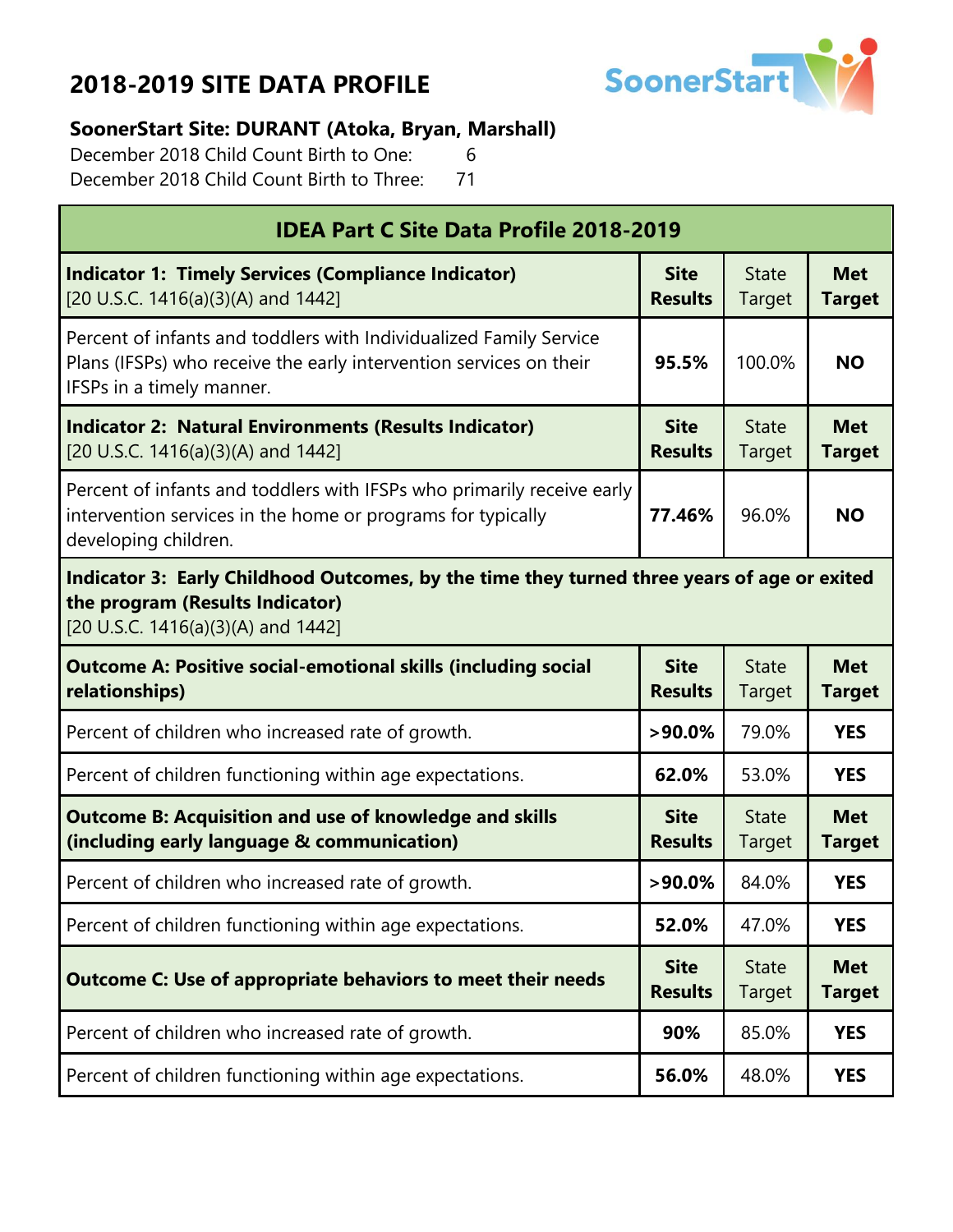# 2018-2019 SITE DATA PROFILE

**SoonerStart Site: DURANT (Atoka, Bryan, Marshall)**

December 2018 Child Count Birth to One: 6

December 2018 Child Count Birth to Three: 71

| IDEA Part C Site Data Profile 2018-2019 | | | |
|---|---|---|---|
| **Indicator 1: Timely Services (Compliance Indicator)** [20 U.S.C. 1416(a)(3)(A) and 1442] | **Site Results** | State Target | **Met Target** |
| Percent of infants and toddlers with Individualized Family Service Plans (IFSPs) who receive the early intervention services on their IFSPs in a timely manner. | **95.5%** | 100.0% | **NO** |
| **Indicator 2: Natural Environments (Results Indicator)** [20 U.S.C. 1416(a)(3)(A) and 1442] | **Site Results** | State Target | **Met Target** |
| Percent of infants and toddlers with IFSPs who primarily receive early intervention services in the home or programs for typically developing children. | **77.46%** | 96.0% | **NO** |
| **Indicator 3: Early Childhood Outcomes, by the time they turned three years of age or exited the program (Results Indicator)** [20 U.S.C. 1416(a)(3)(A) and 1442] | | | |
| **Outcome A: Positive social-emotional skills (including social relationships)** | **Site Results** | State Target | **Met Target** |
| Percent of children who increased rate of growth. | **>90.0%** | 79.0% | **YES** |
| Percent of children functioning within age expectations. | **62.0%** | 53.0% | **YES** |
| **Outcome B: Acquisition and use of knowledge and skills (including early language & communication)** | **Site Results** | State Target | **Met Target** |
| Percent of children who increased rate of growth. | **>90.0%** | 84.0% | **YES** |
| Percent of children functioning within age expectations. | **52.0%** | 47.0% | **YES** |
| **Outcome C: Use of appropriate behaviors to meet their needs** | **Site Results** | State Target | **Met Target** |
| Percent of children who increased rate of growth. | **90%** | 85.0% | **YES** |
| Percent of children functioning within age expectations. | **56.0%** | 48.0% | **YES** |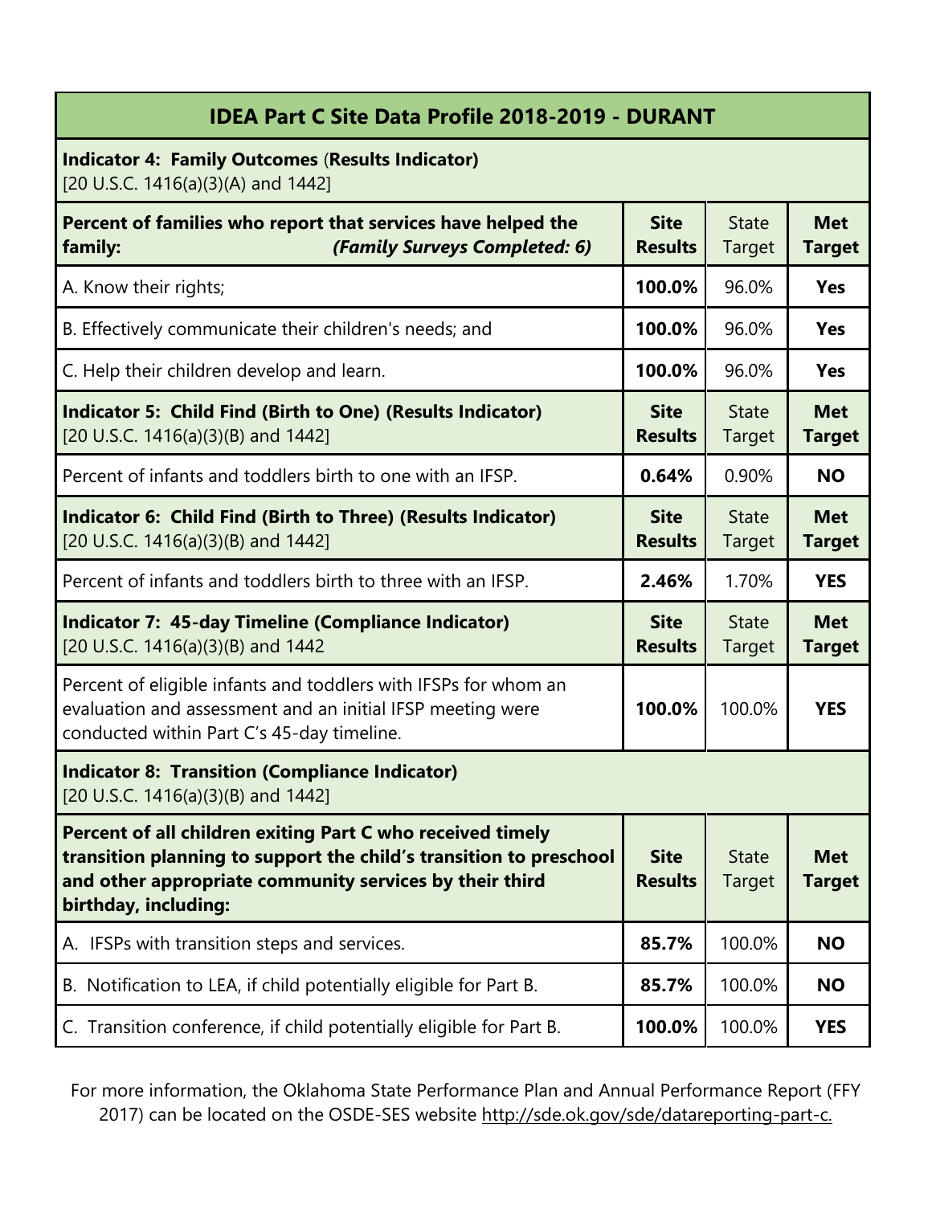| IDEA Part C Site Data Profile 2018-2019 - DURANT | | | |
|---|---|---|---|
| **Indicator 4: Family Outcomes** (**Results Indicator)** [20 U.S.C. 1416(a)(3)(A) and 1442] | | | |
| **Percent of families who report that services have helped the family:** ***(Family Surveys Completed: 6)*** | **Site Results** | State Target | **Met Target** |
| A. Know their rights; | **100.0%** | 96.0% | **Yes** |
| B. Effectively communicate their children's needs; and | **100.0%** | 96.0% | **Yes** |
| C. Help their children develop and learn. | **100.0%** | 96.0% | **Yes** |
| **Indicator 5: Child Find (Birth to One) (Results Indicator)** [20 U.S.C. 1416(a)(3)(B) and 1442] | **Site Results** | State Target | **Met Target** |
| Percent of infants and toddlers birth to one with an IFSP. | **0.64%** | 0.90% | **NO** |
| **Indicator 6: Child Find (Birth to Three) (Results Indicator)** [20 U.S.C. 1416(a)(3)(B) and 1442] | **Site Results** | State Target | **Met Target** |
| Percent of infants and toddlers birth to three with an IFSP. | **2.46%** | 1.70% | **YES** |
| **Indicator 7: 45-day Timeline (Compliance Indicator)** [20 U.S.C. 1416(a)(3)(B) and 1442 | **Site Results** | State Target | **Met Target** |
| Percent of eligible infants and toddlers with IFSPs for whom an evaluation and assessment and an initial IFSP meeting were conducted within Part C's 45-day timeline. | **100.0%** | 100.0% | **YES** |
| **Indicator 8: Transition (Compliance Indicator)** [20 U.S.C. 1416(a)(3)(B) and 1442] | | | |
| **Percent of all children exiting Part C who received timely transition planning to support the child's transition to preschool and other appropriate community services by their third birthday, including:** | **Site Results** | State Target | **Met Target** |
| A. IFSPs with transition steps and services. | **85.7%** | 100.0% | **NO** |
| B. Notification to LEA, if child potentially eligible for Part B. | **85.7%** | 100.0% | **NO** |
| C. Transition conference, if child potentially eligible for Part B. | **100.0%** | 100.0% | **YES** |

For more information, the Oklahoma State Performance Plan and Annual Performance Report (FFY 2017) can be located on the OSDE-SES website http://sde.ok.gov/sde/datareporting-part-c.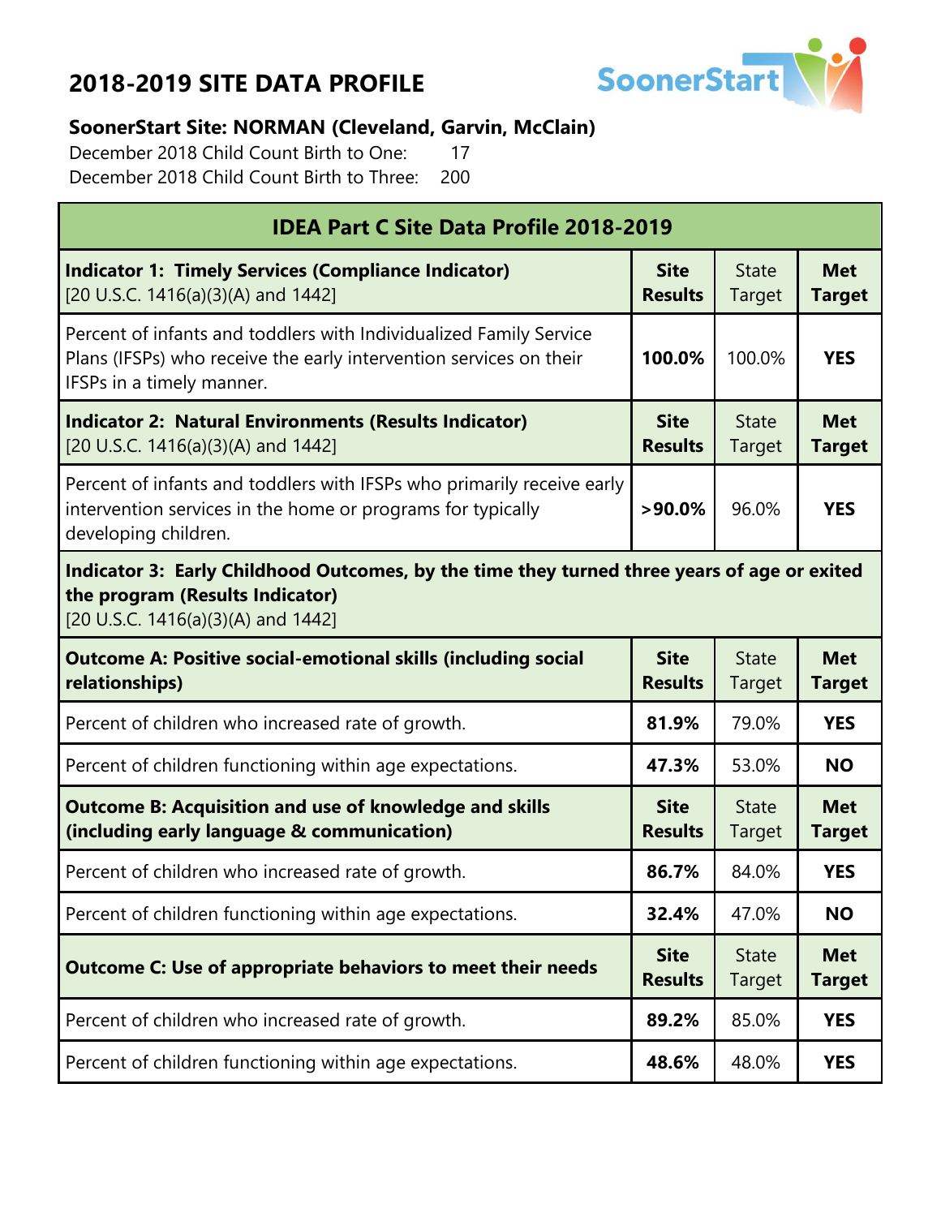# 2018-2019 SITE DATA PROFILE

**SoonerStart Site: NORMAN (Cleveland, Garvin, McClain)**

December 2018 Child Count Birth to One: 17

December 2018 Child Count Birth to Three: 200

| IDEA Part C Site Data Profile 2018-2019 | | | |
|---|---|---|---|
| **Indicator 1: Timely Services (Compliance Indicator)** [20 U.S.C. 1416(a)(3)(A) and 1442] | **Site Results** | State Target | **Met Target** |
| Percent of infants and toddlers with Individualized Family Service Plans (IFSPs) who receive the early intervention services on their IFSPs in a timely manner. | **100.0%** | 100.0% | **YES** |
| **Indicator 2: Natural Environments (Results Indicator)** [20 U.S.C. 1416(a)(3)(A) and 1442] | **Site Results** | State Target | **Met Target** |
| Percent of infants and toddlers with IFSPs who primarily receive early intervention services in the home or programs for typically developing children. | **>90.0%** | 96.0% | **YES** |
| **Indicator 3: Early Childhood Outcomes, by the time they turned three years of age or exited the program (Results Indicator)** [20 U.S.C. 1416(a)(3)(A) and 1442] | | | |
| **Outcome A: Positive social-emotional skills (including social relationships)** | **Site Results** | State Target | **Met Target** |
| Percent of children who increased rate of growth. | **81.9%** | 79.0% | **YES** |
| Percent of children functioning within age expectations. | **47.3%** | 53.0% | **NO** |
| **Outcome B: Acquisition and use of knowledge and skills (including early language & communication)** | **Site Results** | State Target | **Met Target** |
| Percent of children who increased rate of growth. | **86.7%** | 84.0% | **YES** |
| Percent of children functioning within age expectations. | **32.4%** | 47.0% | **NO** |
| **Outcome C: Use of appropriate behaviors to meet their needs** | **Site Results** | State Target | **Met Target** |
| Percent of children who increased rate of growth. | **89.2%** | 85.0% | **YES** |
| Percent of children functioning within age expectations. | **48.6%** | 48.0% | **YES** |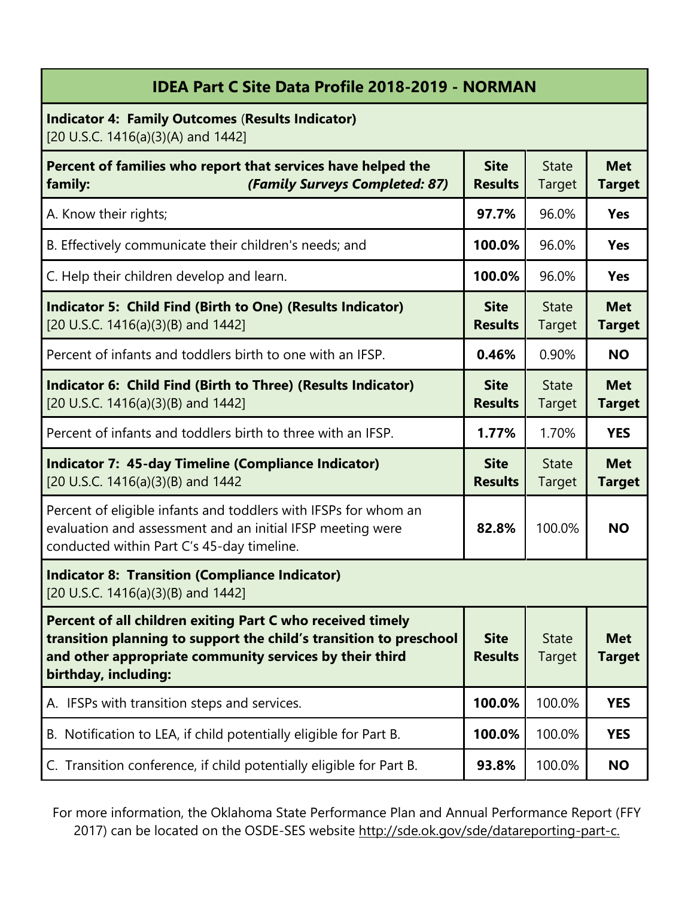| IDEA Part C Site Data Profile 2018-2019 - NORMAN | | | |
|---|---|---|---|
| **Indicator 4: Family Outcomes (Results Indicator)** [20 U.S.C. 1416(a)(3)(A) and 1442] | | | |
| **Percent of families who report that services have helped the family:** ***(Family Surveys Completed: 87)*** | **Site Results** | State Target | **Met Target** |
| A. Know their rights; | **97.7%** | 96.0% | **Yes** |
| B. Effectively communicate their children's needs; and | **100.0%** | 96.0% | **Yes** |
| C. Help their children develop and learn. | **100.0%** | 96.0% | **Yes** |
| **Indicator 5: Child Find (Birth to One) (Results Indicator)** [20 U.S.C. 1416(a)(3)(B) and 1442] | **Site Results** | State Target | **Met Target** |
| Percent of infants and toddlers birth to one with an IFSP. | **0.46%** | 0.90% | **NO** |
| **Indicator 6: Child Find (Birth to Three) (Results Indicator)** [20 U.S.C. 1416(a)(3)(B) and 1442] | **Site Results** | State Target | **Met Target** |
| Percent of infants and toddlers birth to three with an IFSP. | **1.77%** | 1.70% | **YES** |
| **Indicator 7: 45-day Timeline (Compliance Indicator)** [20 U.S.C. 1416(a)(3)(B) and 1442 | **Site Results** | State Target | **Met Target** |
| Percent of eligible infants and toddlers with IFSPs for whom an evaluation and assessment and an initial IFSP meeting were conducted within Part C's 45-day timeline. | **82.8%** | 100.0% | **NO** |
| **Indicator 8: Transition (Compliance Indicator)** [20 U.S.C. 1416(a)(3)(B) and 1442] | | | |
| **Percent of all children exiting Part C who received timely transition planning to support the child's transition to preschool and other appropriate community services by their third birthday, including:** | **Site Results** | State Target | **Met Target** |
| A. IFSPs with transition steps and services. | **100.0%** | 100.0% | **YES** |
| B. Notification to LEA, if child potentially eligible for Part B. | **100.0%** | 100.0% | **YES** |
| C. Transition conference, if child potentially eligible for Part B. | **93.8%** | 100.0% | **NO** |

For more information, the Oklahoma State Performance Plan and Annual Performance Report (FFY 2017) can be located on the OSDE-SES website http://sde.ok.gov/sde/datareporting-part-c.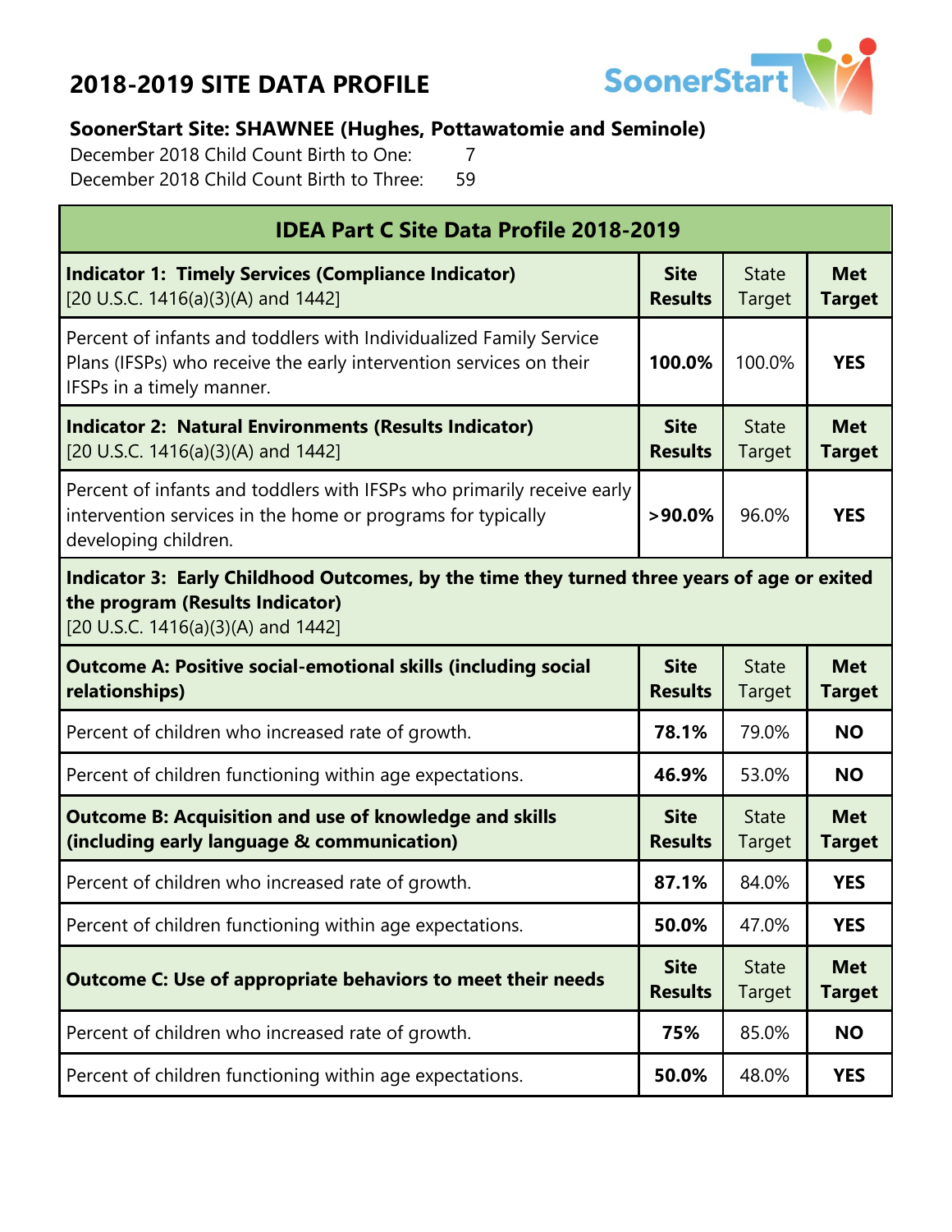# 2018-2019 SITE DATA PROFILE

SoonerStart

### SoonerStart Site: SHAWNEE (Hughes, Pottawatomie and Seminole)

December 2018 Child Count Birth to One: 7
December 2018 Child Count Birth to Three: 59

| IDEA Part C Site Data Profile 2018-2019 | | | |
|---|---|---|---|
| **Indicator 1: Timely Services (Compliance Indicator)** [20 U.S.C. 1416(a)(3)(A) and 1442] | **Site Results** | State Target | **Met Target** |
| Percent of infants and toddlers with Individualized Family Service Plans (IFSPs) who receive the early intervention services on their IFSPs in a timely manner. | **100.0%** | 100.0% | **YES** |
| **Indicator 2: Natural Environments (Results Indicator)** [20 U.S.C. 1416(a)(3)(A) and 1442] | **Site Results** | State Target | **Met Target** |
| Percent of infants and toddlers with IFSPs who primarily receive early intervention services in the home or programs for typically developing children. | **>90.0%** | 96.0% | **YES** |
| **Indicator 3: Early Childhood Outcomes, by the time they turned three years of age or exited the program (Results Indicator)** [20 U.S.C. 1416(a)(3)(A) and 1442] | | | |
| **Outcome A: Positive social-emotional skills (including social relationships)** | **Site Results** | State Target | **Met Target** |
| Percent of children who increased rate of growth. | **78.1%** | 79.0% | **NO** |
| Percent of children functioning within age expectations. | **46.9%** | 53.0% | **NO** |
| **Outcome B: Acquisition and use of knowledge and skills (including early language & communication)** | **Site Results** | State Target | **Met Target** |
| Percent of children who increased rate of growth. | **87.1%** | 84.0% | **YES** |
| Percent of children functioning within age expectations. | **50.0%** | 47.0% | **YES** |
| **Outcome C: Use of appropriate behaviors to meet their needs** | **Site Results** | State Target | **Met Target** |
| Percent of children who increased rate of growth. | **75%** | 85.0% | **NO** |
| Percent of children functioning within age expectations. | **50.0%** | 48.0% | **YES** |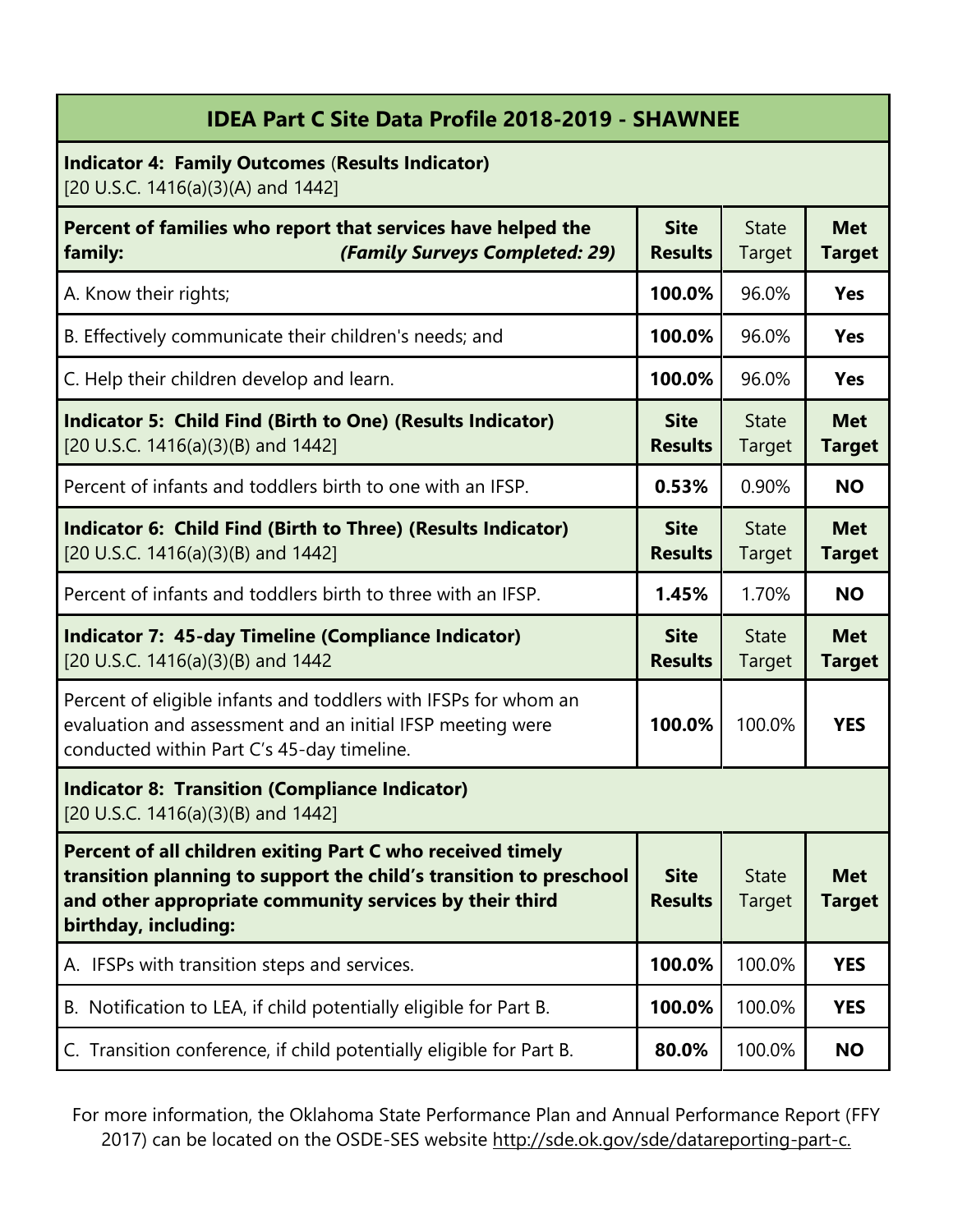## IDEA Part C Site Data Profile 2018-2019 - SHAWNEE

**Indicator 4: Family Outcomes (Results Indicator)**
[20 U.S.C. 1416(a)(3)(A) and 1442]

| **Percent of families who report that services have helped the family:** ***(Family Surveys Completed: 29)*** | **Site Results** | State Target | **Met Target** |
|---|---|---|---|
| A. Know their rights; | **100.0%** | 96.0% | **Yes** |
| B. Effectively communicate their children's needs; and | **100.0%** | 96.0% | **Yes** |
| C. Help their children develop and learn. | **100.0%** | 96.0% | **Yes** |

| **Indicator 5: Child Find (Birth to One) (Results Indicator)** [20 U.S.C. 1416(a)(3)(B) and 1442] | **Site Results** | State Target | **Met Target** |
|---|---|---|---|
| Percent of infants and toddlers birth to one with an IFSP. | **0.53%** | 0.90% | **NO** |

| **Indicator 6: Child Find (Birth to Three) (Results Indicator)** [20 U.S.C. 1416(a)(3)(B) and 1442] | **Site Results** | State Target | **Met Target** |
|---|---|---|---|
| Percent of infants and toddlers birth to three with an IFSP. | **1.45%** | 1.70% | **NO** |

| **Indicator 7: 45-day Timeline (Compliance Indicator)** [20 U.S.C. 1416(a)(3)(B) and 1442 | **Site Results** | State Target | **Met Target** |
|---|---|---|---|
| Percent of eligible infants and toddlers with IFSPs for whom an evaluation and assessment and an initial IFSP meeting were conducted within Part C's 45-day timeline. | **100.0%** | 100.0% | **YES** |

**Indicator 8: Transition (Compliance Indicator)**
[20 U.S.C. 1416(a)(3)(B) and 1442]

| **Percent of all children exiting Part C who received timely transition planning to support the child's transition to preschool and other appropriate community services by their third birthday, including:** | **Site Results** | State Target | **Met Target** |
|---|---|---|---|
| A. IFSPs with transition steps and services. | **100.0%** | 100.0% | **YES** |
| B. Notification to LEA, if child potentially eligible for Part B. | **100.0%** | 100.0% | **YES** |
| C. Transition conference, if child potentially eligible for Part B. | **80.0%** | 100.0% | **NO** |

For more information, the Oklahoma State Performance Plan and Annual Performance Report (FFY 2017) can be located on the OSDE-SES website http://sde.ok.gov/sde/datareporting-part-c.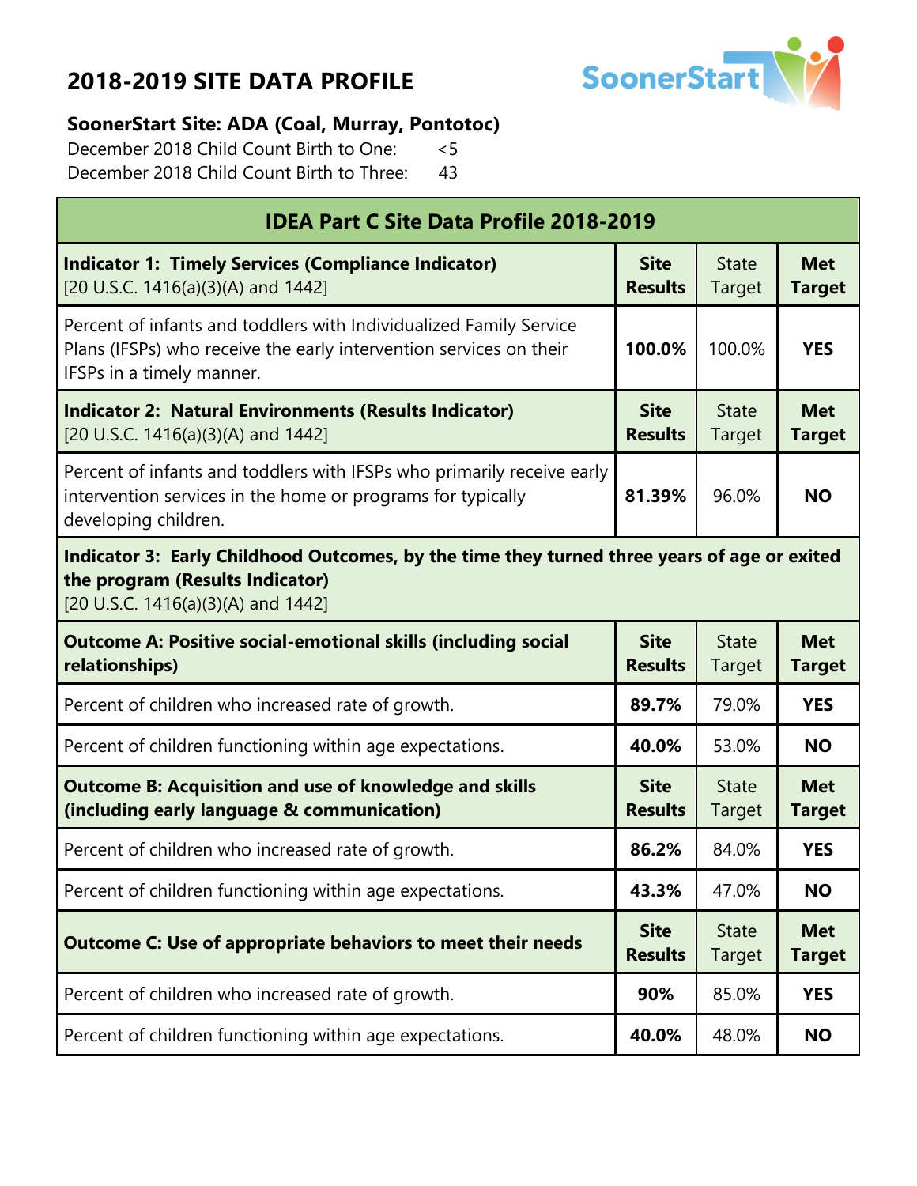# 2018-2019 SITE DATA PROFILE

**SoonerStart Site: ADA (Coal, Murray, Pontotoc)**

December 2018 Child Count Birth to One: <5

December 2018 Child Count Birth to Three: 43

| IDEA Part C Site Data Profile 2018-2019 | | | |
|---|---|---|---|
| **Indicator 1: Timely Services (Compliance Indicator)** [20 U.S.C. 1416(a)(3)(A) and 1442] | **Site Results** | State Target | **Met Target** |
| Percent of infants and toddlers with Individualized Family Service Plans (IFSPs) who receive the early intervention services on their IFSPs in a timely manner. | **100.0%** | 100.0% | **YES** |
| **Indicator 2: Natural Environments (Results Indicator)** [20 U.S.C. 1416(a)(3)(A) and 1442] | **Site Results** | State Target | **Met Target** |
| Percent of infants and toddlers with IFSPs who primarily receive early intervention services in the home or programs for typically developing children. | **81.39%** | 96.0% | **NO** |
| **Indicator 3: Early Childhood Outcomes, by the time they turned three years of age or exited the program (Results Indicator)** [20 U.S.C. 1416(a)(3)(A) and 1442] | | | |
| **Outcome A: Positive social-emotional skills (including social relationships)** | **Site Results** | State Target | **Met Target** |
| Percent of children who increased rate of growth. | **89.7%** | 79.0% | **YES** |
| Percent of children functioning within age expectations. | **40.0%** | 53.0% | **NO** |
| **Outcome B: Acquisition and use of knowledge and skills (including early language & communication)** | **Site Results** | State Target | **Met Target** |
| Percent of children who increased rate of growth. | **86.2%** | 84.0% | **YES** |
| Percent of children functioning within age expectations. | **43.3%** | 47.0% | **NO** |
| **Outcome C: Use of appropriate behaviors to meet their needs** | **Site Results** | State Target | **Met Target** |
| Percent of children who increased rate of growth. | **90%** | 85.0% | **YES** |
| Percent of children functioning within age expectations. | **40.0%** | 48.0% | **NO** |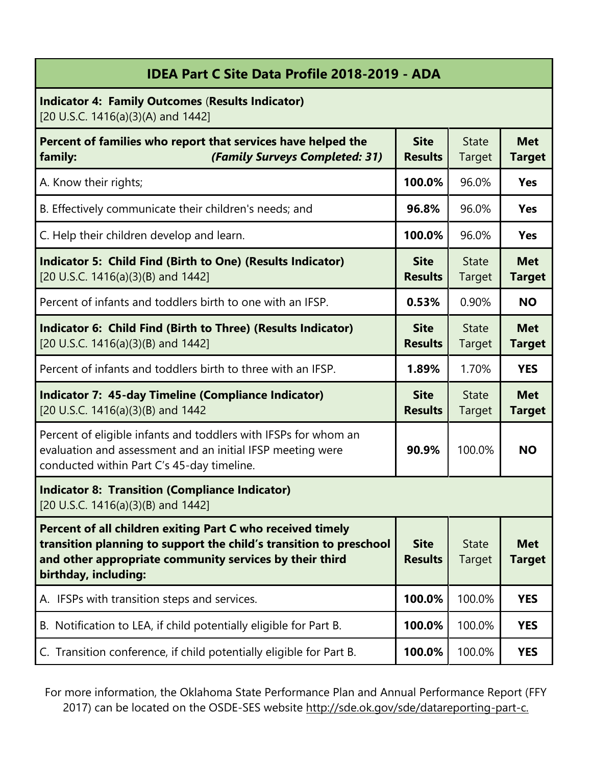## IDEA Part C Site Data Profile 2018-2019 - ADA

| **Indicator 4: Family Outcomes (Results Indicator)** [20 U.S.C. 1416(a)(3)(A) and 1442] | | | |
|---|---|---|---|
| **Percent of families who report that services have helped the family:** ***(Family Surveys Completed: 31)*** | **Site Results** | State Target | **Met Target** |
| A. Know their rights; | **100.0%** | 96.0% | **Yes** |
| B. Effectively communicate their children's needs; and | **96.8%** | 96.0% | **Yes** |
| C. Help their children develop and learn. | **100.0%** | 96.0% | **Yes** |
| **Indicator 5: Child Find (Birth to One) (Results Indicator)** [20 U.S.C. 1416(a)(3)(B) and 1442] | **Site Results** | State Target | **Met Target** |
| Percent of infants and toddlers birth to one with an IFSP. | **0.53%** | 0.90% | **NO** |
| **Indicator 6: Child Find (Birth to Three) (Results Indicator)** [20 U.S.C. 1416(a)(3)(B) and 1442] | **Site Results** | State Target | **Met Target** |
| Percent of infants and toddlers birth to three with an IFSP. | **1.89%** | 1.70% | **YES** |
| **Indicator 7: 45-day Timeline (Compliance Indicator)** [20 U.S.C. 1416(a)(3)(B) and 1442 | **Site Results** | State Target | **Met Target** |
| Percent of eligible infants and toddlers with IFSPs for whom an evaluation and assessment and an initial IFSP meeting were conducted within Part C's 45-day timeline. | **90.9%** | 100.0% | **NO** |
| **Indicator 8: Transition (Compliance Indicator)** [20 U.S.C. 1416(a)(3)(B) and 1442] | | | |
| **Percent of all children exiting Part C who received timely transition planning to support the child's transition to preschool and other appropriate community services by their third birthday, including:** | **Site Results** | State Target | **Met Target** |
| A. IFSPs with transition steps and services. | **100.0%** | 100.0% | **YES** |
| B. Notification to LEA, if child potentially eligible for Part B. | **100.0%** | 100.0% | **YES** |
| C. Transition conference, if child potentially eligible for Part B. | **100.0%** | 100.0% | **YES** |

For more information, the Oklahoma State Performance Plan and Annual Performance Report (FFY 2017) can be located on the OSDE-SES website http://sde.ok.gov/sde/datareporting-part-c.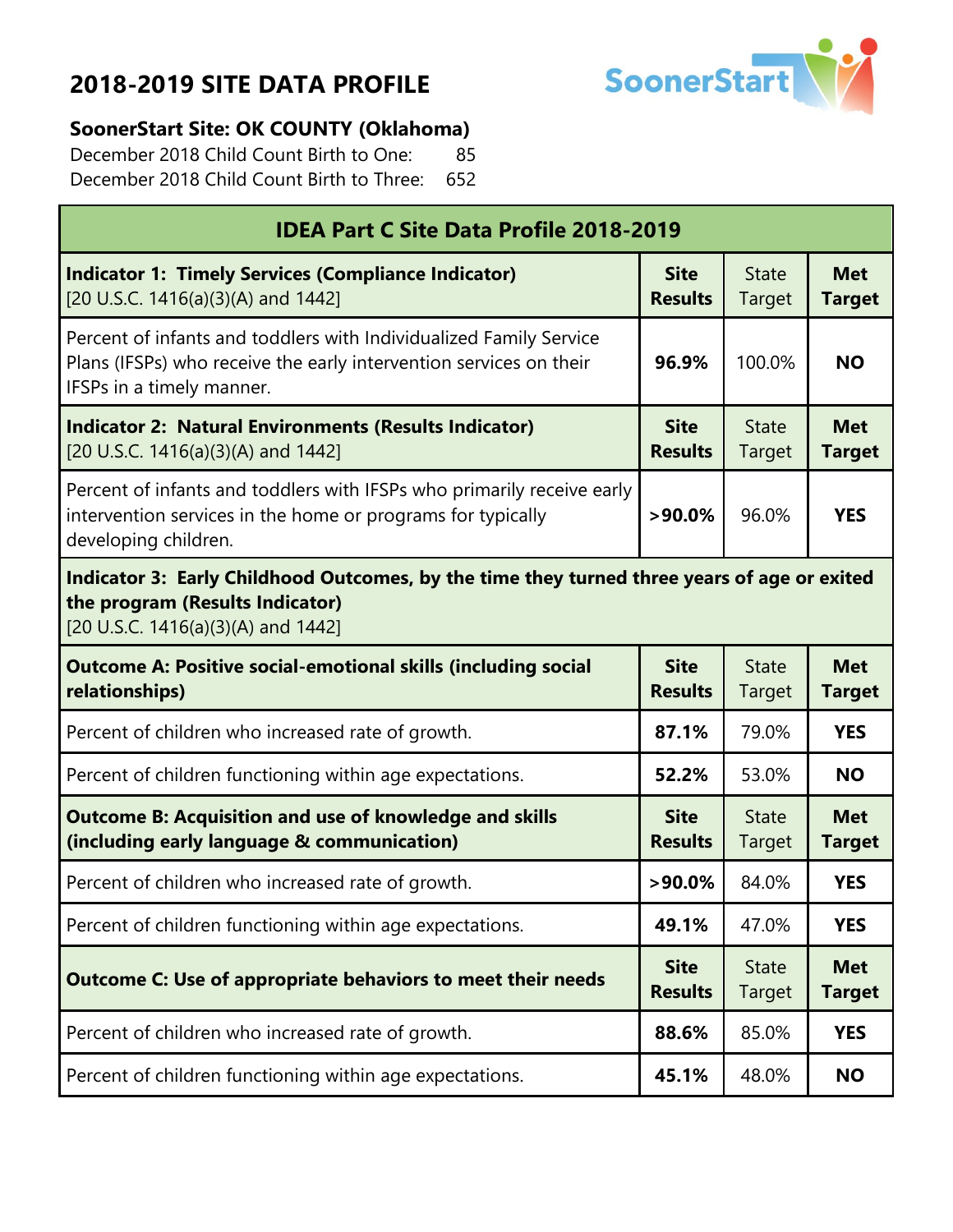# 2018-2019 SITE DATA PROFILE

**SoonerStart Site: OK COUNTY (Oklahoma)**

December 2018 Child Count Birth to One: 85

December 2018 Child Count Birth to Three: 652

| IDEA Part C Site Data Profile 2018-2019 | | | |
|---|---|---|---|
| **Indicator 1: Timely Services (Compliance Indicator)** [20 U.S.C. 1416(a)(3)(A) and 1442] | **Site Results** | State Target | **Met Target** |
| Percent of infants and toddlers with Individualized Family Service Plans (IFSPs) who receive the early intervention services on their IFSPs in a timely manner. | **96.9%** | 100.0% | **NO** |
| **Indicator 2: Natural Environments (Results Indicator)** [20 U.S.C. 1416(a)(3)(A) and 1442] | **Site Results** | State Target | **Met Target** |
| Percent of infants and toddlers with IFSPs who primarily receive early intervention services in the home or programs for typically developing children. | **>90.0%** | 96.0% | **YES** |
| **Indicator 3: Early Childhood Outcomes, by the time they turned three years of age or exited the program (Results Indicator)** [20 U.S.C. 1416(a)(3)(A) and 1442] | | | |
| **Outcome A: Positive social-emotional skills (including social relationships)** | **Site Results** | State Target | **Met Target** |
| Percent of children who increased rate of growth. | **87.1%** | 79.0% | **YES** |
| Percent of children functioning within age expectations. | **52.2%** | 53.0% | **NO** |
| **Outcome B: Acquisition and use of knowledge and skills (including early language & communication)** | **Site Results** | State Target | **Met Target** |
| Percent of children who increased rate of growth. | **>90.0%** | 84.0% | **YES** |
| Percent of children functioning within age expectations. | **49.1%** | 47.0% | **YES** |
| **Outcome C: Use of appropriate behaviors to meet their needs** | **Site Results** | State Target | **Met Target** |
| Percent of children who increased rate of growth. | **88.6%** | 85.0% | **YES** |
| Percent of children functioning within age expectations. | **45.1%** | 48.0% | **NO** |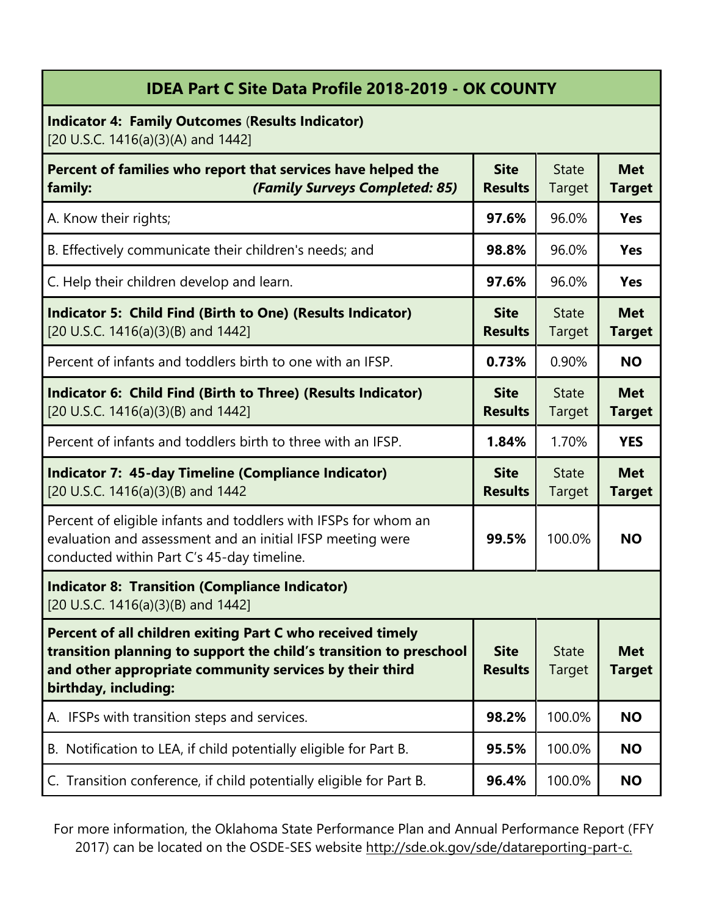# IDEA Part C Site Data Profile 2018-2019 - OK COUNTY

**Indicator 4: Family Outcomes** (**Results Indicator)**
[20 U.S.C. 1416(a)(3)(A) and 1442]

| **Percent of families who report that services have helped the family:** ***(Family Surveys Completed: 85)*** | **Site Results** | State Target | **Met Target** |
|---|---|---|---|
| A. Know their rights; | **97.6%** | 96.0% | **Yes** |
| B. Effectively communicate their children's needs; and | **98.8%** | 96.0% | **Yes** |
| C. Help their children develop and learn. | **97.6%** | 96.0% | **Yes** |

| **Indicator 5: Child Find (Birth to One) (Results Indicator)** [20 U.S.C. 1416(a)(3)(B) and 1442] | **Site Results** | State Target | **Met Target** |
|---|---|---|---|
| Percent of infants and toddlers birth to one with an IFSP. | **0.73%** | 0.90% | **NO** |

| **Indicator 6: Child Find (Birth to Three) (Results Indicator)** [20 U.S.C. 1416(a)(3)(B) and 1442] | **Site Results** | State Target | **Met Target** |
|---|---|---|---|
| Percent of infants and toddlers birth to three with an IFSP. | **1.84%** | 1.70% | **YES** |

| **Indicator 7: 45-day Timeline (Compliance Indicator)** [20 U.S.C. 1416(a)(3)(B) and 1442 | **Site Results** | State Target | **Met Target** |
|---|---|---|---|
| Percent of eligible infants and toddlers with IFSPs for whom an evaluation and assessment and an initial IFSP meeting were conducted within Part C's 45-day timeline. | **99.5%** | 100.0% | **NO** |

**Indicator 8: Transition (Compliance Indicator)**
[20 U.S.C. 1416(a)(3)(B) and 1442]

| **Percent of all children exiting Part C who received timely transition planning to support the child's transition to preschool and other appropriate community services by their third birthday, including:** | **Site Results** | State Target | **Met Target** |
|---|---|---|---|
| A. IFSPs with transition steps and services. | **98.2%** | 100.0% | **NO** |
| B. Notification to LEA, if child potentially eligible for Part B. | **95.5%** | 100.0% | **NO** |
| C. Transition conference, if child potentially eligible for Part B. | **96.4%** | 100.0% | **NO** |

For more information, the Oklahoma State Performance Plan and Annual Performance Report (FFY 2017) can be located on the OSDE-SES website http://sde.ok.gov/sde/datareporting-part-c.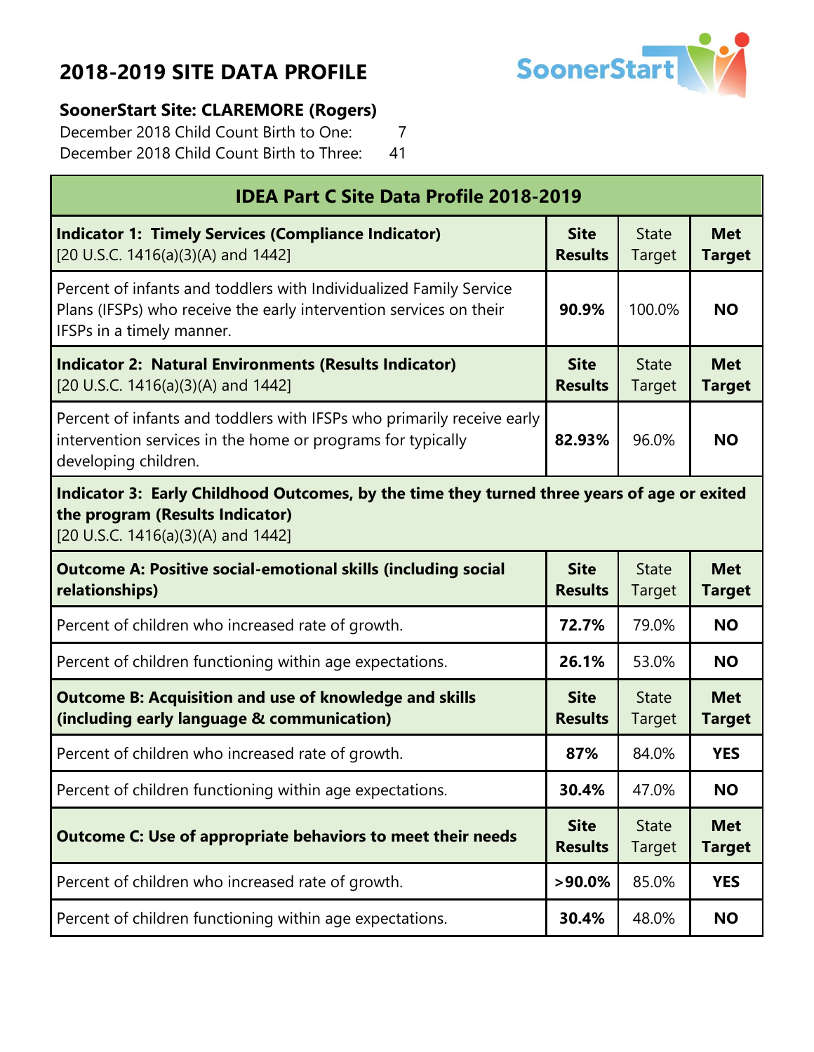# 2018-2019 SITE DATA PROFILE

**SoonerStart Site: CLAREMORE (Rogers)**

December 2018 Child Count Birth to One: 7

December 2018 Child Count Birth to Three: 41

| IDEA Part C Site Data Profile 2018-2019 | | | |
|---|---|---|---|
| **Indicator 1: Timely Services (Compliance Indicator)** [20 U.S.C. 1416(a)(3)(A) and 1442] | **Site Results** | State Target | **Met Target** |
| Percent of infants and toddlers with Individualized Family Service Plans (IFSPs) who receive the early intervention services on their IFSPs in a timely manner. | **90.9%** | 100.0% | **NO** |
| **Indicator 2: Natural Environments (Results Indicator)** [20 U.S.C. 1416(a)(3)(A) and 1442] | **Site Results** | State Target | **Met Target** |
| Percent of infants and toddlers with IFSPs who primarily receive early intervention services in the home or programs for typically developing children. | **82.93%** | 96.0% | **NO** |
| **Indicator 3: Early Childhood Outcomes, by the time they turned three years of age or exited the program (Results Indicator)** [20 U.S.C. 1416(a)(3)(A) and 1442] | | | |
| **Outcome A: Positive social-emotional skills (including social relationships)** | **Site Results** | State Target | **Met Target** |
| Percent of children who increased rate of growth. | **72.7%** | 79.0% | **NO** |
| Percent of children functioning within age expectations. | **26.1%** | 53.0% | **NO** |
| **Outcome B: Acquisition and use of knowledge and skills (including early language & communication)** | **Site Results** | State Target | **Met Target** |
| Percent of children who increased rate of growth. | **87%** | 84.0% | **YES** |
| Percent of children functioning within age expectations. | **30.4%** | 47.0% | **NO** |
| **Outcome C: Use of appropriate behaviors to meet their needs** | **Site Results** | State Target | **Met Target** |
| Percent of children who increased rate of growth. | **>90.0%** | 85.0% | **YES** |
| Percent of children functioning within age expectations. | **30.4%** | 48.0% | **NO** |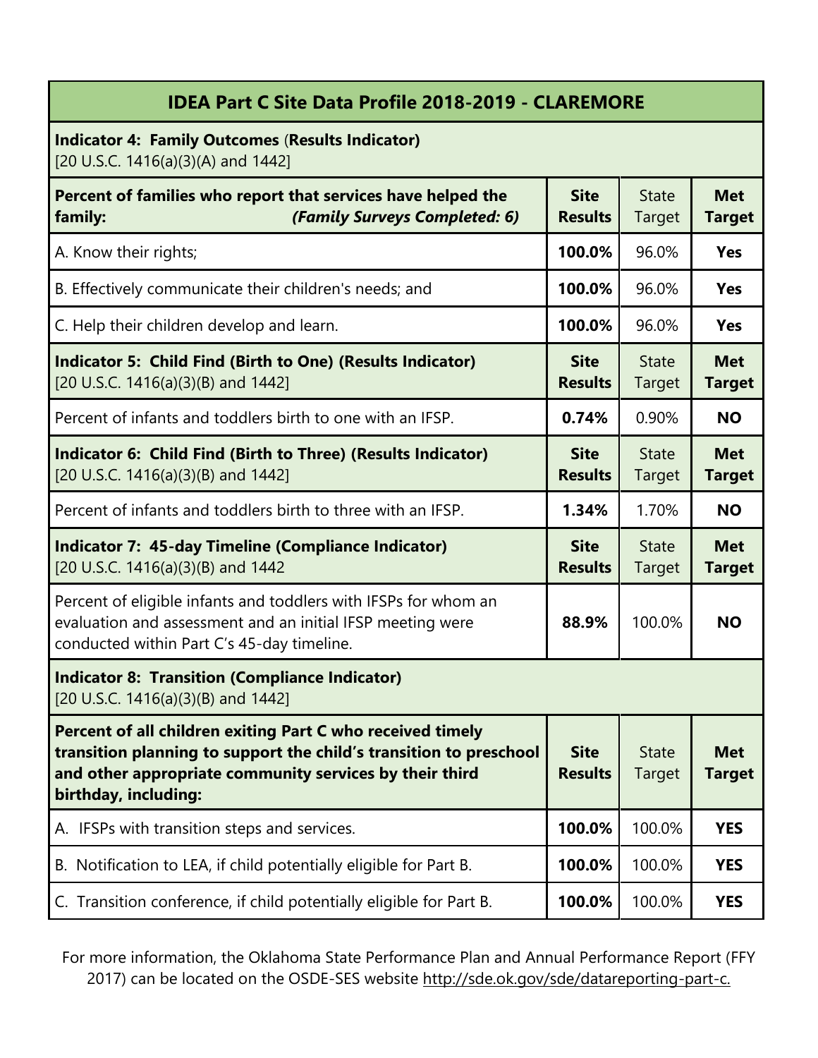| IDEA Part C Site Data Profile 2018-2019 - CLAREMORE | | | |
|---|---|---|---|
| **Indicator 4: Family Outcomes (Results Indicator)** [20 U.S.C. 1416(a)(3)(A) and 1442] | | | |
| **Percent of families who report that services have helped the family:** ***(Family Surveys Completed: 6)*** | **Site Results** | State Target | **Met Target** |
| A. Know their rights; | **100.0%** | 96.0% | **Yes** |
| B. Effectively communicate their children's needs; and | **100.0%** | 96.0% | **Yes** |
| C. Help their children develop and learn. | **100.0%** | 96.0% | **Yes** |
| **Indicator 5: Child Find (Birth to One) (Results Indicator)** [20 U.S.C. 1416(a)(3)(B) and 1442] | **Site Results** | State Target | **Met Target** |
| Percent of infants and toddlers birth to one with an IFSP. | **0.74%** | 0.90% | **NO** |
| **Indicator 6: Child Find (Birth to Three) (Results Indicator)** [20 U.S.C. 1416(a)(3)(B) and 1442] | **Site Results** | State Target | **Met Target** |
| Percent of infants and toddlers birth to three with an IFSP. | **1.34%** | 1.70% | **NO** |
| **Indicator 7: 45-day Timeline (Compliance Indicator)** [20 U.S.C. 1416(a)(3)(B) and 1442 | **Site Results** | State Target | **Met Target** |
| Percent of eligible infants and toddlers with IFSPs for whom an evaluation and assessment and an initial IFSP meeting were conducted within Part C's 45-day timeline. | **88.9%** | 100.0% | **NO** |
| **Indicator 8: Transition (Compliance Indicator)** [20 U.S.C. 1416(a)(3)(B) and 1442] | | | |
| **Percent of all children exiting Part C who received timely transition planning to support the child's transition to preschool and other appropriate community services by their third birthday, including:** | **Site Results** | State Target | **Met Target** |
| A. IFSPs with transition steps and services. | **100.0%** | 100.0% | **YES** |
| B. Notification to LEA, if child potentially eligible for Part B. | **100.0%** | 100.0% | **YES** |
| C. Transition conference, if child potentially eligible for Part B. | **100.0%** | 100.0% | **YES** |

For more information, the Oklahoma State Performance Plan and Annual Performance Report (FFY 2017) can be located on the OSDE-SES website http://sde.ok.gov/sde/datareporting-part-c.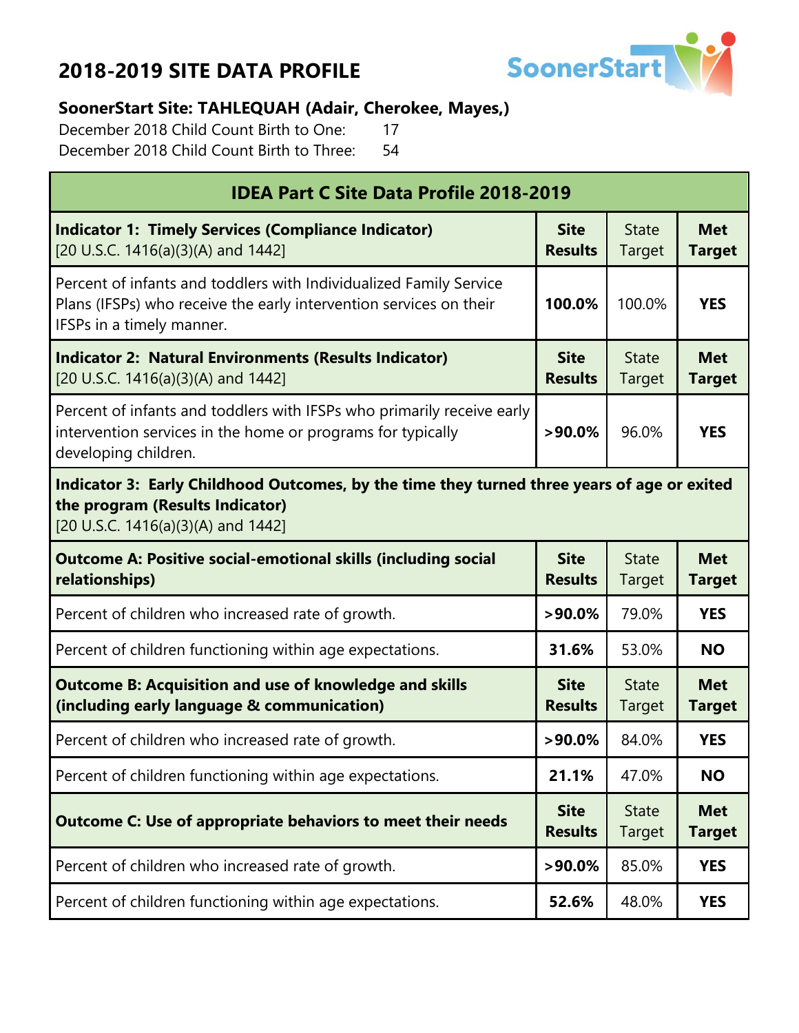# 2018-2019 SITE DATA PROFILE

**SoonerStart Site: TAHLEQUAH (Adair, Cherokee, Mayes,)**

December 2018 Child Count Birth to One: 17

December 2018 Child Count Birth to Three: 54

| IDEA Part C Site Data Profile 2018-2019 | | | |
|---|---|---|---|
| **Indicator 1: Timely Services (Compliance Indicator)** [20 U.S.C. 1416(a)(3)(A) and 1442] | **Site Results** | State Target | **Met Target** |
| Percent of infants and toddlers with Individualized Family Service Plans (IFSPs) who receive the early intervention services on their IFSPs in a timely manner. | **100.0%** | 100.0% | **YES** |
| **Indicator 2: Natural Environments (Results Indicator)** [20 U.S.C. 1416(a)(3)(A) and 1442] | **Site Results** | State Target | **Met Target** |
| Percent of infants and toddlers with IFSPs who primarily receive early intervention services in the home or programs for typically developing children. | **>90.0%** | 96.0% | **YES** |
| **Indicator 3: Early Childhood Outcomes, by the time they turned three years of age or exited the program (Results Indicator)** [20 U.S.C. 1416(a)(3)(A) and 1442] | | | |
| **Outcome A: Positive social-emotional skills (including social relationships)** | **Site Results** | State Target | **Met Target** |
| Percent of children who increased rate of growth. | **>90.0%** | 79.0% | **YES** |
| Percent of children functioning within age expectations. | **31.6%** | 53.0% | **NO** |
| **Outcome B: Acquisition and use of knowledge and skills (including early language & communication)** | **Site Results** | State Target | **Met Target** |
| Percent of children who increased rate of growth. | **>90.0%** | 84.0% | **YES** |
| Percent of children functioning within age expectations. | **21.1%** | 47.0% | **NO** |
| **Outcome C: Use of appropriate behaviors to meet their needs** | **Site Results** | State Target | **Met Target** |
| Percent of children who increased rate of growth. | **>90.0%** | 85.0% | **YES** |
| Percent of children functioning within age expectations. | **52.6%** | 48.0% | **YES** |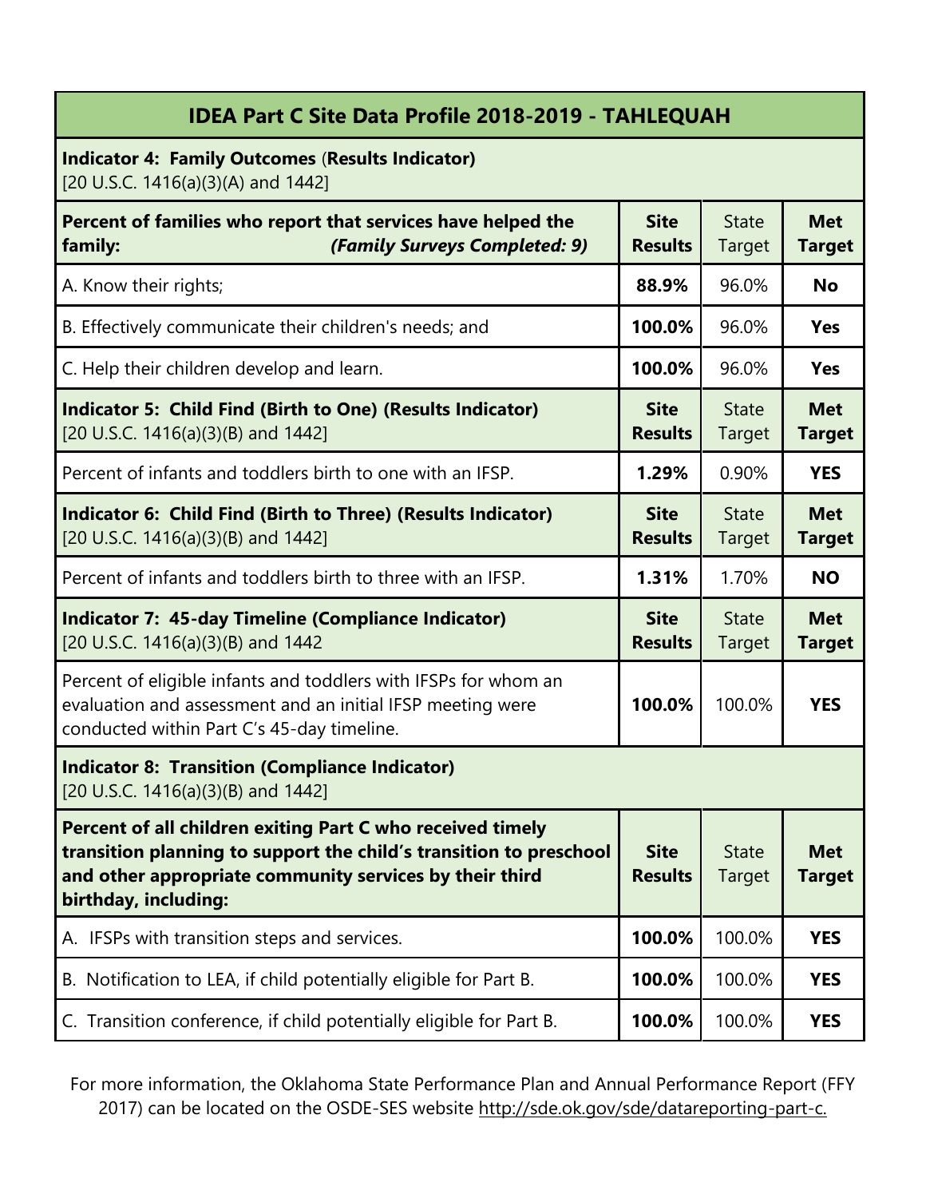## IDEA Part C Site Data Profile 2018-2019 - TAHLEQUAH

| **Indicator 4: Family Outcomes (Results Indicator)** [20 U.S.C. 1416(a)(3)(A) and 1442] | | | |
|---|---|---|---|
| **Percent of families who report that services have helped the family:** ***(Family Surveys Completed: 9)*** | **Site Results** | State Target | **Met Target** |
| A. Know their rights; | **88.9%** | 96.0% | **No** |
| B. Effectively communicate their children's needs; and | **100.0%** | 96.0% | **Yes** |
| C. Help their children develop and learn. | **100.0%** | 96.0% | **Yes** |
| **Indicator 5: Child Find (Birth to One) (Results Indicator)** [20 U.S.C. 1416(a)(3)(B) and 1442] | **Site Results** | State Target | **Met Target** |
| Percent of infants and toddlers birth to one with an IFSP. | **1.29%** | 0.90% | **YES** |
| **Indicator 6: Child Find (Birth to Three) (Results Indicator)** [20 U.S.C. 1416(a)(3)(B) and 1442] | **Site Results** | State Target | **Met Target** |
| Percent of infants and toddlers birth to three with an IFSP. | **1.31%** | 1.70% | **NO** |
| **Indicator 7: 45-day Timeline (Compliance Indicator)** [20 U.S.C. 1416(a)(3)(B) and 1442 | **Site Results** | State Target | **Met Target** |
| Percent of eligible infants and toddlers with IFSPs for whom an evaluation and assessment and an initial IFSP meeting were conducted within Part C's 45-day timeline. | **100.0%** | 100.0% | **YES** |
| **Indicator 8: Transition (Compliance Indicator)** [20 U.S.C. 1416(a)(3)(B) and 1442] | | | |
| **Percent of all children exiting Part C who received timely transition planning to support the child's transition to preschool and other appropriate community services by their third birthday, including:** | **Site Results** | State Target | **Met Target** |
| A. IFSPs with transition steps and services. | **100.0%** | 100.0% | **YES** |
| B. Notification to LEA, if child potentially eligible for Part B. | **100.0%** | 100.0% | **YES** |
| C. Transition conference, if child potentially eligible for Part B. | **100.0%** | 100.0% | **YES** |

For more information, the Oklahoma State Performance Plan and Annual Performance Report (FFY 2017) can be located on the OSDE-SES website http://sde.ok.gov/sde/datareporting-part-c.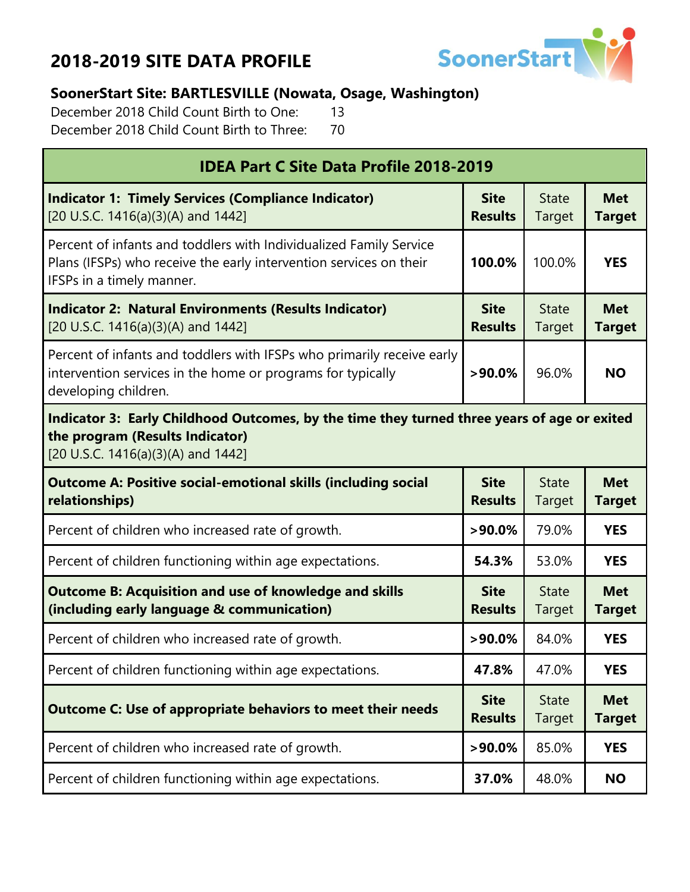# 2018-2019 SITE DATA PROFILE

**SoonerStart Site: BARTLESVILLE (Nowata, Osage, Washington)**

December 2018 Child Count Birth to One: 13

December 2018 Child Count Birth to Three: 70

| IDEA Part C Site Data Profile 2018-2019 | | | |
|---|---|---|---|
| **Indicator 1: Timely Services (Compliance Indicator)** [20 U.S.C. 1416(a)(3)(A) and 1442] | **Site Results** | State Target | **Met Target** |
| Percent of infants and toddlers with Individualized Family Service Plans (IFSPs) who receive the early intervention services on their IFSPs in a timely manner. | **100.0%** | 100.0% | **YES** |
| **Indicator 2: Natural Environments (Results Indicator)** [20 U.S.C. 1416(a)(3)(A) and 1442] | **Site Results** | State Target | **Met Target** |
| Percent of infants and toddlers with IFSPs who primarily receive early intervention services in the home or programs for typically developing children. | **>90.0%** | 96.0% | **NO** |
| **Indicator 3: Early Childhood Outcomes, by the time they turned three years of age or exited the program (Results Indicator)** [20 U.S.C. 1416(a)(3)(A) and 1442] | | | |
| **Outcome A: Positive social-emotional skills (including social relationships)** | **Site Results** | State Target | **Met Target** |
| Percent of children who increased rate of growth. | **>90.0%** | 79.0% | **YES** |
| Percent of children functioning within age expectations. | **54.3%** | 53.0% | **YES** |
| **Outcome B: Acquisition and use of knowledge and skills (including early language & communication)** | **Site Results** | State Target | **Met Target** |
| Percent of children who increased rate of growth. | **>90.0%** | 84.0% | **YES** |
| Percent of children functioning within age expectations. | **47.8%** | 47.0% | **YES** |
| **Outcome C: Use of appropriate behaviors to meet their needs** | **Site Results** | State Target | **Met Target** |
| Percent of children who increased rate of growth. | **>90.0%** | 85.0% | **YES** |
| Percent of children functioning within age expectations. | **37.0%** | 48.0% | **NO** |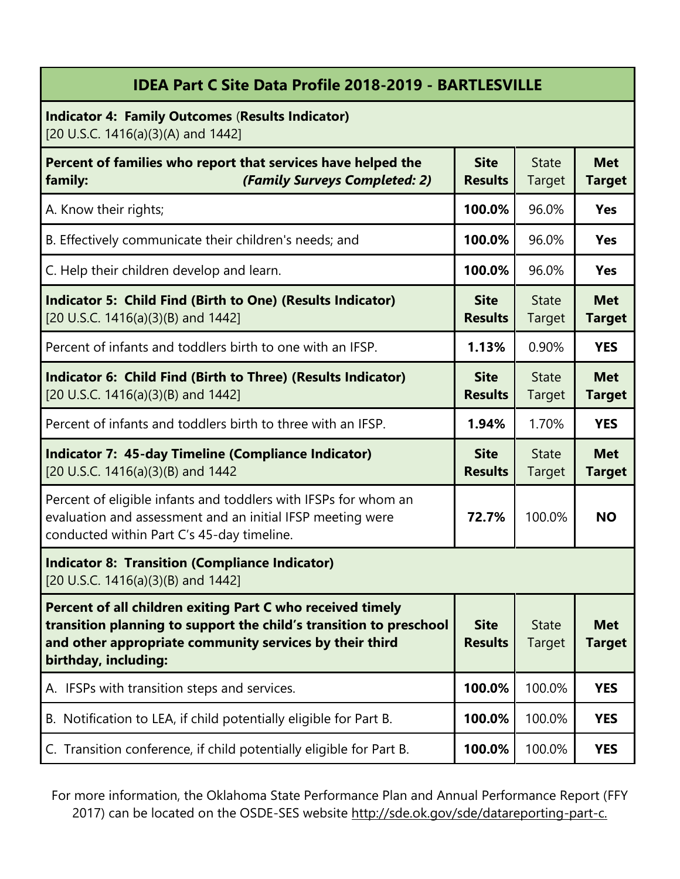## IDEA Part C Site Data Profile 2018-2019 - BARTLESVILLE

**Indicator 4: Family Outcomes (Results Indicator)**
[20 U.S.C. 1416(a)(3)(A) and 1442]

| **Percent of families who report that services have helped the family:** ***(Family Surveys Completed: 2)*** | **Site Results** | State Target | **Met Target** |
|---|---|---|---|
| A. Know their rights; | **100.0%** | 96.0% | **Yes** |
| B. Effectively communicate their children's needs; and | **100.0%** | 96.0% | **Yes** |
| C. Help their children develop and learn. | **100.0%** | 96.0% | **Yes** |

| **Indicator 5: Child Find (Birth to One) (Results Indicator)** [20 U.S.C. 1416(a)(3)(B) and 1442] | **Site Results** | State Target | **Met Target** |
|---|---|---|---|
| Percent of infants and toddlers birth to one with an IFSP. | **1.13%** | 0.90% | **YES** |

| **Indicator 6: Child Find (Birth to Three) (Results Indicator)** [20 U.S.C. 1416(a)(3)(B) and 1442] | **Site Results** | State Target | **Met Target** |
|---|---|---|---|
| Percent of infants and toddlers birth to three with an IFSP. | **1.94%** | 1.70% | **YES** |

| **Indicator 7: 45-day Timeline (Compliance Indicator)** [20 U.S.C. 1416(a)(3)(B) and 1442 | **Site Results** | State Target | **Met Target** |
|---|---|---|---|
| Percent of eligible infants and toddlers with IFSPs for whom an evaluation and assessment and an initial IFSP meeting were conducted within Part C's 45-day timeline. | **72.7%** | 100.0% | **NO** |

**Indicator 8: Transition (Compliance Indicator)**
[20 U.S.C. 1416(a)(3)(B) and 1442]

| **Percent of all children exiting Part C who received timely transition planning to support the child's transition to preschool and other appropriate community services by their third birthday, including:** | **Site Results** | State Target | **Met Target** |
|---|---|---|---|
| A. IFSPs with transition steps and services. | **100.0%** | 100.0% | **YES** |
| B. Notification to LEA, if child potentially eligible for Part B. | **100.0%** | 100.0% | **YES** |
| C. Transition conference, if child potentially eligible for Part B. | **100.0%** | 100.0% | **YES** |

For more information, the Oklahoma State Performance Plan and Annual Performance Report (FFY 2017) can be located on the OSDE-SES website http://sde.ok.gov/sde/datareporting-part-c.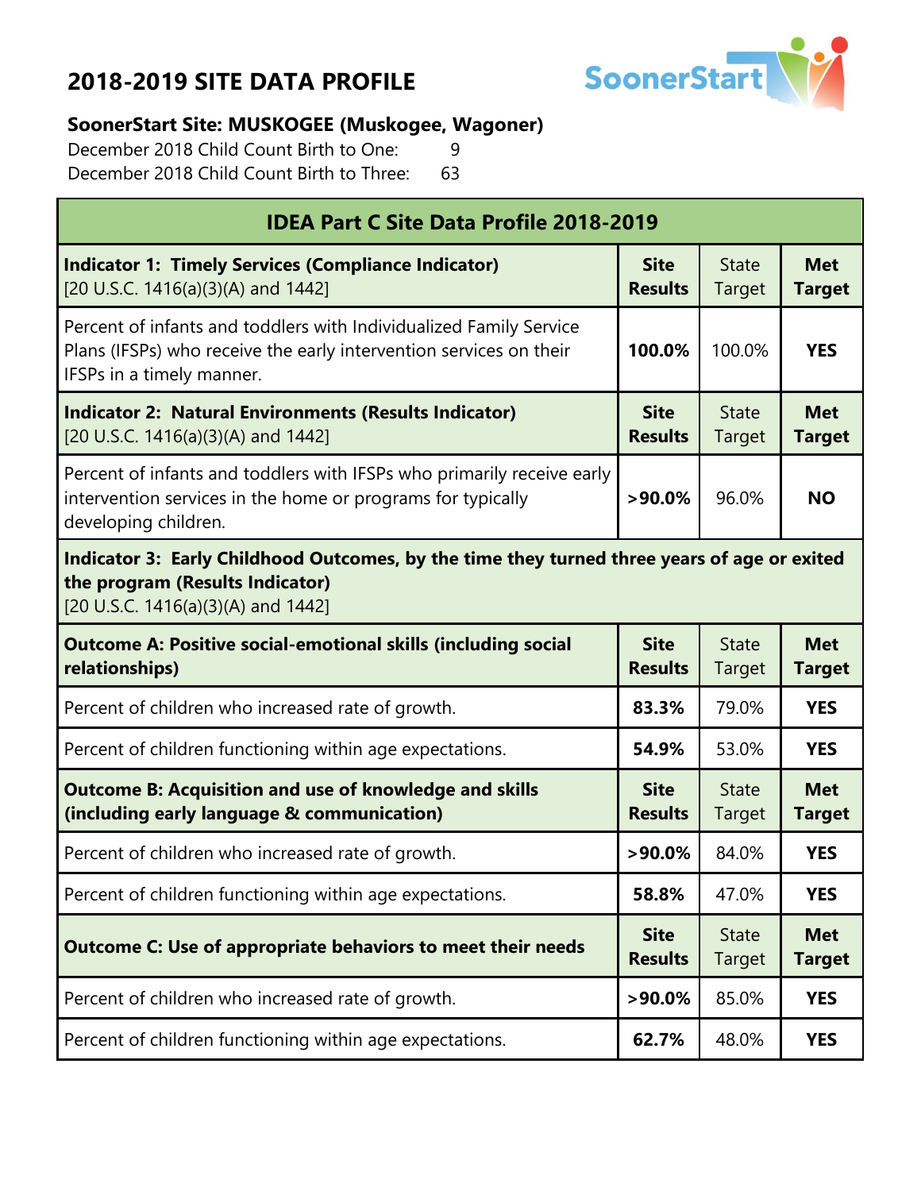# 2018-2019 SITE DATA PROFILE

**SoonerStart Site: MUSKOGEE (Muskogee, Wagoner)**

December 2018 Child Count Birth to One: 9

December 2018 Child Count Birth to Three: 63

| IDEA Part C Site Data Profile 2018-2019 | | | |
|---|---|---|---|
| **Indicator 1: Timely Services (Compliance Indicator)** [20 U.S.C. 1416(a)(3)(A) and 1442] | **Site Results** | State Target | **Met Target** |
| Percent of infants and toddlers with Individualized Family Service Plans (IFSPs) who receive the early intervention services on their IFSPs in a timely manner. | **100.0%** | 100.0% | **YES** |
| **Indicator 2: Natural Environments (Results Indicator)** [20 U.S.C. 1416(a)(3)(A) and 1442] | **Site Results** | State Target | **Met Target** |
| Percent of infants and toddlers with IFSPs who primarily receive early intervention services in the home or programs for typically developing children. | **>90.0%** | 96.0% | **NO** |
| **Indicator 3: Early Childhood Outcomes, by the time they turned three years of age or exited the program (Results Indicator)** [20 U.S.C. 1416(a)(3)(A) and 1442] | | | |
| **Outcome A: Positive social-emotional skills (including social relationships)** | **Site Results** | State Target | **Met Target** |
| Percent of children who increased rate of growth. | **83.3%** | 79.0% | **YES** |
| Percent of children functioning within age expectations. | **54.9%** | 53.0% | **YES** |
| **Outcome B: Acquisition and use of knowledge and skills (including early language & communication)** | **Site Results** | State Target | **Met Target** |
| Percent of children who increased rate of growth. | **>90.0%** | 84.0% | **YES** |
| Percent of children functioning within age expectations. | **58.8%** | 47.0% | **YES** |
| **Outcome C: Use of appropriate behaviors to meet their needs** | **Site Results** | State Target | **Met Target** |
| Percent of children who increased rate of growth. | **>90.0%** | 85.0% | **YES** |
| Percent of children functioning within age expectations. | **62.7%** | 48.0% | **YES** |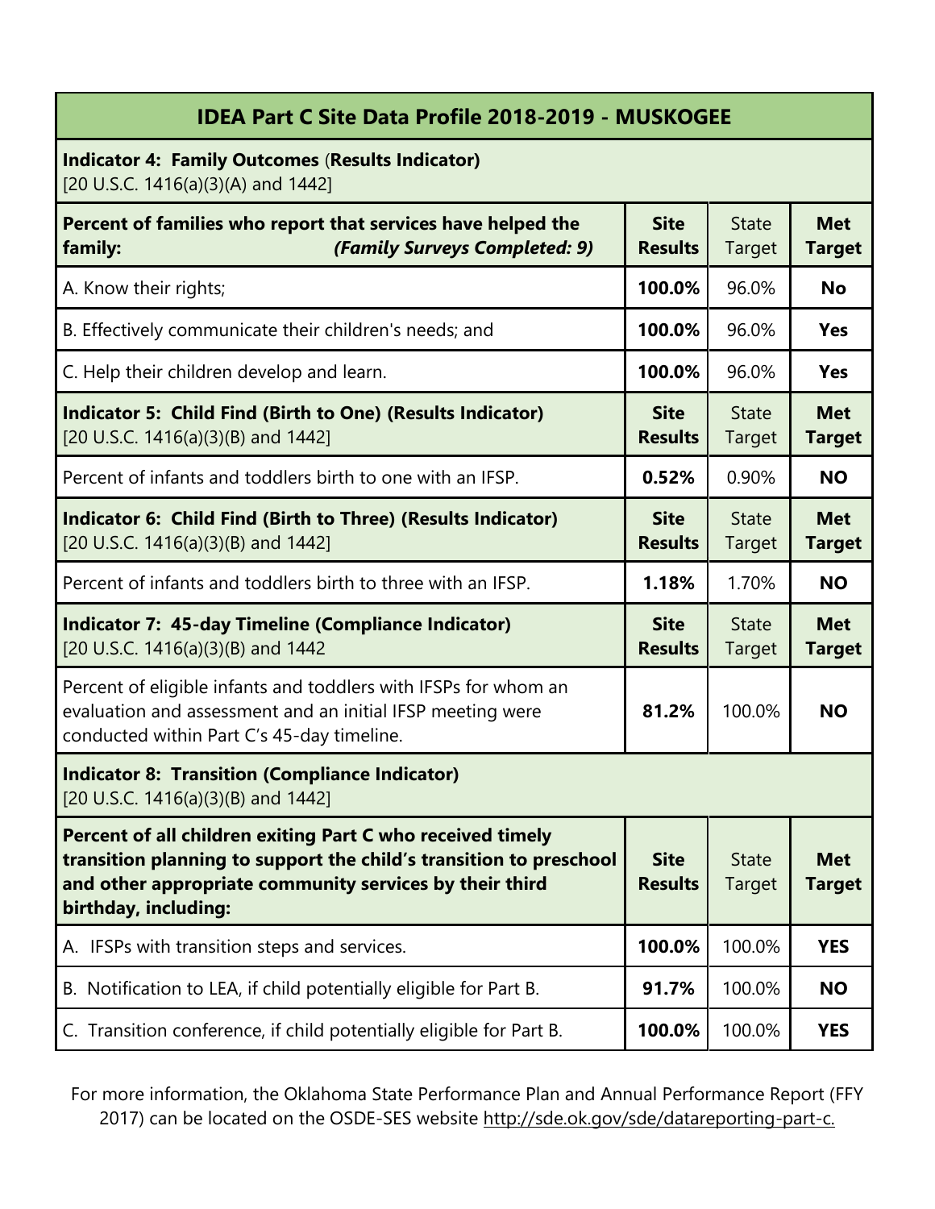| IDEA Part C Site Data Profile 2018-2019 - MUSKOGEE | | | |
|---|---|---|---|
| **Indicator 4: Family Outcomes (Results Indicator)** [20 U.S.C. 1416(a)(3)(A) and 1442] | | | |
| **Percent of families who report that services have helped the family:** ***(Family Surveys Completed: 9)*** | **Site Results** | State Target | **Met Target** |
| A. Know their rights; | **100.0%** | 96.0% | **No** |
| B. Effectively communicate their children's needs; and | **100.0%** | 96.0% | **Yes** |
| C. Help their children develop and learn. | **100.0%** | 96.0% | **Yes** |
| **Indicator 5: Child Find (Birth to One) (Results Indicator)** [20 U.S.C. 1416(a)(3)(B) and 1442] | **Site Results** | State Target | **Met Target** |
| Percent of infants and toddlers birth to one with an IFSP. | **0.52%** | 0.90% | **NO** |
| **Indicator 6: Child Find (Birth to Three) (Results Indicator)** [20 U.S.C. 1416(a)(3)(B) and 1442] | **Site Results** | State Target | **Met Target** |
| Percent of infants and toddlers birth to three with an IFSP. | **1.18%** | 1.70% | **NO** |
| **Indicator 7: 45-day Timeline (Compliance Indicator)** [20 U.S.C. 1416(a)(3)(B) and 1442 | **Site Results** | State Target | **Met Target** |
| Percent of eligible infants and toddlers with IFSPs for whom an evaluation and assessment and an initial IFSP meeting were conducted within Part C's 45-day timeline. | **81.2%** | 100.0% | **NO** |
| **Indicator 8: Transition (Compliance Indicator)** [20 U.S.C. 1416(a)(3)(B) and 1442] | | | |
| **Percent of all children exiting Part C who received timely transition planning to support the child's transition to preschool and other appropriate community services by their third birthday, including:** | **Site Results** | State Target | **Met Target** |
| A. IFSPs with transition steps and services. | **100.0%** | 100.0% | **YES** |
| B. Notification to LEA, if child potentially eligible for Part B. | **91.7%** | 100.0% | **NO** |
| C. Transition conference, if child potentially eligible for Part B. | **100.0%** | 100.0% | **YES** |

For more information, the Oklahoma State Performance Plan and Annual Performance Report (FFY 2017) can be located on the OSDE-SES website http://sde.ok.gov/sde/datareporting-part-c.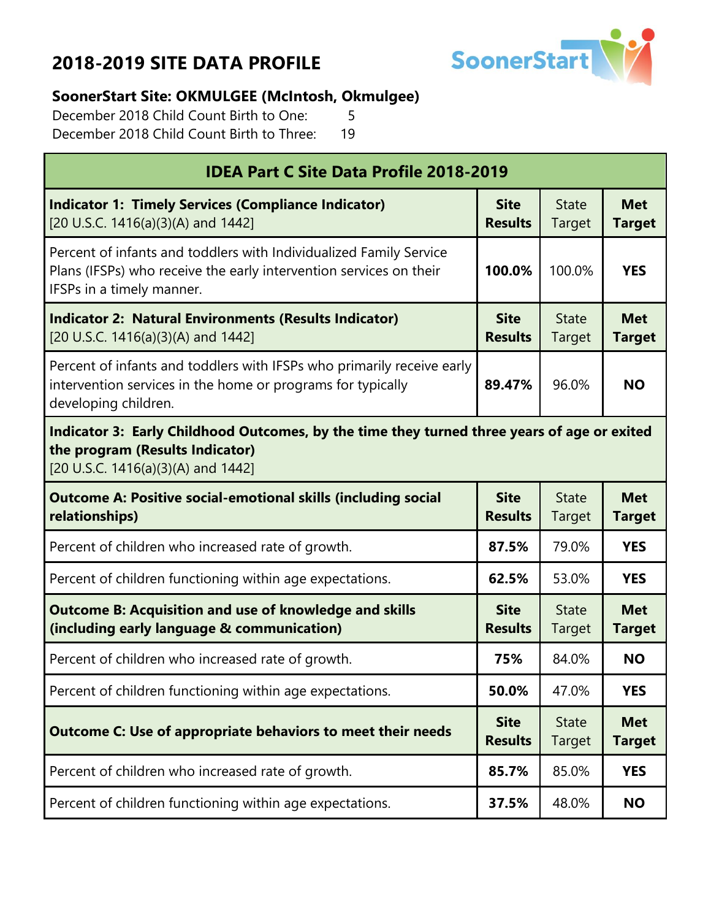# 2018-2019 SITE DATA PROFILE

**SoonerStart Site: OKMULGEE (McIntosh, Okmulgee)**

December 2018 Child Count Birth to One: 5

December 2018 Child Count Birth to Three: 19

| IDEA Part C Site Data Profile 2018-2019 | | | |
|---|---|---|---|
| **Indicator 1: Timely Services (Compliance Indicator)** [20 U.S.C. 1416(a)(3)(A) and 1442] | **Site Results** | State Target | **Met Target** |
| Percent of infants and toddlers with Individualized Family Service Plans (IFSPs) who receive the early intervention services on their IFSPs in a timely manner. | **100.0%** | 100.0% | **YES** |
| **Indicator 2: Natural Environments (Results Indicator)** [20 U.S.C. 1416(a)(3)(A) and 1442] | **Site Results** | State Target | **Met Target** |
| Percent of infants and toddlers with IFSPs who primarily receive early intervention services in the home or programs for typically developing children. | **89.47%** | 96.0% | **NO** |
| **Indicator 3: Early Childhood Outcomes, by the time they turned three years of age or exited the program (Results Indicator)** [20 U.S.C. 1416(a)(3)(A) and 1442] | | | |
| **Outcome A: Positive social-emotional skills (including social relationships)** | **Site Results** | State Target | **Met Target** |
| Percent of children who increased rate of growth. | **87.5%** | 79.0% | **YES** |
| Percent of children functioning within age expectations. | **62.5%** | 53.0% | **YES** |
| **Outcome B: Acquisition and use of knowledge and skills (including early language & communication)** | **Site Results** | State Target | **Met Target** |
| Percent of children who increased rate of growth. | **75%** | 84.0% | **NO** |
| Percent of children functioning within age expectations. | **50.0%** | 47.0% | **YES** |
| **Outcome C: Use of appropriate behaviors to meet their needs** | **Site Results** | State Target | **Met Target** |
| Percent of children who increased rate of growth. | **85.7%** | 85.0% | **YES** |
| Percent of children functioning within age expectations. | **37.5%** | 48.0% | **NO** |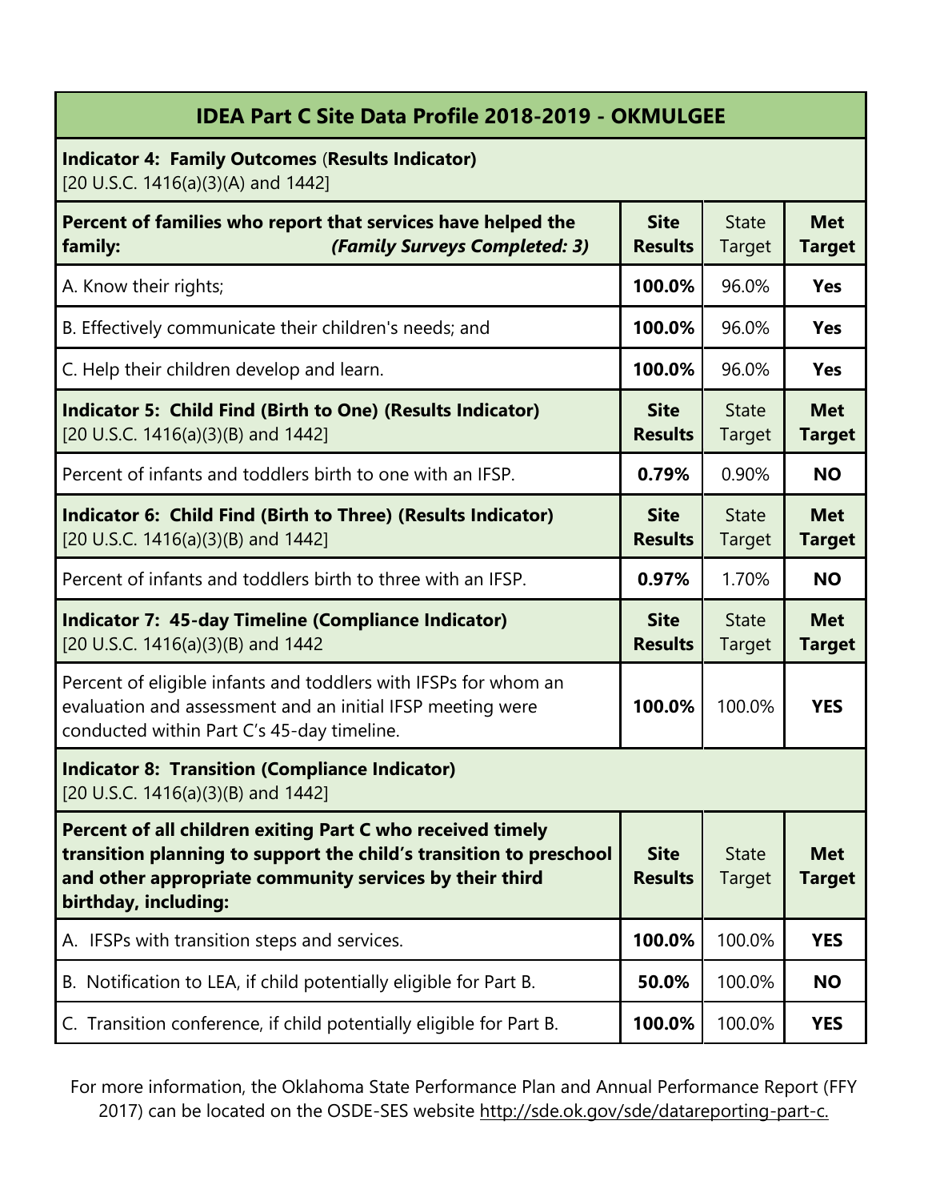## IDEA Part C Site Data Profile 2018-2019 - OKMULGEE

| **Indicator 4: Family Outcomes (Results Indicator)**<br>[20 U.S.C. 1416(a)(3)(A) and 1442] | | | |
|---|---|---|---|
| **Percent of families who report that services have helped the family:** ***(Family Surveys Completed: 3)*** | **Site Results** | State Target | **Met Target** |
| A. Know their rights; | **100.0%** | 96.0% | **Yes** |
| B. Effectively communicate their children's needs; and | **100.0%** | 96.0% | **Yes** |
| C. Help their children develop and learn. | **100.0%** | 96.0% | **Yes** |
| **Indicator 5: Child Find (Birth to One) (Results Indicator)**<br>[20 U.S.C. 1416(a)(3)(B) and 1442] | **Site Results** | State Target | **Met Target** |
| Percent of infants and toddlers birth to one with an IFSP. | **0.79%** | 0.90% | **NO** |
| **Indicator 6: Child Find (Birth to Three) (Results Indicator)**<br>[20 U.S.C. 1416(a)(3)(B) and 1442] | **Site Results** | State Target | **Met Target** |
| Percent of infants and toddlers birth to three with an IFSP. | **0.97%** | 1.70% | **NO** |
| **Indicator 7: 45-day Timeline (Compliance Indicator)**<br>[20 U.S.C. 1416(a)(3)(B) and 1442 | **Site Results** | State Target | **Met Target** |
| Percent of eligible infants and toddlers with IFSPs for whom an evaluation and assessment and an initial IFSP meeting were conducted within Part C's 45-day timeline. | **100.0%** | 100.0% | **YES** |
| **Indicator 8: Transition (Compliance Indicator)**<br>[20 U.S.C. 1416(a)(3)(B) and 1442] | | | |
| **Percent of all children exiting Part C who received timely transition planning to support the child's transition to preschool and other appropriate community services by their third birthday, including:** | **Site Results** | State Target | **Met Target** |
| A. IFSPs with transition steps and services. | **100.0%** | 100.0% | **YES** |
| B. Notification to LEA, if child potentially eligible for Part B. | **50.0%** | 100.0% | **NO** |
| C. Transition conference, if child potentially eligible for Part B. | **100.0%** | 100.0% | **YES** |

For more information, the Oklahoma State Performance Plan and Annual Performance Report (FFY 2017) can be located on the OSDE-SES website http://sde.ok.gov/sde/datareporting-part-c.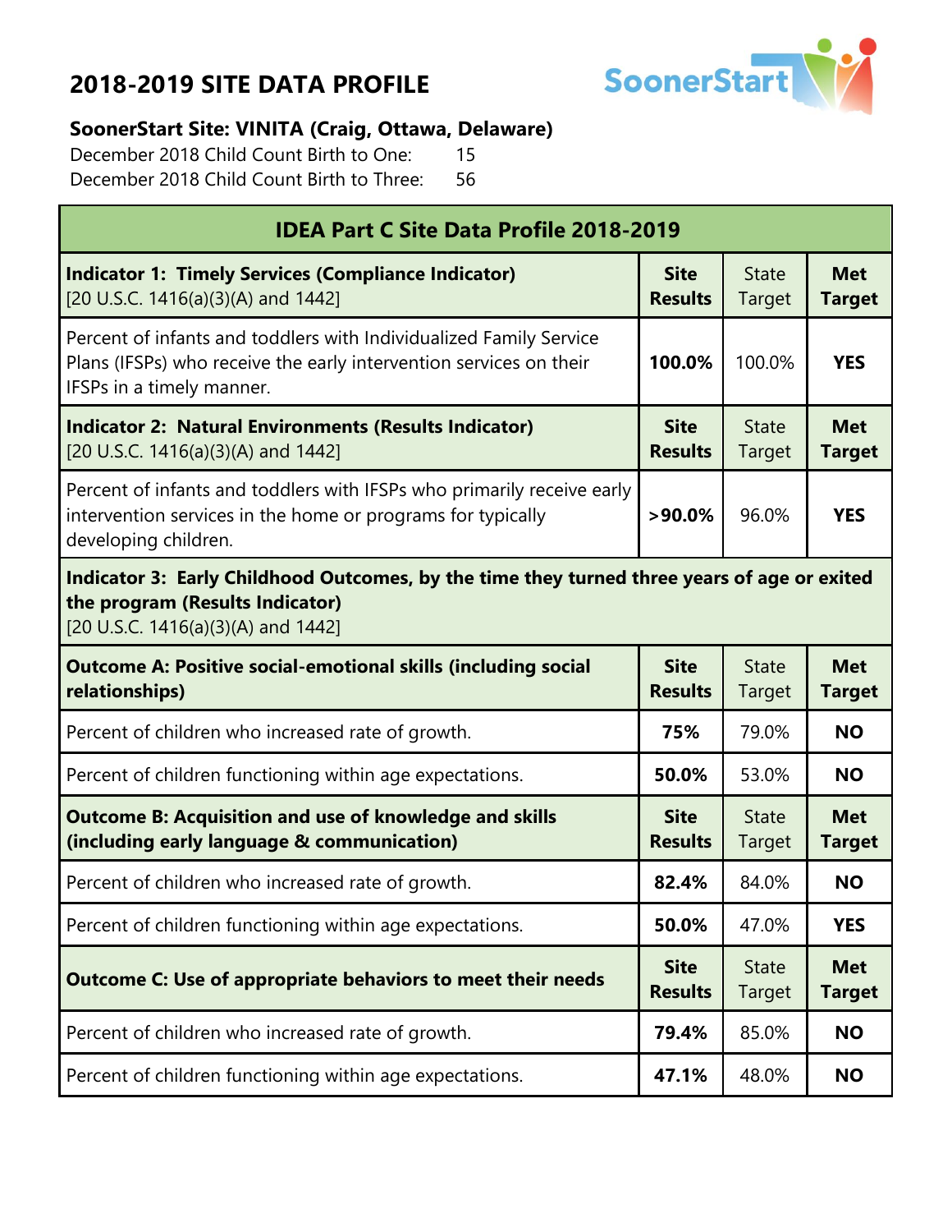# 2018-2019 SITE DATA PROFILE

**SoonerStart Site: VINITA (Craig, Ottawa, Delaware)**

December 2018 Child Count Birth to One: 15

December 2018 Child Count Birth to Three: 56

| IDEA Part C Site Data Profile 2018-2019 | | | |
|---|---|---|---|
| **Indicator 1: Timely Services (Compliance Indicator)** [20 U.S.C. 1416(a)(3)(A) and 1442] | **Site Results** | State Target | **Met Target** |
| Percent of infants and toddlers with Individualized Family Service Plans (IFSPs) who receive the early intervention services on their IFSPs in a timely manner. | **100.0%** | 100.0% | **YES** |
| **Indicator 2: Natural Environments (Results Indicator)** [20 U.S.C. 1416(a)(3)(A) and 1442] | **Site Results** | State Target | **Met Target** |
| Percent of infants and toddlers with IFSPs who primarily receive early intervention services in the home or programs for typically developing children. | **>90.0%** | 96.0% | **YES** |
| **Indicator 3: Early Childhood Outcomes, by the time they turned three years of age or exited the program (Results Indicator)** [20 U.S.C. 1416(a)(3)(A) and 1442] | | | |
| **Outcome A: Positive social-emotional skills (including social relationships)** | **Site Results** | State Target | **Met Target** |
| Percent of children who increased rate of growth. | **75%** | 79.0% | **NO** |
| Percent of children functioning within age expectations. | **50.0%** | 53.0% | **NO** |
| **Outcome B: Acquisition and use of knowledge and skills (including early language & communication)** | **Site Results** | State Target | **Met Target** |
| Percent of children who increased rate of growth. | **82.4%** | 84.0% | **NO** |
| Percent of children functioning within age expectations. | **50.0%** | 47.0% | **YES** |
| **Outcome C: Use of appropriate behaviors to meet their needs** | **Site Results** | State Target | **Met Target** |
| Percent of children who increased rate of growth. | **79.4%** | 85.0% | **NO** |
| Percent of children functioning within age expectations. | **47.1%** | 48.0% | **NO** |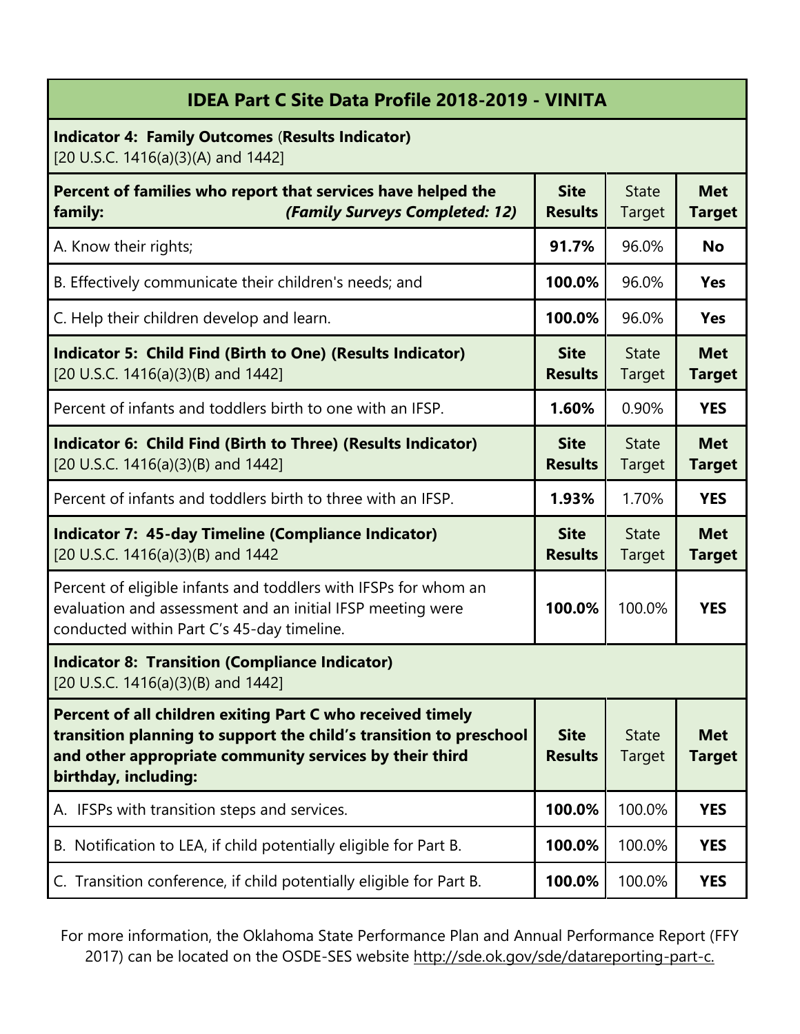| IDEA Part C Site Data Profile 2018-2019 - VINITA | | | |
|---|---|---|---|
| **Indicator 4: Family Outcomes (Results Indicator)**<br>[20 U.S.C. 1416(a)(3)(A) and 1442] | | | |
| **Percent of families who report that services have helped the family:** ***(Family Surveys Completed: 12)*** | **Site Results** | State Target | **Met Target** |
| A. Know their rights; | **91.7%** | 96.0% | **No** |
| B. Effectively communicate their children's needs; and | **100.0%** | 96.0% | **Yes** |
| C. Help their children develop and learn. | **100.0%** | 96.0% | **Yes** |
| **Indicator 5: Child Find (Birth to One) (Results Indicator)**<br>[20 U.S.C. 1416(a)(3)(B) and 1442] | **Site Results** | State Target | **Met Target** |
| Percent of infants and toddlers birth to one with an IFSP. | **1.60%** | 0.90% | **YES** |
| **Indicator 6: Child Find (Birth to Three) (Results Indicator)**<br>[20 U.S.C. 1416(a)(3)(B) and 1442] | **Site Results** | State Target | **Met Target** |
| Percent of infants and toddlers birth to three with an IFSP. | **1.93%** | 1.70% | **YES** |
| **Indicator 7: 45-day Timeline (Compliance Indicator)**<br>[20 U.S.C. 1416(a)(3)(B) and 1442 | **Site Results** | State Target | **Met Target** |
| Percent of eligible infants and toddlers with IFSPs for whom an evaluation and assessment and an initial IFSP meeting were conducted within Part C's 45-day timeline. | **100.0%** | 100.0% | **YES** |
| **Indicator 8: Transition (Compliance Indicator)**<br>[20 U.S.C. 1416(a)(3)(B) and 1442] | | | |
| **Percent of all children exiting Part C who received timely transition planning to support the child's transition to preschool and other appropriate community services by their third birthday, including:** | **Site Results** | State Target | **Met Target** |
| A. IFSPs with transition steps and services. | **100.0%** | 100.0% | **YES** |
| B. Notification to LEA, if child potentially eligible for Part B. | **100.0%** | 100.0% | **YES** |
| C. Transition conference, if child potentially eligible for Part B. | **100.0%** | 100.0% | **YES** |

For more information, the Oklahoma State Performance Plan and Annual Performance Report (FFY 2017) can be located on the OSDE-SES website http://sde.ok.gov/sde/datareporting-part-c.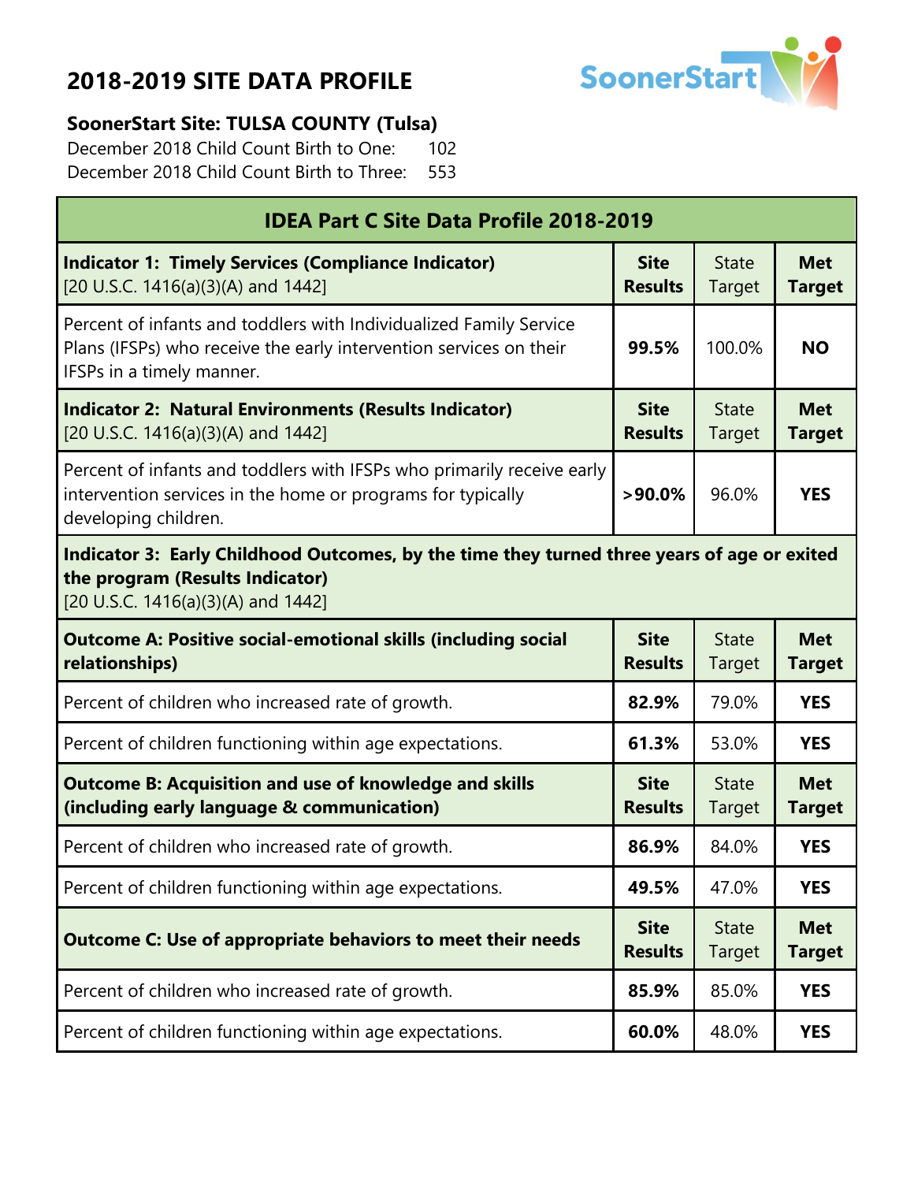# 2018-2019 SITE DATA PROFILE

**SoonerStart Site: TULSA COUNTY (Tulsa)**

December 2018 Child Count Birth to One: 102

December 2018 Child Count Birth to Three: 553

| IDEA Part C Site Data Profile 2018-2019 | | | |
|---|---|---|---|
| **Indicator 1: Timely Services (Compliance Indicator)** [20 U.S.C. 1416(a)(3)(A) and 1442] | **Site Results** | State Target | **Met Target** |
| Percent of infants and toddlers with Individualized Family Service Plans (IFSPs) who receive the early intervention services on their IFSPs in a timely manner. | **99.5%** | 100.0% | **NO** |
| **Indicator 2: Natural Environments (Results Indicator)** [20 U.S.C. 1416(a)(3)(A) and 1442] | **Site Results** | State Target | **Met Target** |
| Percent of infants and toddlers with IFSPs who primarily receive early intervention services in the home or programs for typically developing children. | **>90.0%** | 96.0% | **YES** |
| **Indicator 3: Early Childhood Outcomes, by the time they turned three years of age or exited the program (Results Indicator)** [20 U.S.C. 1416(a)(3)(A) and 1442] | | | |
| **Outcome A: Positive social-emotional skills (including social relationships)** | **Site Results** | State Target | **Met Target** |
| Percent of children who increased rate of growth. | **82.9%** | 79.0% | **YES** |
| Percent of children functioning within age expectations. | **61.3%** | 53.0% | **YES** |
| **Outcome B: Acquisition and use of knowledge and skills (including early language & communication)** | **Site Results** | State Target | **Met Target** |
| Percent of children who increased rate of growth. | **86.9%** | 84.0% | **YES** |
| Percent of children functioning within age expectations. | **49.5%** | 47.0% | **YES** |
| **Outcome C: Use of appropriate behaviors to meet their needs** | **Site Results** | State Target | **Met Target** |
| Percent of children who increased rate of growth. | **85.9%** | 85.0% | **YES** |
| Percent of children functioning within age expectations. | **60.0%** | 48.0% | **YES** |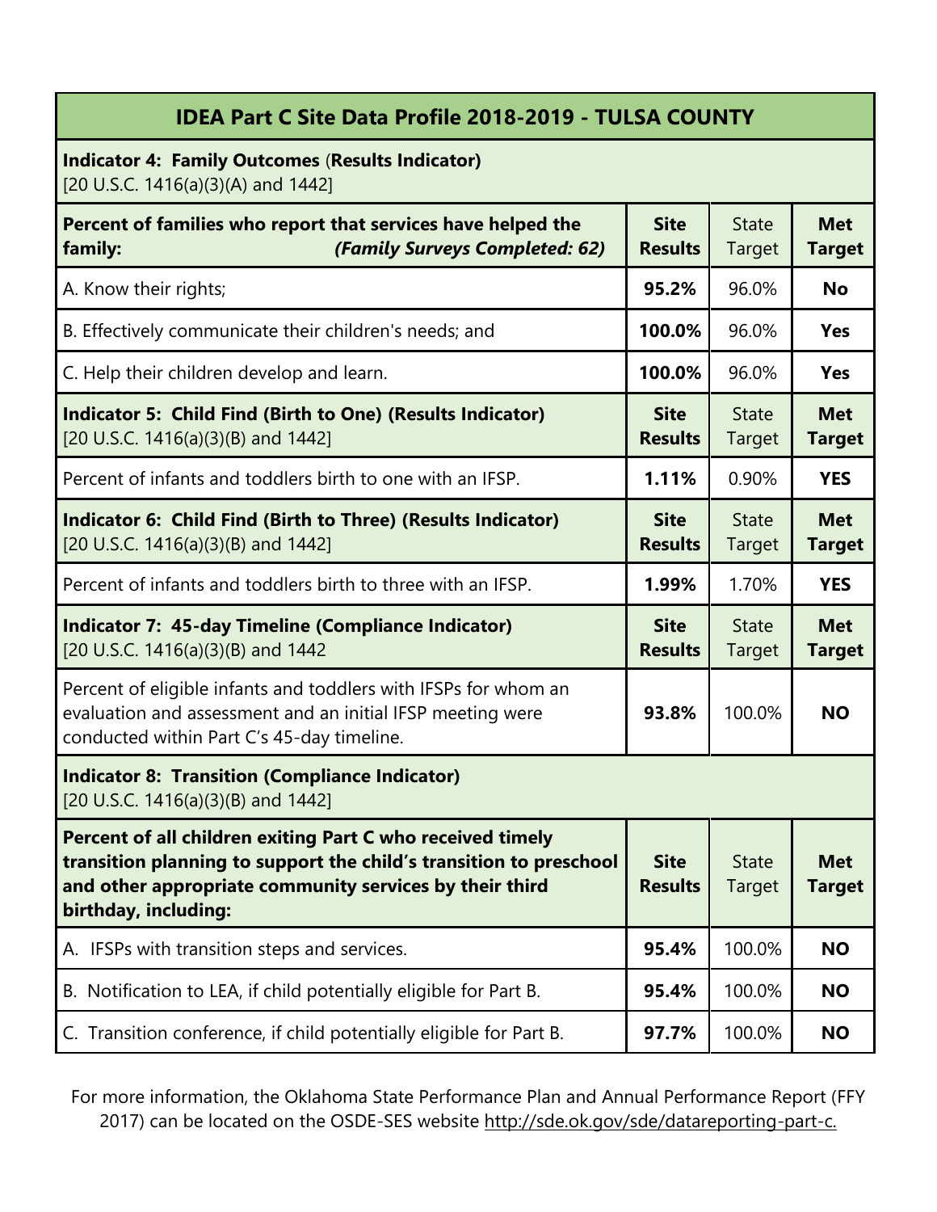# IDEA Part C Site Data Profile 2018-2019 - TULSA COUNTY

**Indicator 4: Family Outcomes** (**Results Indicator)**
[20 U.S.C. 1416(a)(3)(A) and 1442]

| **Percent of families who report that services have helped the family:** ***(Family Surveys Completed: 62)*** | **Site Results** | State Target | **Met Target** |
|---|---|---|---|
| A. Know their rights; | **95.2%** | 96.0% | **No** |
| B. Effectively communicate their children's needs; and | **100.0%** | 96.0% | **Yes** |
| C. Help their children develop and learn. | **100.0%** | 96.0% | **Yes** |

| **Indicator 5: Child Find (Birth to One) (Results Indicator)** [20 U.S.C. 1416(a)(3)(B) and 1442] | **Site Results** | State Target | **Met Target** |
|---|---|---|---|
| Percent of infants and toddlers birth to one with an IFSP. | **1.11%** | 0.90% | **YES** |

| **Indicator 6: Child Find (Birth to Three) (Results Indicator)** [20 U.S.C. 1416(a)(3)(B) and 1442] | **Site Results** | State Target | **Met Target** |
|---|---|---|---|
| Percent of infants and toddlers birth to three with an IFSP. | **1.99%** | 1.70% | **YES** |

| **Indicator 7: 45-day Timeline (Compliance Indicator)** [20 U.S.C. 1416(a)(3)(B) and 1442 | **Site Results** | State Target | **Met Target** |
|---|---|---|---|
| Percent of eligible infants and toddlers with IFSPs for whom an evaluation and assessment and an initial IFSP meeting were conducted within Part C's 45-day timeline. | **93.8%** | 100.0% | **NO** |

**Indicator 8: Transition (Compliance Indicator)**
[20 U.S.C. 1416(a)(3)(B) and 1442]

| **Percent of all children exiting Part C who received timely transition planning to support the child's transition to preschool and other appropriate community services by their third birthday, including:** | **Site Results** | State Target | **Met Target** |
|---|---|---|---|
| A. IFSPs with transition steps and services. | **95.4%** | 100.0% | **NO** |
| B. Notification to LEA, if child potentially eligible for Part B. | **95.4%** | 100.0% | **NO** |
| C. Transition conference, if child potentially eligible for Part B. | **97.7%** | 100.0% | **NO** |

For more information, the Oklahoma State Performance Plan and Annual Performance Report (FFY 2017) can be located on the OSDE-SES website http://sde.ok.gov/sde/datareporting-part-c.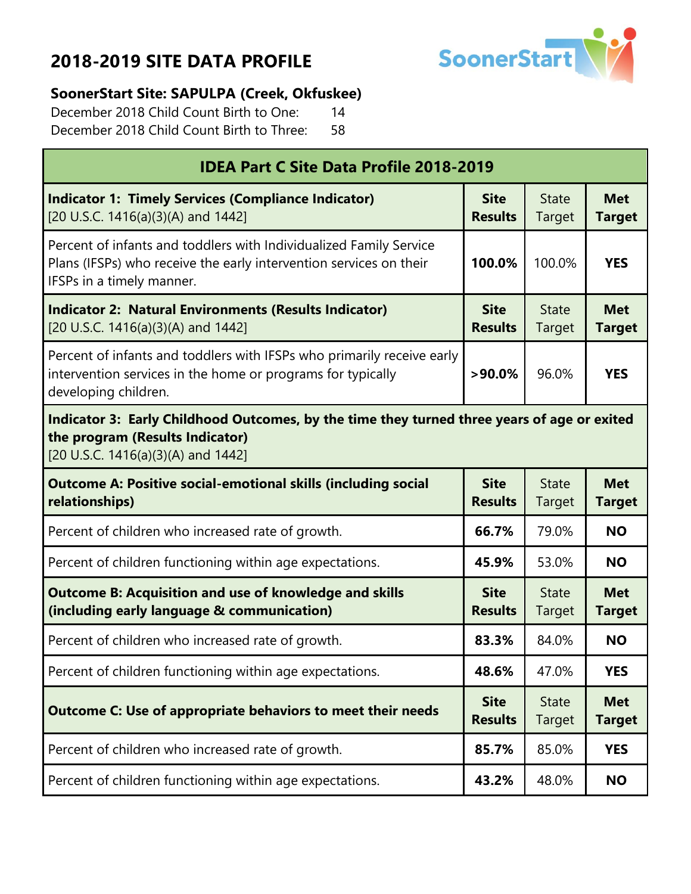# 2018-2019 SITE DATA PROFILE

SoonerStart

**SoonerStart Site: SAPULPA (Creek, Okfuskee)**

December 2018 Child Count Birth to One: 14

December 2018 Child Count Birth to Three: 58

| IDEA Part C Site Data Profile 2018-2019 | | | |
|---|---|---|---|
| **Indicator 1: Timely Services (Compliance Indicator)** [20 U.S.C. 1416(a)(3)(A) and 1442] | **Site Results** | State Target | **Met Target** |
| Percent of infants and toddlers with Individualized Family Service Plans (IFSPs) who receive the early intervention services on their IFSPs in a timely manner. | **100.0%** | 100.0% | **YES** |
| **Indicator 2: Natural Environments (Results Indicator)** [20 U.S.C. 1416(a)(3)(A) and 1442] | **Site Results** | State Target | **Met Target** |
| Percent of infants and toddlers with IFSPs who primarily receive early intervention services in the home or programs for typically developing children. | **>90.0%** | 96.0% | **YES** |
| **Indicator 3: Early Childhood Outcomes, by the time they turned three years of age or exited the program (Results Indicator)** [20 U.S.C. 1416(a)(3)(A) and 1442] | | | |
| **Outcome A: Positive social-emotional skills (including social relationships)** | **Site Results** | State Target | **Met Target** |
| Percent of children who increased rate of growth. | **66.7%** | 79.0% | **NO** |
| Percent of children functioning within age expectations. | **45.9%** | 53.0% | **NO** |
| **Outcome B: Acquisition and use of knowledge and skills (including early language & communication)** | **Site Results** | State Target | **Met Target** |
| Percent of children who increased rate of growth. | **83.3%** | 84.0% | **NO** |
| Percent of children functioning within age expectations. | **48.6%** | 47.0% | **YES** |
| **Outcome C: Use of appropriate behaviors to meet their needs** | **Site Results** | State Target | **Met Target** |
| Percent of children who increased rate of growth. | **85.7%** | 85.0% | **YES** |
| Percent of children functioning within age expectations. | **43.2%** | 48.0% | **NO** |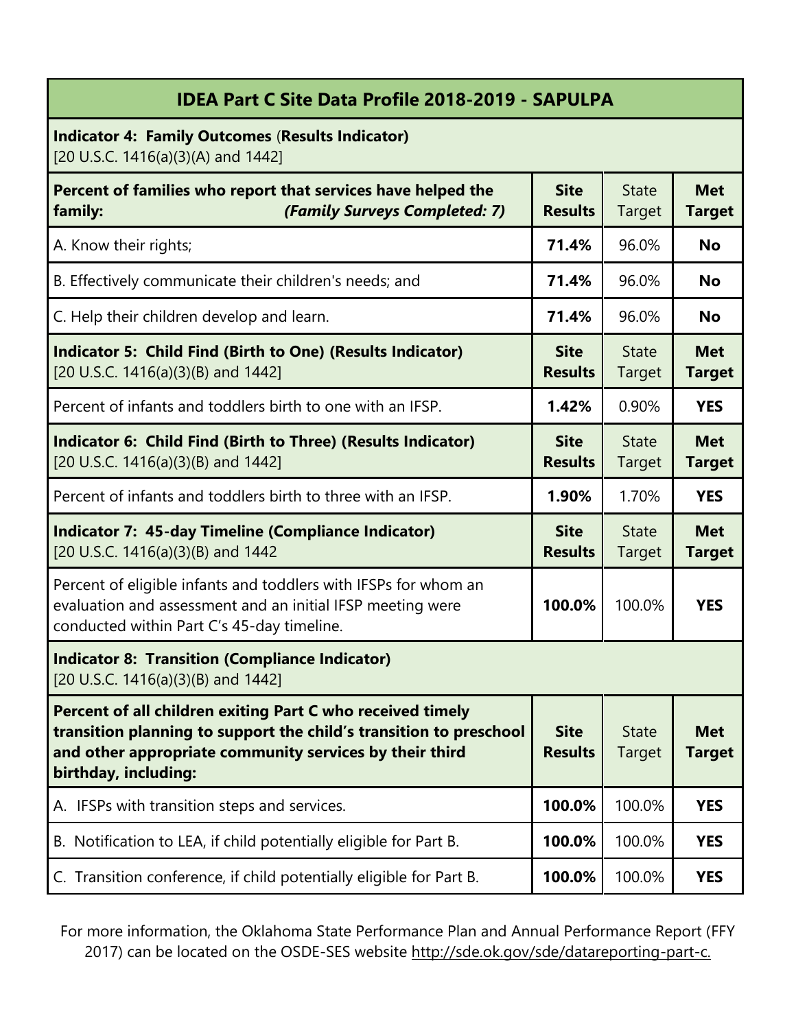| IDEA Part C Site Data Profile 2018-2019 - SAPULPA | | | |
|---|---|---|---|
| **Indicator 4: Family Outcomes (Results Indicator)** [20 U.S.C. 1416(a)(3)(A) and 1442] | | | |
| **Percent of families who report that services have helped the family:** ***(Family Surveys Completed: 7)*** | **Site Results** | State Target | **Met Target** |
| A. Know their rights; | **71.4%** | 96.0% | **No** |
| B. Effectively communicate their children's needs; and | **71.4%** | 96.0% | **No** |
| C. Help their children develop and learn. | **71.4%** | 96.0% | **No** |
| **Indicator 5: Child Find (Birth to One) (Results Indicator)** [20 U.S.C. 1416(a)(3)(B) and 1442] | **Site Results** | State Target | **Met Target** |
| Percent of infants and toddlers birth to one with an IFSP. | **1.42%** | 0.90% | **YES** |
| **Indicator 6: Child Find (Birth to Three) (Results Indicator)** [20 U.S.C. 1416(a)(3)(B) and 1442] | **Site Results** | State Target | **Met Target** |
| Percent of infants and toddlers birth to three with an IFSP. | **1.90%** | 1.70% | **YES** |
| **Indicator 7: 45-day Timeline (Compliance Indicator)** [20 U.S.C. 1416(a)(3)(B) and 1442 | **Site Results** | State Target | **Met Target** |
| Percent of eligible infants and toddlers with IFSPs for whom an evaluation and assessment and an initial IFSP meeting were conducted within Part C's 45-day timeline. | **100.0%** | 100.0% | **YES** |
| **Indicator 8: Transition (Compliance Indicator)** [20 U.S.C. 1416(a)(3)(B) and 1442] | | | |
| **Percent of all children exiting Part C who received timely transition planning to support the child's transition to preschool and other appropriate community services by their third birthday, including:** | **Site Results** | State Target | **Met Target** |
| A. IFSPs with transition steps and services. | **100.0%** | 100.0% | **YES** |
| B. Notification to LEA, if child potentially eligible for Part B. | **100.0%** | 100.0% | **YES** |
| C. Transition conference, if child potentially eligible for Part B. | **100.0%** | 100.0% | **YES** |

For more information, the Oklahoma State Performance Plan and Annual Performance Report (FFY 2017) can be located on the OSDE-SES website http://sde.ok.gov/sde/datareporting-part-c.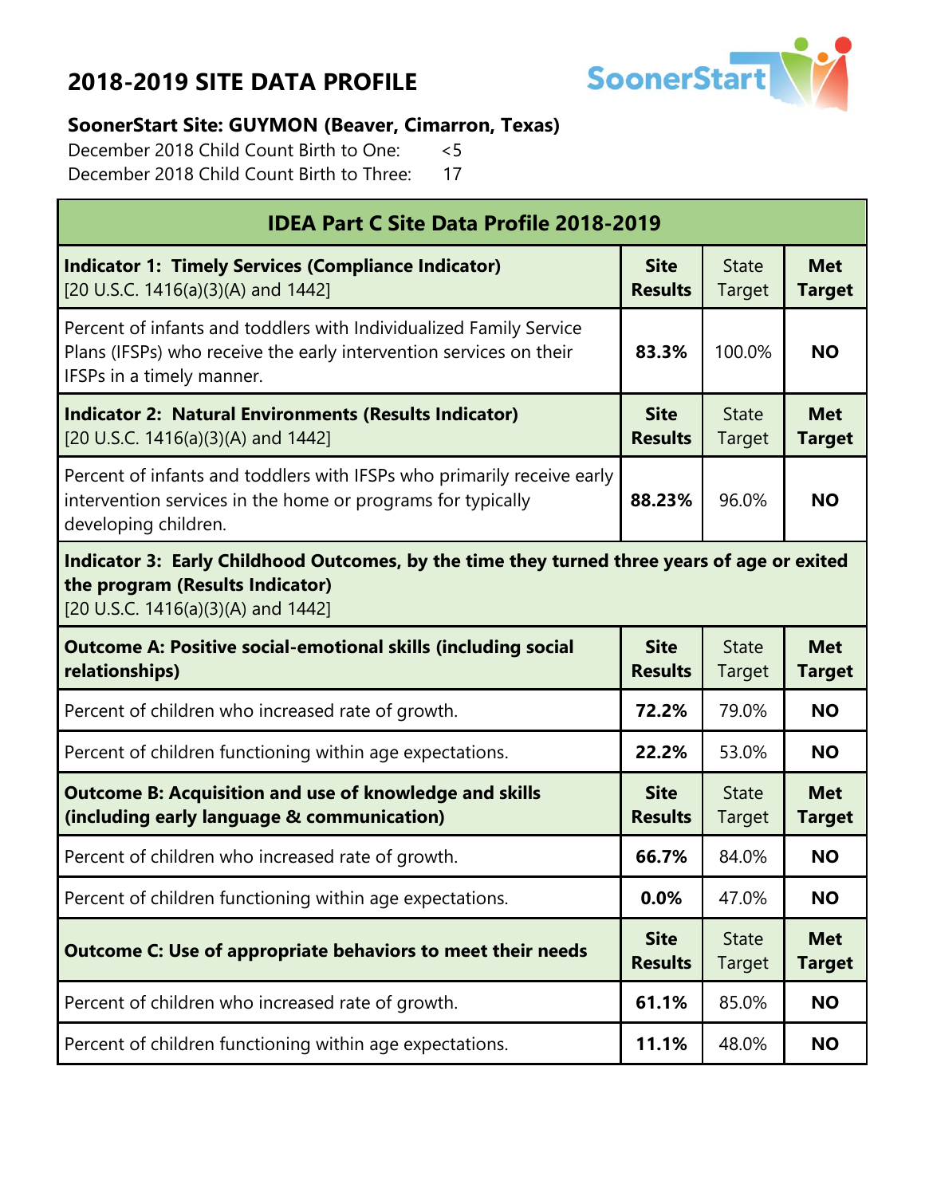# 2018-2019 SITE DATA PROFILE

**SoonerStart Site: GUYMON (Beaver, Cimarron, Texas)**

December 2018 Child Count Birth to One: <5

December 2018 Child Count Birth to Three: 17

| IDEA Part C Site Data Profile 2018-2019 | | | |
|---|---|---|---|
| **Indicator 1: Timely Services (Compliance Indicator)** [20 U.S.C. 1416(a)(3)(A) and 1442] | **Site Results** | State Target | **Met Target** |
| Percent of infants and toddlers with Individualized Family Service Plans (IFSPs) who receive the early intervention services on their IFSPs in a timely manner. | **83.3%** | 100.0% | **NO** |
| **Indicator 2: Natural Environments (Results Indicator)** [20 U.S.C. 1416(a)(3)(A) and 1442] | **Site Results** | State Target | **Met Target** |
| Percent of infants and toddlers with IFSPs who primarily receive early intervention services in the home or programs for typically developing children. | **88.23%** | 96.0% | **NO** |
| **Indicator 3: Early Childhood Outcomes, by the time they turned three years of age or exited the program (Results Indicator)** [20 U.S.C. 1416(a)(3)(A) and 1442] | | | |
| **Outcome A: Positive social-emotional skills (including social relationships)** | **Site Results** | State Target | **Met Target** |
| Percent of children who increased rate of growth. | **72.2%** | 79.0% | **NO** |
| Percent of children functioning within age expectations. | **22.2%** | 53.0% | **NO** |
| **Outcome B: Acquisition and use of knowledge and skills (including early language & communication)** | **Site Results** | State Target | **Met Target** |
| Percent of children who increased rate of growth. | **66.7%** | 84.0% | **NO** |
| Percent of children functioning within age expectations. | **0.0%** | 47.0% | **NO** |
| **Outcome C: Use of appropriate behaviors to meet their needs** | **Site Results** | State Target | **Met Target** |
| Percent of children who increased rate of growth. | **61.1%** | 85.0% | **NO** |
| Percent of children functioning within age expectations. | **11.1%** | 48.0% | **NO** |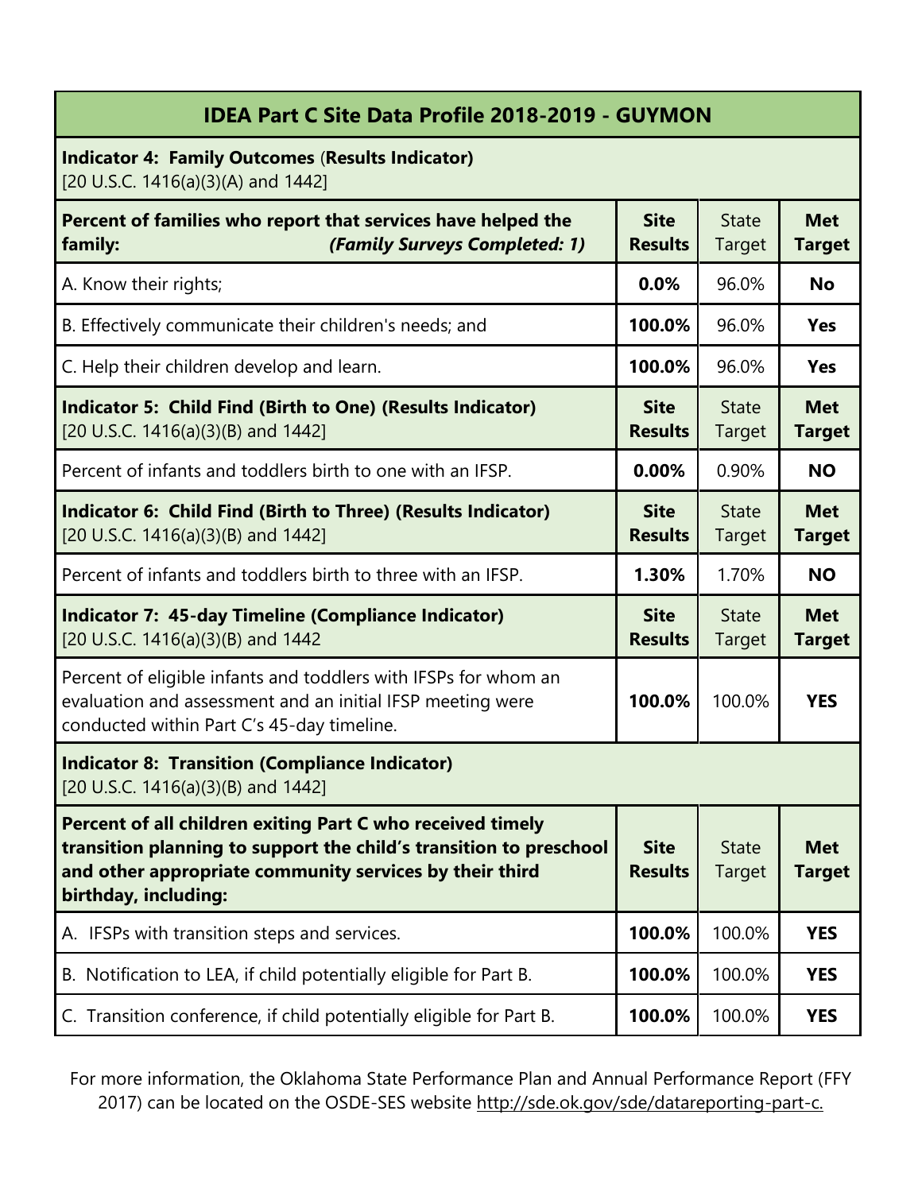## IDEA Part C Site Data Profile 2018-2019 - GUYMON

| **Indicator 4: Family Outcomes (Results Indicator)** [20 U.S.C. 1416(a)(3)(A) and 1442] | | | |
|---|---|---|---|
| **Percent of families who report that services have helped the family:** ***(Family Surveys Completed: 1)*** | **Site Results** | State Target | **Met Target** |
| A. Know their rights; | **0.0%** | 96.0% | **No** |
| B. Effectively communicate their children's needs; and | **100.0%** | 96.0% | **Yes** |
| C. Help their children develop and learn. | **100.0%** | 96.0% | **Yes** |
| **Indicator 5: Child Find (Birth to One) (Results Indicator)** [20 U.S.C. 1416(a)(3)(B) and 1442] | **Site Results** | State Target | **Met Target** |
| Percent of infants and toddlers birth to one with an IFSP. | **0.00%** | 0.90% | **NO** |
| **Indicator 6: Child Find (Birth to Three) (Results Indicator)** [20 U.S.C. 1416(a)(3)(B) and 1442] | **Site Results** | State Target | **Met Target** |
| Percent of infants and toddlers birth to three with an IFSP. | **1.30%** | 1.70% | **NO** |
| **Indicator 7: 45-day Timeline (Compliance Indicator)** [20 U.S.C. 1416(a)(3)(B) and 1442 | **Site Results** | State Target | **Met Target** |
| Percent of eligible infants and toddlers with IFSPs for whom an evaluation and assessment and an initial IFSP meeting were conducted within Part C's 45-day timeline. | **100.0%** | 100.0% | **YES** |
| **Indicator 8: Transition (Compliance Indicator)** [20 U.S.C. 1416(a)(3)(B) and 1442] | | | |
| **Percent of all children exiting Part C who received timely transition planning to support the child's transition to preschool and other appropriate community services by their third birthday, including:** | **Site Results** | State Target | **Met Target** |
| A. IFSPs with transition steps and services. | **100.0%** | 100.0% | **YES** |
| B. Notification to LEA, if child potentially eligible for Part B. | **100.0%** | 100.0% | **YES** |
| C. Transition conference, if child potentially eligible for Part B. | **100.0%** | 100.0% | **YES** |

For more information, the Oklahoma State Performance Plan and Annual Performance Report (FFY 2017) can be located on the OSDE-SES website http://sde.ok.gov/sde/datareporting-part-c.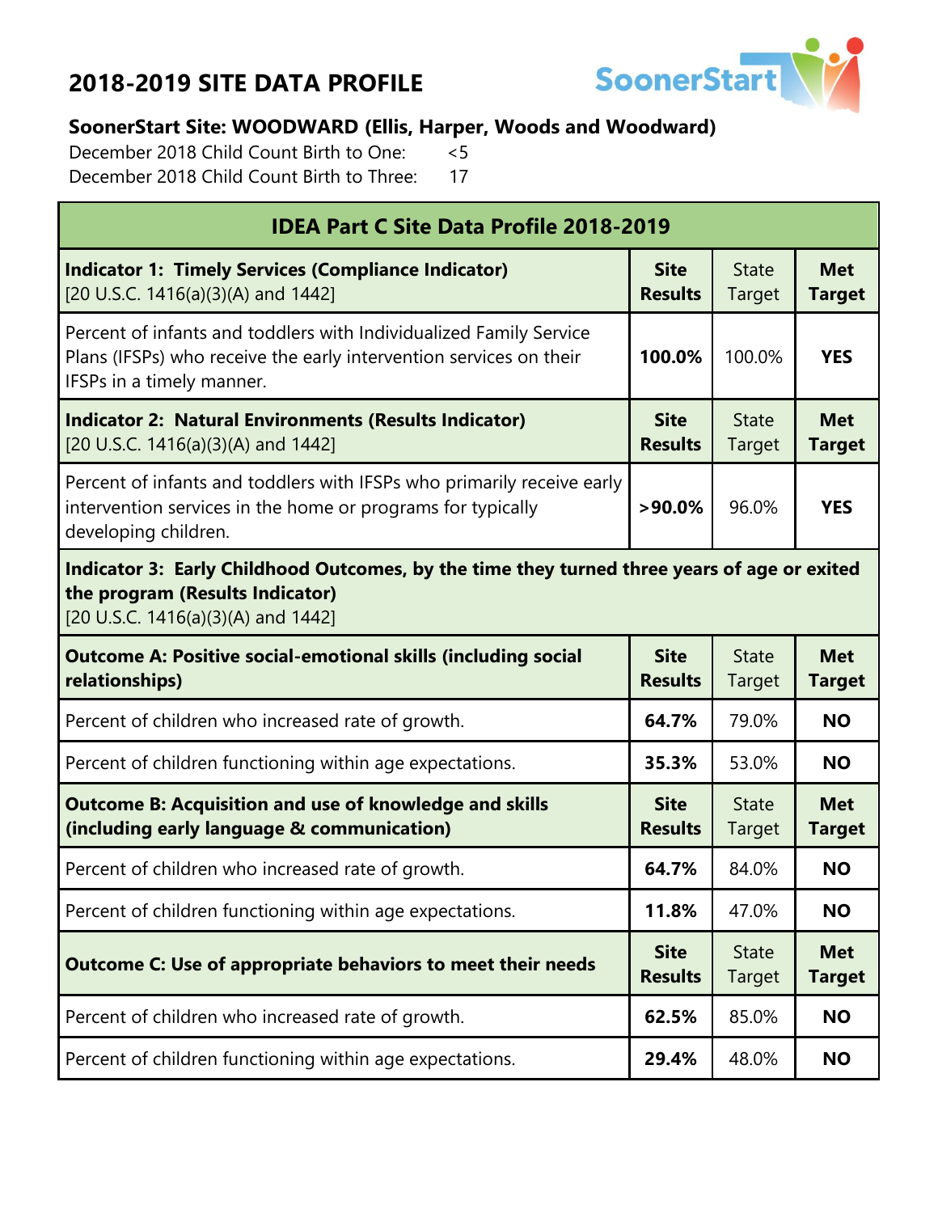# 2018-2019 SITE DATA PROFILE

**SoonerStart Site: WOODWARD (Ellis, Harper, Woods and Woodward)**

December 2018 Child Count Birth to One: <5

December 2018 Child Count Birth to Three: 17

| IDEA Part C Site Data Profile 2018-2019 | | | |
|---|---|---|---|
| **Indicator 1: Timely Services (Compliance Indicator)** [20 U.S.C. 1416(a)(3)(A) and 1442] | **Site Results** | State Target | **Met Target** |
| Percent of infants and toddlers with Individualized Family Service Plans (IFSPs) who receive the early intervention services on their IFSPs in a timely manner. | **100.0%** | 100.0% | **YES** |
| **Indicator 2: Natural Environments (Results Indicator)** [20 U.S.C. 1416(a)(3)(A) and 1442] | **Site Results** | State Target | **Met Target** |
| Percent of infants and toddlers with IFSPs who primarily receive early intervention services in the home or programs for typically developing children. | **>90.0%** | 96.0% | **YES** |
| **Indicator 3: Early Childhood Outcomes, by the time they turned three years of age or exited the program (Results Indicator)** [20 U.S.C. 1416(a)(3)(A) and 1442] | | | |
| **Outcome A: Positive social-emotional skills (including social relationships)** | **Site Results** | State Target | **Met Target** |
| Percent of children who increased rate of growth. | **64.7%** | 79.0% | **NO** |
| Percent of children functioning within age expectations. | **35.3%** | 53.0% | **NO** |
| **Outcome B: Acquisition and use of knowledge and skills (including early language & communication)** | **Site Results** | State Target | **Met Target** |
| Percent of children who increased rate of growth. | **64.7%** | 84.0% | **NO** |
| Percent of children functioning within age expectations. | **11.8%** | 47.0% | **NO** |
| **Outcome C: Use of appropriate behaviors to meet their needs** | **Site Results** | State Target | **Met Target** |
| Percent of children who increased rate of growth. | **62.5%** | 85.0% | **NO** |
| Percent of children functioning within age expectations. | **29.4%** | 48.0% | **NO** |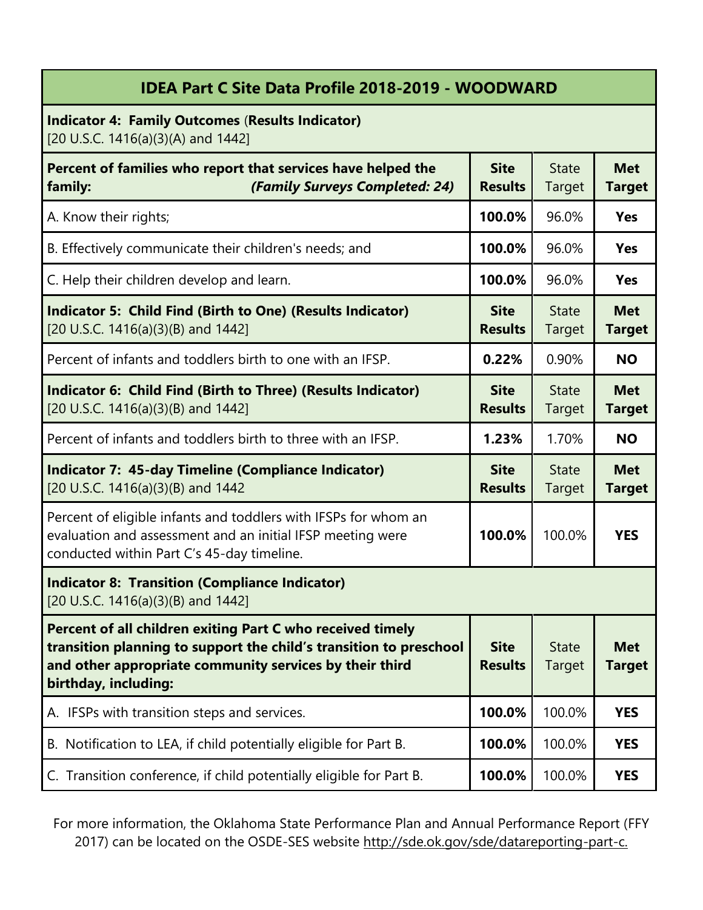| IDEA Part C Site Data Profile 2018-2019 - WOODWARD | | | |
|---|---|---|---|
| **Indicator 4: Family Outcomes (Results Indicator)** [20 U.S.C. 1416(a)(3)(A) and 1442] | | | |
| **Percent of families who report that services have helped the family:** ***(Family Surveys Completed: 24)*** | **Site Results** | State Target | **Met Target** |
| A. Know their rights; | **100.0%** | 96.0% | **Yes** |
| B. Effectively communicate their children's needs; and | **100.0%** | 96.0% | **Yes** |
| C. Help their children develop and learn. | **100.0%** | 96.0% | **Yes** |
| **Indicator 5: Child Find (Birth to One) (Results Indicator)** [20 U.S.C. 1416(a)(3)(B) and 1442] | **Site Results** | State Target | **Met Target** |
| Percent of infants and toddlers birth to one with an IFSP. | **0.22%** | 0.90% | **NO** |
| **Indicator 6: Child Find (Birth to Three) (Results Indicator)** [20 U.S.C. 1416(a)(3)(B) and 1442] | **Site Results** | State Target | **Met Target** |
| Percent of infants and toddlers birth to three with an IFSP. | **1.23%** | 1.70% | **NO** |
| **Indicator 7: 45-day Timeline (Compliance Indicator)** [20 U.S.C. 1416(a)(3)(B) and 1442 | **Site Results** | State Target | **Met Target** |
| Percent of eligible infants and toddlers with IFSPs for whom an evaluation and assessment and an initial IFSP meeting were conducted within Part C's 45-day timeline. | **100.0%** | 100.0% | **YES** |
| **Indicator 8: Transition (Compliance Indicator)** [20 U.S.C. 1416(a)(3)(B) and 1442] | | | |
| **Percent of all children exiting Part C who received timely transition planning to support the child's transition to preschool and other appropriate community services by their third birthday, including:** | **Site Results** | State Target | **Met Target** |
| A. IFSPs with transition steps and services. | **100.0%** | 100.0% | **YES** |
| B. Notification to LEA, if child potentially eligible for Part B. | **100.0%** | 100.0% | **YES** |
| C. Transition conference, if child potentially eligible for Part B. | **100.0%** | 100.0% | **YES** |

For more information, the Oklahoma State Performance Plan and Annual Performance Report (FFY 2017) can be located on the OSDE-SES website http://sde.ok.gov/sde/datareporting-part-c.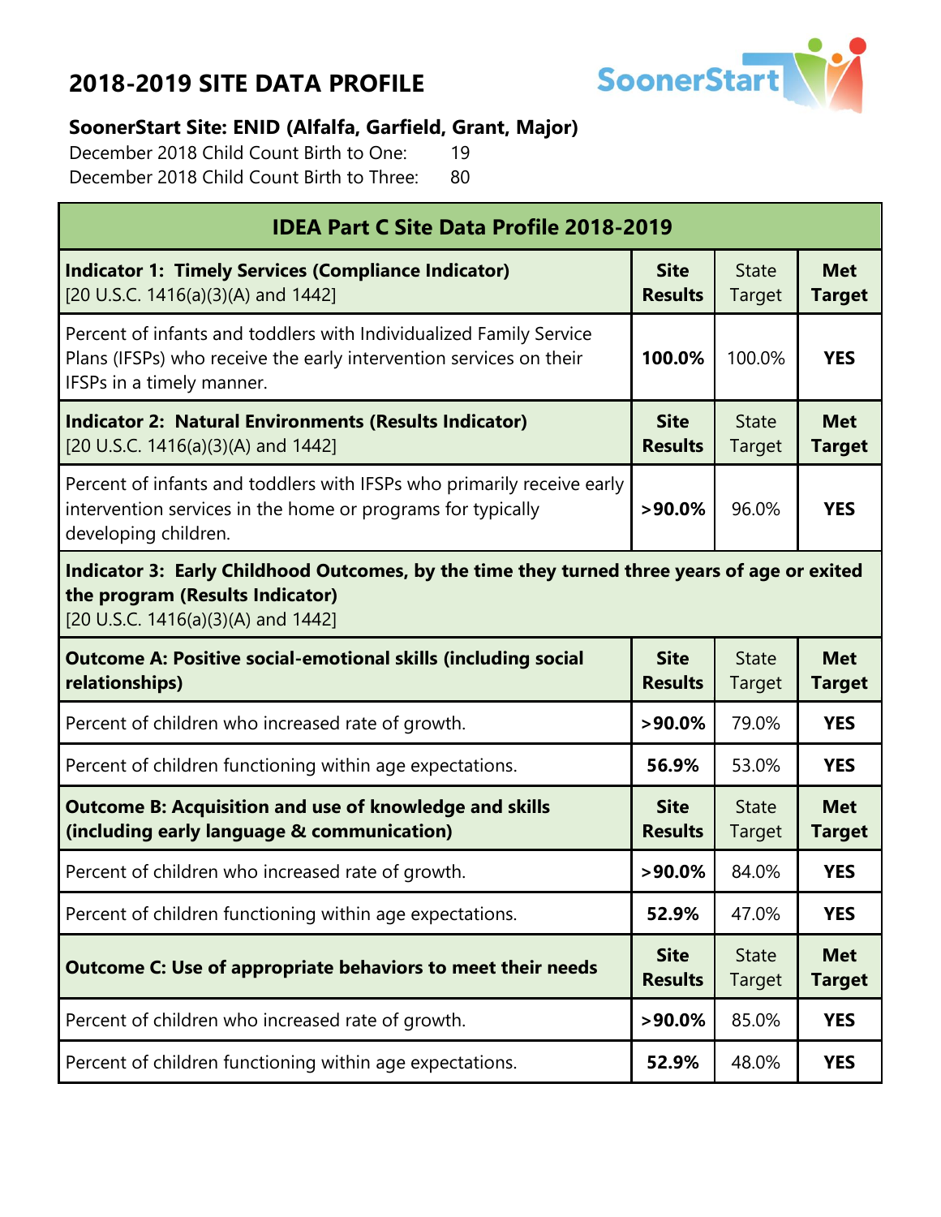# 2018-2019 SITE DATA PROFILE

**SoonerStart Site: ENID (Alfalfa, Garfield, Grant, Major)**

December 2018 Child Count Birth to One: 19

December 2018 Child Count Birth to Three: 80

| IDEA Part C Site Data Profile 2018-2019 | | | |
|---|---|---|---|
| **Indicator 1: Timely Services (Compliance Indicator)** [20 U.S.C. 1416(a)(3)(A) and 1442] | **Site Results** | State Target | **Met Target** |
| Percent of infants and toddlers with Individualized Family Service Plans (IFSPs) who receive the early intervention services on their IFSPs in a timely manner. | **100.0%** | 100.0% | **YES** |
| **Indicator 2: Natural Environments (Results Indicator)** [20 U.S.C. 1416(a)(3)(A) and 1442] | **Site Results** | State Target | **Met Target** |
| Percent of infants and toddlers with IFSPs who primarily receive early intervention services in the home or programs for typically developing children. | **>90.0%** | 96.0% | **YES** |
| **Indicator 3: Early Childhood Outcomes, by the time they turned three years of age or exited the program (Results Indicator)** [20 U.S.C. 1416(a)(3)(A) and 1442] | | | |
| **Outcome A: Positive social-emotional skills (including social relationships)** | **Site Results** | State Target | **Met Target** |
| Percent of children who increased rate of growth. | **>90.0%** | 79.0% | **YES** |
| Percent of children functioning within age expectations. | **56.9%** | 53.0% | **YES** |
| **Outcome B: Acquisition and use of knowledge and skills (including early language & communication)** | **Site Results** | State Target | **Met Target** |
| Percent of children who increased rate of growth. | **>90.0%** | 84.0% | **YES** |
| Percent of children functioning within age expectations. | **52.9%** | 47.0% | **YES** |
| **Outcome C: Use of appropriate behaviors to meet their needs** | **Site Results** | State Target | **Met Target** |
| Percent of children who increased rate of growth. | **>90.0%** | 85.0% | **YES** |
| Percent of children functioning within age expectations. | **52.9%** | 48.0% | **YES** |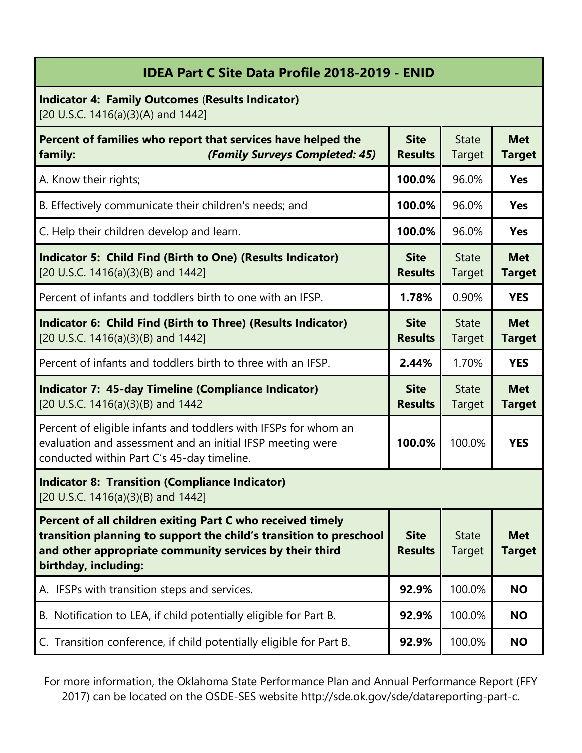| IDEA Part C Site Data Profile 2018-2019 - ENID | | | |
|---|---|---|---|
| **Indicator 4: Family Outcomes (Results Indicator)**<br>[20 U.S.C. 1416(a)(3)(A) and 1442] | | | |
| **Percent of families who report that services have helped the family:** ***(Family Surveys Completed: 45)*** | **Site Results** | State Target | **Met Target** |
| A. Know their rights; | **100.0%** | 96.0% | **Yes** |
| B. Effectively communicate their children's needs; and | **100.0%** | 96.0% | **Yes** |
| C. Help their children develop and learn. | **100.0%** | 96.0% | **Yes** |
| **Indicator 5: Child Find (Birth to One) (Results Indicator)**<br>[20 U.S.C. 1416(a)(3)(B) and 1442] | **Site Results** | State Target | **Met Target** |
| Percent of infants and toddlers birth to one with an IFSP. | **1.78%** | 0.90% | **YES** |
| **Indicator 6: Child Find (Birth to Three) (Results Indicator)**<br>[20 U.S.C. 1416(a)(3)(B) and 1442] | **Site Results** | State Target | **Met Target** |
| Percent of infants and toddlers birth to three with an IFSP. | **2.44%** | 1.70% | **YES** |
| **Indicator 7: 45-day Timeline (Compliance Indicator)**<br>[20 U.S.C. 1416(a)(3)(B) and 1442 | **Site Results** | State Target | **Met Target** |
| Percent of eligible infants and toddlers with IFSPs for whom an evaluation and assessment and an initial IFSP meeting were conducted within Part C's 45-day timeline. | **100.0%** | 100.0% | **YES** |
| **Indicator 8: Transition (Compliance Indicator)**<br>[20 U.S.C. 1416(a)(3)(B) and 1442] | | | |
| **Percent of all children exiting Part C who received timely transition planning to support the child's transition to preschool and other appropriate community services by their third birthday, including:** | **Site Results** | State Target | **Met Target** |
| A. IFSPs with transition steps and services. | **92.9%** | 100.0% | **NO** |
| B. Notification to LEA, if child potentially eligible for Part B. | **92.9%** | 100.0% | **NO** |
| C. Transition conference, if child potentially eligible for Part B. | **92.9%** | 100.0% | **NO** |

For more information, the Oklahoma State Performance Plan and Annual Performance Report (FFY 2017) can be located on the OSDE-SES website http://sde.ok.gov/sde/datareporting-part-c.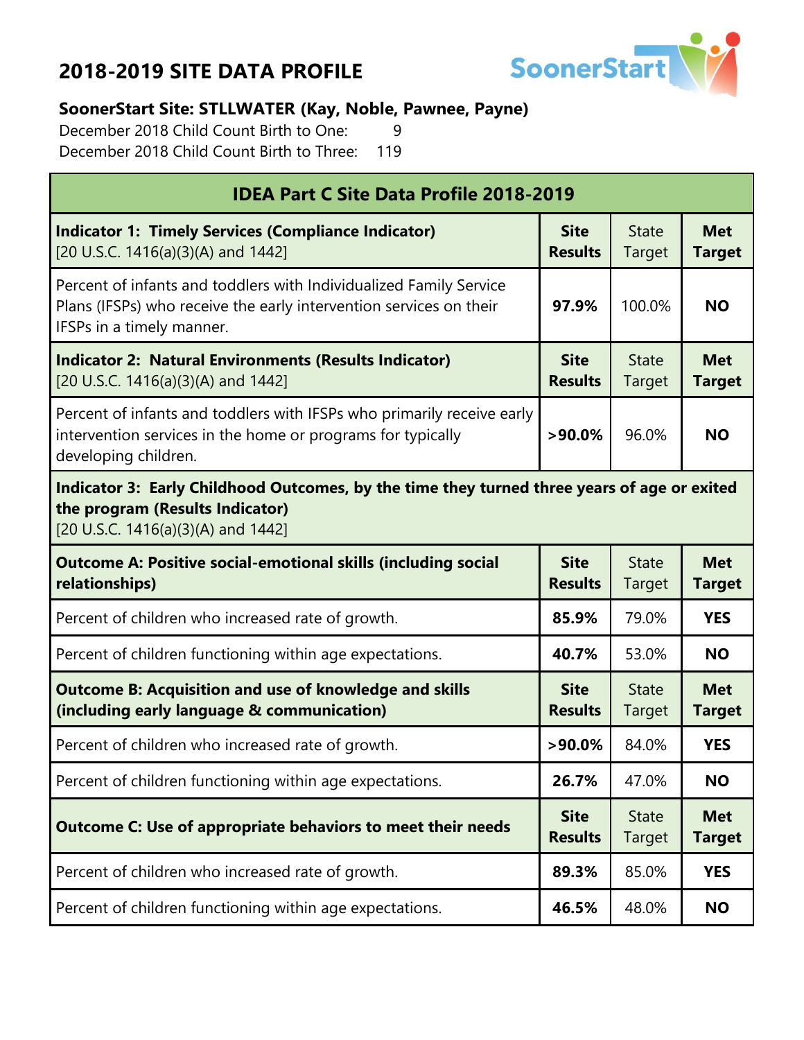# 2018-2019 SITE DATA PROFILE

**SoonerStart Site: STLLWATER (Kay, Noble, Pawnee, Payne)**

December 2018 Child Count Birth to One: 9

December 2018 Child Count Birth to Three: 119

| IDEA Part C Site Data Profile 2018-2019 | | | |
|---|---|---|---|
| **Indicator 1: Timely Services (Compliance Indicator)** [20 U.S.C. 1416(a)(3)(A) and 1442] | **Site Results** | State Target | **Met Target** |
| Percent of infants and toddlers with Individualized Family Service Plans (IFSPs) who receive the early intervention services on their IFSPs in a timely manner. | **97.9%** | 100.0% | **NO** |
| **Indicator 2: Natural Environments (Results Indicator)** [20 U.S.C. 1416(a)(3)(A) and 1442] | **Site Results** | State Target | **Met Target** |
| Percent of infants and toddlers with IFSPs who primarily receive early intervention services in the home or programs for typically developing children. | **>90.0%** | 96.0% | **NO** |
| **Indicator 3: Early Childhood Outcomes, by the time they turned three years of age or exited the program (Results Indicator)** [20 U.S.C. 1416(a)(3)(A) and 1442] | | | |
| **Outcome A: Positive social-emotional skills (including social relationships)** | **Site Results** | State Target | **Met Target** |
| Percent of children who increased rate of growth. | **85.9%** | 79.0% | **YES** |
| Percent of children functioning within age expectations. | **40.7%** | 53.0% | **NO** |
| **Outcome B: Acquisition and use of knowledge and skills (including early language & communication)** | **Site Results** | State Target | **Met Target** |
| Percent of children who increased rate of growth. | **>90.0%** | 84.0% | **YES** |
| Percent of children functioning within age expectations. | **26.7%** | 47.0% | **NO** |
| **Outcome C: Use of appropriate behaviors to meet their needs** | **Site Results** | State Target | **Met Target** |
| Percent of children who increased rate of growth. | **89.3%** | 85.0% | **YES** |
| Percent of children functioning within age expectations. | **46.5%** | 48.0% | **NO** |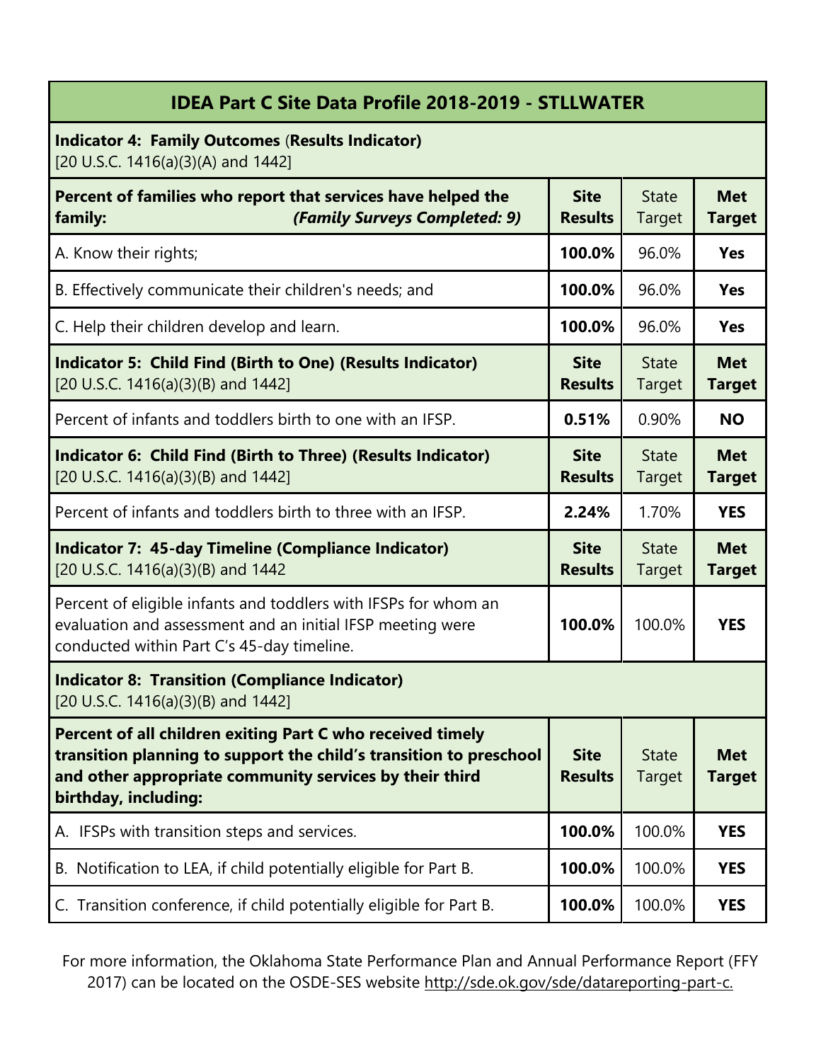| IDEA Part C Site Data Profile 2018-2019 - STLLWATER | | | |
|---|---|---|---|
| **Indicator 4: Family Outcomes (Results Indicator)** [20 U.S.C. 1416(a)(3)(A) and 1442] | | | |
| **Percent of families who report that services have helped the family:** ***(Family Surveys Completed: 9)*** | **Site Results** | State Target | **Met Target** |
| A. Know their rights; | **100.0%** | 96.0% | **Yes** |
| B. Effectively communicate their children's needs; and | **100.0%** | 96.0% | **Yes** |
| C. Help their children develop and learn. | **100.0%** | 96.0% | **Yes** |
| **Indicator 5: Child Find (Birth to One) (Results Indicator)** [20 U.S.C. 1416(a)(3)(B) and 1442] | **Site Results** | State Target | **Met Target** |
| Percent of infants and toddlers birth to one with an IFSP. | **0.51%** | 0.90% | **NO** |
| **Indicator 6: Child Find (Birth to Three) (Results Indicator)** [20 U.S.C. 1416(a)(3)(B) and 1442] | **Site Results** | State Target | **Met Target** |
| Percent of infants and toddlers birth to three with an IFSP. | **2.24%** | 1.70% | **YES** |
| **Indicator 7: 45-day Timeline (Compliance Indicator)** [20 U.S.C. 1416(a)(3)(B) and 1442 | **Site Results** | State Target | **Met Target** |
| Percent of eligible infants and toddlers with IFSPs for whom an evaluation and assessment and an initial IFSP meeting were conducted within Part C's 45-day timeline. | **100.0%** | 100.0% | **YES** |
| **Indicator 8: Transition (Compliance Indicator)** [20 U.S.C. 1416(a)(3)(B) and 1442] | | | |
| **Percent of all children exiting Part C who received timely transition planning to support the child's transition to preschool and other appropriate community services by their third birthday, including:** | **Site Results** | State Target | **Met Target** |
| A. IFSPs with transition steps and services. | **100.0%** | 100.0% | **YES** |
| B. Notification to LEA, if child potentially eligible for Part B. | **100.0%** | 100.0% | **YES** |
| C. Transition conference, if child potentially eligible for Part B. | **100.0%** | 100.0% | **YES** |

For more information, the Oklahoma State Performance Plan and Annual Performance Report (FFY 2017) can be located on the OSDE-SES website http://sde.ok.gov/sde/datareporting-part-c.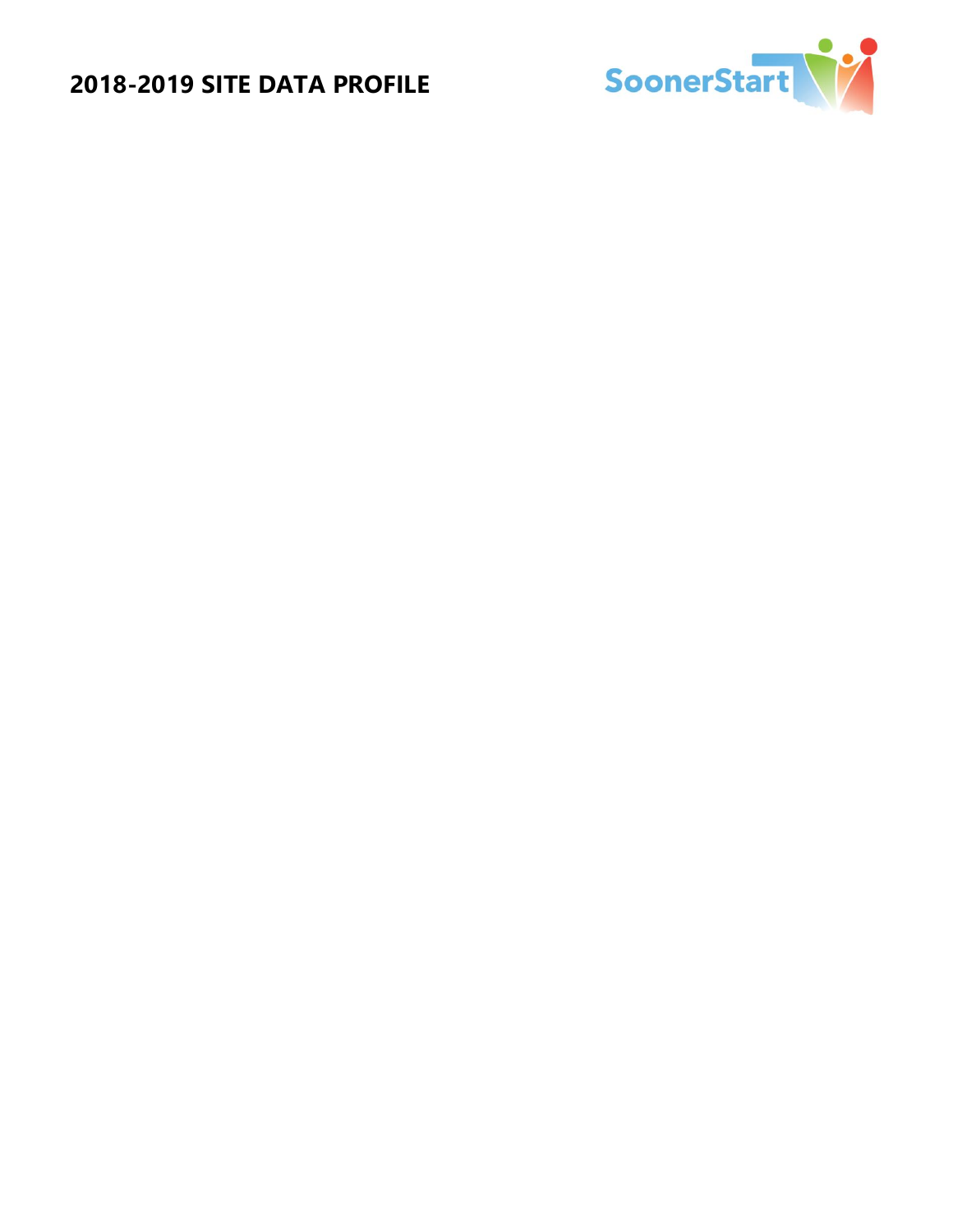# 2018-2019 SITE DATA PROFILE